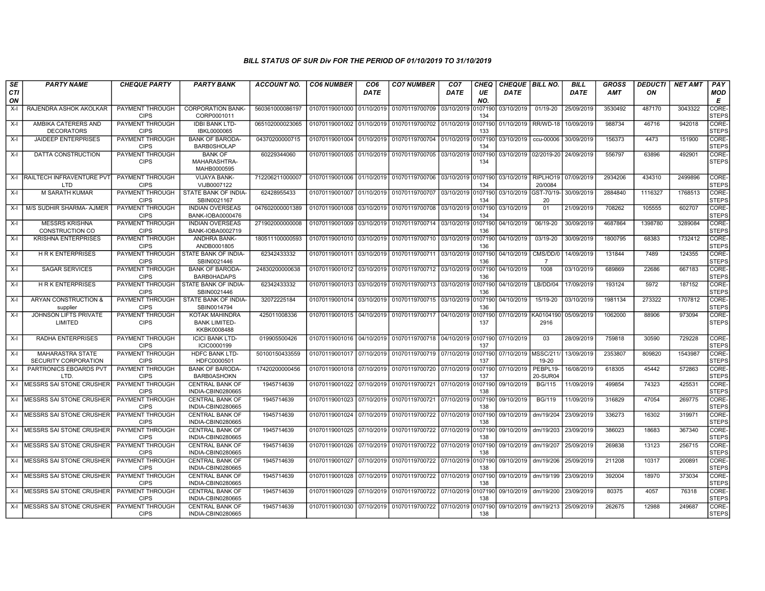# BILL STATUS OF SUR Div FOR THE PERIOD OF 01/10/2019 TO 31/10/2019

| SECTION | PARTY NAME | CHEQUE PARTY | PARTY BANK | ACCOUNT NO. | CO6 NUMBER | CO6 DATE | CO7 NUMBER | CO7 DATE | CHEQUE NO. | CHEQUE DATE | BILL NO. | BILL DATE | GROSS AMT | DEDUCTION | NET AMT | PAY MODE |
|---|---|---|---|---|---|---|---|---|---|---|---|---|---|---|---|---|
| X-I | RAJENDRA ASHOK AKOLKAR | PAYMENT THROUGH CIPS | CORPORATION BANK-CORP0001011 | 560361000086197 | 01070119001000 | 01/10/2019 | 01070119700709 | 03/10/2019 | 0107190134 | 03/10/2019 | 01/19-20 | 25/09/2019 | 3530492 | 487170 | 3043322 | CORE-STEPS |
| X-I | AMBIKA CATERERS AND DECORATORS | PAYMENT THROUGH CIPS | IDBI BANK LTD-IBKL0000065 | 065102000023065 | 01070119001002 | 01/10/2019 | 01070119700702 | 01/10/2019 | 0107190133 | 01/10/2019 | RR/WD-18 | 10/09/2019 | 988734 | 46716 | 942018 | CORE-STEPS |
| X-I | JAIDEEP ENTERPRISES | PAYMENT THROUGH CIPS | BANK OF BARODA-BARB0SHOLAP | 04370200000715 | 01070119001004 | 01/10/2019 | 01070119700704 | 01/10/2019 | 0107190134 | 03/10/2019 | ccu-00006 | 30/09/2019 | 156373 | 4473 | 151900 | CORE-STEPS |
| X-I | DATTA CONSTRUCTION | PAYMENT THROUGH CIPS | BANK OF MAHARASHTRA-MAHB0000595 | 60229344060 | 01070119001005 | 01/10/2019 | 01070119700705 | 03/10/2019 | 0107190134 | 03/10/2019 | 02/2019-20 | 24/09/2019 | 556797 | 63896 | 492901 | CORE-STEPS |
| X-I | RAILTECH INFRAVENTURE PVT LTD | PAYMENT THROUGH CIPS | VIJAYA BANK-VIJB0007122 | 712206211000007 | 01070119001006 | 01/10/2019 | 01070119700706 | 03/10/2019 | 0107190134 | 03/10/2019 | RIPLHO1920/0084 | 07/09/2019 | 2934206 | 434310 | 2499896 | CORE-STEPS |
| X-I | M SARATH KUMAR | PAYMENT THROUGH CIPS | STATE BANK OF INDIA-SBIN0021167 | 62428955433 | 01070119001007 | 01/10/2019 | 01070119700707 | 03/10/2019 | 0107190134 | 03/10/2019 | GST-70/19-20 | 30/09/2019 | 2884840 | 1116327 | 1768513 | CORE-STEPS |
| X-I | M/S SUDHIR SHARMA- AJMER | PAYMENT THROUGH CIPS | INDIAN OVERSEAS BANK-IOBA0000476 | 047602000001389 | 01070119001008 | 03/10/2019 | 01070119700708 | 03/10/2019 | 0107190134 | 03/10/2019 | 01 | 21/09/2019 | 708262 | 105555 | 602707 | CORE-STEPS |
| X-I | MESSRS KRISHNA CONSTRUCTION CO | PAYMENT THROUGH CIPS | INDIAN OVERSEAS BANK-IOBA0002719 | 271902000000008 | 01070119001009 | 03/10/2019 | 01070119700714 | 03/10/2019 | 0107190136 | 04/10/2019 | 06/19-20 | 30/09/2019 | 4687864 | 1398780 | 3289084 | CORE-STEPS |
| X-I | KRISHNA ENTERPRISES | PAYMENT THROUGH CIPS | ANDHRA BANK-ANDB0001805 | 180511100000593 | 01070119001010 | 03/10/2019 | 01070119700710 | 03/10/2019 | 0107190136 | 04/10/2019 | 03/19-20 | 30/09/2019 | 1800795 | 68383 | 1732412 | CORE-STEPS |
| X-I | H R K ENTERPRISES | PAYMENT THROUGH CIPS | STATE BANK OF INDIA-SBIN0021446 | 62342433332 | 01070119001011 | 03/10/2019 | 01070119700711 | 03/10/2019 | 0107190136 | 04/10/2019 | CMS/DD/07 | 14/09/2019 | 131844 | 7489 | 124355 | CORE-STEPS |
| X-I | SAGAR SERVICES | PAYMENT THROUGH CIPS | BANK OF BARODA-BARB0HADAPS | 24830200000638 | 01070119001012 | 03/10/2019 | 01070119700712 | 03/10/2019 | 0107190136 | 04/10/2019 | 1008 | 03/10/2019 | 689869 | 22686 | 667183 | CORE-STEPS |
| X-I | H R K ENTERPRISES | PAYMENT THROUGH CIPS | STATE BANK OF INDIA-SBIN0021446 | 62342433332 | 01070119001013 | 03/10/2019 | 01070119700713 | 03/10/2019 | 0107190136 | 04/10/2019 | LB/DD/04 | 17/09/2019 | 193124 | 5972 | 187152 | CORE-STEPS |
| X-I | ARYAN CONSTRUCTION & supplier | PAYMENT THROUGH CIPS | STATE BANK OF INDIA-SBIN0014794 | 32072225184 | 01070119001014 | 03/10/2019 | 01070119700715 | 03/10/2019 | 0107190136 | 04/10/2019 | 15/19-20 | 03/10/2019 | 1981134 | 273322 | 1707812 | CORE-STEPS |
| X-I | JOHNSON LIFTS PRIVATE LIMITED | PAYMENT THROUGH CIPS | KOTAK MAHINDRA BANK LIMITED-KKBK0008488 | 425011008336 | 01070119001015 | 04/10/2019 | 01070119700717 | 04/10/2019 | 0107190137 | 07/10/2019 | KA01041902916 | 05/09/2019 | 1062000 | 88906 | 973094 | CORE-STEPS |
| X-I | RADHA ENTERPRISES | PAYMENT THROUGH CIPS | ICICI BANK LTD-ICIC0000199 | 019905500426 | 01070119001016 | 04/10/2019 | 01070119700718 | 04/10/2019 | 0107190137 | 07/10/2019 | 03 | 28/09/2019 | 759818 | 30590 | 729228 | CORE-STEPS |
| X-I | MAHARASTRA STATE SECURITY CORPORATION | PAYMENT THROUGH CIPS | HDFC BANK LTD-HDFC0000501 | 50100150433559 | 01070119001017 | 07/10/2019 | 01070119700719 | 07/10/2019 | 0107190137 | 07/10/2019 | MSSC/211/19-20 | 13/09/2019 | 2353807 | 809820 | 1543987 | CORE-STEPS |
| X-I | PARTRONICS EBOARDS PVT LTD. | PAYMENT THROUGH CIPS | BANK OF BARODA-BARB0ASHOKN | 17420200000456 | 01070119001018 | 07/10/2019 | 01070119700720 | 07/10/2019 | 0107190137 | 07/10/2019 | PEBPL19-20-SUR04 | 16/08/2019 | 618305 | 45442 | 572863 | CORE-STEPS |
| X-I | MESSRS SAI STONE CRUSHER | PAYMENT THROUGH CIPS | CENTRAL BANK OF INDIA-CBIN0280665 | 1945714639 | 01070119001022 | 07/10/2019 | 01070119700721 | 07/10/2019 | 0107190138 | 09/10/2019 | BG/115 | 11/09/2019 | 499854 | 74323 | 425531 | CORE-STEPS |
| X-I | MESSRS SAI STONE CRUSHER | PAYMENT THROUGH CIPS | CENTRAL BANK OF INDIA-CBIN0280665 | 1945714639 | 01070119001023 | 07/10/2019 | 01070119700721 | 07/10/2019 | 0107190138 | 09/10/2019 | BG/119 | 11/09/2019 | 316829 | 47054 | 269775 | CORE-STEPS |
| X-I | MESSRS SAI STONE CRUSHER | PAYMENT THROUGH CIPS | CENTRAL BANK OF INDIA-CBIN0280665 | 1945714639 | 01070119001024 | 07/10/2019 | 01070119700722 | 07/10/2019 | 0107190138 | 09/10/2019 | dm/19/204 | 23/09/2019 | 336273 | 16302 | 319971 | CORE-STEPS |
| X-I | MESSRS SAI STONE CRUSHER | PAYMENT THROUGH CIPS | CENTRAL BANK OF INDIA-CBIN0280665 | 1945714639 | 01070119001025 | 07/10/2019 | 01070119700722 | 07/10/2019 | 0107190138 | 09/10/2019 | dm/19/203 | 23/09/2019 | 386023 | 18683 | 367340 | CORE-STEPS |
| X-I | MESSRS SAI STONE CRUSHER | PAYMENT THROUGH CIPS | CENTRAL BANK OF INDIA-CBIN0280665 | 1945714639 | 01070119001026 | 07/10/2019 | 01070119700722 | 07/10/2019 | 0107190138 | 09/10/2019 | dm/19/207 | 25/09/2019 | 269838 | 13123 | 256715 | CORE-STEPS |
| X-I | MESSRS SAI STONE CRUSHER | PAYMENT THROUGH CIPS | CENTRAL BANK OF INDIA-CBIN0280665 | 1945714639 | 01070119001027 | 07/10/2019 | 01070119700722 | 07/10/2019 | 0107190138 | 09/10/2019 | dm/19/206 | 25/09/2019 | 211208 | 10317 | 200891 | CORE-STEPS |
| X-I | MESSRS SAI STONE CRUSHER | PAYMENT THROUGH CIPS | CENTRAL BANK OF INDIA-CBIN0280665 | 1945714639 | 01070119001028 | 07/10/2019 | 01070119700722 | 07/10/2019 | 0107190138 | 09/10/2019 | dm/19/199 | 23/09/2019 | 392004 | 18970 | 373034 | CORE-STEPS |
| X-I | MESSRS SAI STONE CRUSHER | PAYMENT THROUGH CIPS | CENTRAL BANK OF INDIA-CBIN0280665 | 1945714639 | 01070119001029 | 07/10/2019 | 01070119700722 | 07/10/2019 | 0107190138 | 09/10/2019 | dm/19/200 | 23/09/2019 | 80375 | 4057 | 76318 | CORE-STEPS |
| X-I | MESSRS SAI STONE CRUSHER | PAYMENT THROUGH CIPS | CENTRAL BANK OF INDIA-CBIN0280665 | 1945714639 | 01070119001030 | 07/10/2019 | 01070119700722 | 07/10/2019 | 0107190138 | 09/10/2019 | dm/19/213 | 25/09/2019 | 262675 | 12988 | 249687 | CORE-STEPS |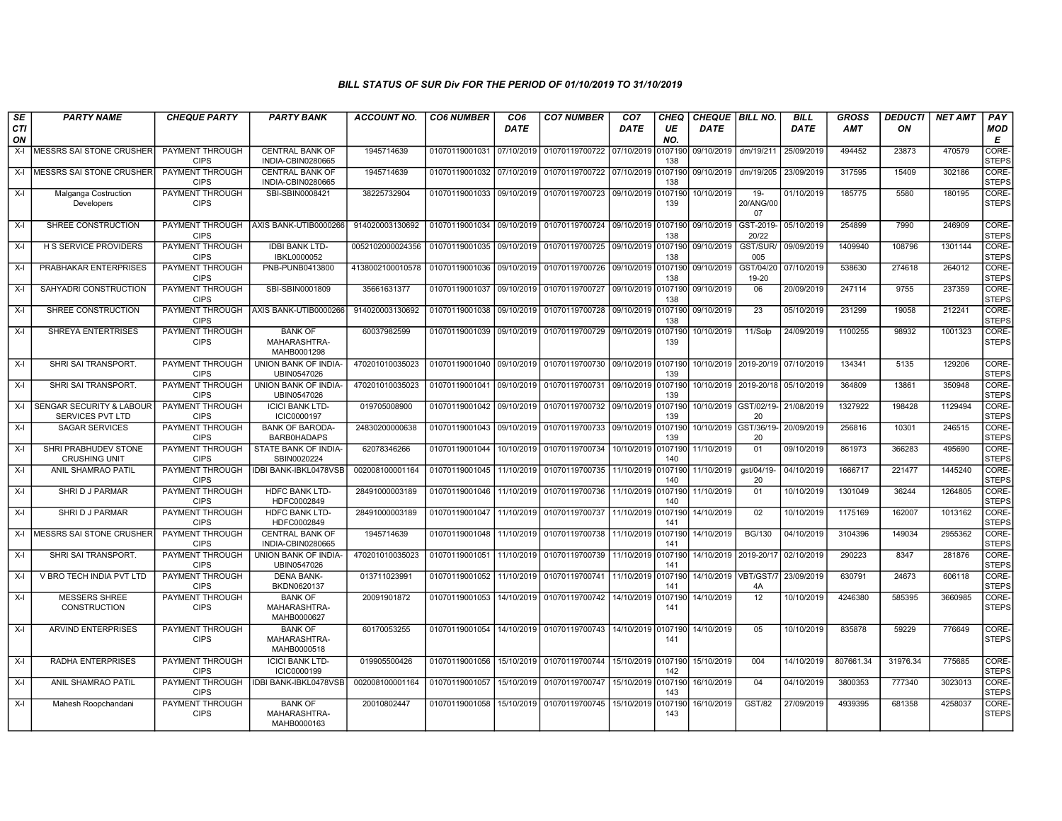# BILL STATUS OF SUR Div FOR THE PERIOD OF 01/10/2019 TO 31/10/2019

| SECTION | PARTY NAME | CHEQUE PARTY | PARTY BANK | ACCOUNT NO. | CO6 NUMBER | CO6 DATE | CO7 NUMBER | CO7 DATE | CHEQUE NO. | CHEQUE DATE | BILL NO. | BILL DATE | GROSS AMT | DEDUCTION | NET AMT | PAY MODE |
|---|---|---|---|---|---|---|---|---|---|---|---|---|---|---|---|---|
| X-I | MESSRS SAI STONE CRUSHER | PAYMENT THROUGH CIPS | CENTRAL BANK OF INDIA-CBIN0280665 | 1945714639 | 01070119001031 | 07/10/2019 | 01070119700722 | 07/10/2019 | 0107190138 | 09/10/2019 | dm/19/211 | 25/09/2019 | 494452 | 23873 | 470579 | CORE-STEPS |
| X-I | MESSRS SAI STONE CRUSHER | PAYMENT THROUGH CIPS | CENTRAL BANK OF INDIA-CBIN0280665 | 1945714639 | 01070119001032 | 07/10/2019 | 01070119700722 | 07/10/2019 | 0107190138 | 09/10/2019 | dm/19/205 | 23/09/2019 | 317595 | 15409 | 302186 | CORE-STEPS |
| X-I | Malganga Costruction Developers | PAYMENT THROUGH CIPS | SBI-SBIN0008421 | 38225732904 | 01070119001033 | 09/10/2019 | 01070119700723 | 09/10/2019 | 0107190139 | 10/10/2019 | 19-20/ANG/0007 | 01/10/2019 | 185775 | 5580 | 180195 | CORE-STEPS |
| X-I | SHREE CONSTRUCTION | PAYMENT THROUGH CIPS | AXIS BANK-UTIB0000266 | 914020003130692 | 01070119001034 | 09/10/2019 | 01070119700724 | 09/10/2019 | 0107190138 | 09/10/2019 | GST-2019-20/22 | 05/10/2019 | 254899 | 7990 | 246909 | CORE-STEPS |
| X-I | H S SERVICE PROVIDERS | PAYMENT THROUGH CIPS | IDBI BANK LTD-IBKL0000052 | 0052102000024356 | 01070119001035 | 09/10/2019 | 01070119700725 | 09/10/2019 | 0107190138 | 09/10/2019 | GST/SUR/005 | 09/09/2019 | 1409940 | 108796 | 1301144 | CORE-STEPS |
| X-I | PRABHAKAR ENTERPRISES | PAYMENT THROUGH CIPS | PNB-PUNB0413800 | 4138002100010578 | 01070119001036 | 09/10/2019 | 01070119700726 | 09/10/2019 | 0107190138 | 09/10/2019 | GST/04/2019-20 | 07/10/2019 | 538630 | 274618 | 264012 | CORE-STEPS |
| X-I | SAHYADRI CONSTRUCTION | PAYMENT THROUGH CIPS | SBI-SBIN0001809 | 35661631377 | 01070119001037 | 09/10/2019 | 01070119700727 | 09/10/2019 | 0107190138 | 09/10/2019 | 06 | 20/09/2019 | 247114 | 9755 | 237359 | CORE-STEPS |
| X-I | SHREE CONSTRUCTION | PAYMENT THROUGH CIPS | AXIS BANK-UTIB0000266 | 914020003130692 | 01070119001038 | 09/10/2019 | 01070119700728 | 09/10/2019 | 0107190138 | 09/10/2019 | 23 | 05/10/2019 | 231299 | 19058 | 212241 | CORE-STEPS |
| X-I | SHREYA ENTERTRISES | PAYMENT THROUGH CIPS | BANK OF MAHARASHTRA-MAHB0001298 | 60037982599 | 01070119001039 | 09/10/2019 | 01070119700729 | 09/10/2019 | 0107190139 | 10/10/2019 | 11/Solp | 24/09/2019 | 1100255 | 98932 | 1001323 | CORE-STEPS |
| X-I | SHRI SAI TRANSPORT. | PAYMENT THROUGH CIPS | UNION BANK OF INDIA-UBIN0547026 | 470201010035023 | 01070119001040 | 09/10/2019 | 01070119700730 | 09/10/2019 | 0107190139 | 10/10/2019 | 2019-20/19 | 07/10/2019 | 134341 | 5135 | 129206 | CORE-STEPS |
| X-I | SHRI SAI TRANSPORT. | PAYMENT THROUGH CIPS | UNION BANK OF INDIA-UBIN0547026 | 470201010035023 | 01070119001041 | 09/10/2019 | 01070119700731 | 09/10/2019 | 0107190139 | 10/10/2019 | 2019-20/18 | 05/10/2019 | 364809 | 13861 | 350948 | CORE-STEPS |
| X-I | SENGAR SECURITY & LABOUR SERVICES PVT LTD | PAYMENT THROUGH CIPS | ICICI BANK LTD-ICIC0000197 | 019705008900 | 01070119001042 | 09/10/2019 | 01070119700732 | 09/10/2019 | 0107190139 | 10/10/2019 | GST/02/19-20 | 21/08/2019 | 1327922 | 198428 | 1129494 | CORE-STEPS |
| X-I | SAGAR SERVICES | PAYMENT THROUGH CIPS | BANK OF BARODA-BARB0HADAPS | 24830200000638 | 01070119001043 | 09/10/2019 | 01070119700733 | 09/10/2019 | 0107190139 | 10/10/2019 | GST/36/19-20 | 20/09/2019 | 256816 | 10301 | 246515 | CORE-STEPS |
| X-I | SHRI PRABHUDEV STONE CRUSHING UNIT | PAYMENT THROUGH CIPS | STATE BANK OF INDIA-SBIN0020224 | 62078346266 | 01070119001044 | 10/10/2019 | 01070119700734 | 10/10/2019 | 0107190140 | 11/10/2019 | 01 | 09/10/2019 | 861973 | 366283 | 495690 | CORE-STEPS |
| X-I | ANIL SHAMRAO PATIL | PAYMENT THROUGH CIPS | IDBI BANK-IBKL0478VSB | 002008100001164 | 01070119001045 | 11/10/2019 | 01070119700735 | 11/10/2019 | 0107190140 | 11/10/2019 | gst/04/19-20 | 04/10/2019 | 1666717 | 221477 | 1445240 | CORE-STEPS |
| X-I | SHRI D J PARMAR | PAYMENT THROUGH CIPS | HDFC BANK LTD-HDFC0002849 | 28491000003189 | 01070119001046 | 11/10/2019 | 01070119700736 | 11/10/2019 | 0107190140 | 11/10/2019 | 01 | 10/10/2019 | 1301049 | 36244 | 1264805 | CORE-STEPS |
| X-I | SHRI D J PARMAR | PAYMENT THROUGH CIPS | HDFC BANK LTD-HDFC0002849 | 28491000003189 | 01070119001047 | 11/10/2019 | 01070119700737 | 11/10/2019 | 0107190141 | 14/10/2019 | 02 | 10/10/2019 | 1175169 | 162007 | 1013162 | CORE-STEPS |
| X-I | MESSRS SAI STONE CRUSHER | PAYMENT THROUGH CIPS | CENTRAL BANK OF INDIA-CBIN0280665 | 1945714639 | 01070119001048 | 11/10/2019 | 01070119700738 | 11/10/2019 | 0107190141 | 14/10/2019 | BG/130 | 04/10/2019 | 3104396 | 149034 | 2955362 | CORE-STEPS |
| X-I | SHRI SAI TRANSPORT. | PAYMENT THROUGH CIPS | UNION BANK OF INDIA-UBIN0547026 | 470201010035023 | 01070119001051 | 11/10/2019 | 01070119700739 | 11/10/2019 | 0107190141 | 14/10/2019 | 2019-20/17 | 02/10/2019 | 290223 | 8347 | 281876 | CORE-STEPS |
| X-I | V BRO TECH INDIA PVT LTD | PAYMENT THROUGH CIPS | DENA BANK-BKDN0620137 | 013711023991 | 01070119001052 | 11/10/2019 | 01070119700741 | 11/10/2019 | 0107190141 | 14/10/2019 | VBT/GST/74A | 23/09/2019 | 630791 | 24673 | 606118 | CORE-STEPS |
| X-I | MESSERS SHREE CONSTRUCTION | PAYMENT THROUGH CIPS | BANK OF MAHARASHTRA-MAHB0000627 | 20091901872 | 01070119001053 | 14/10/2019 | 01070119700742 | 14/10/2019 | 0107190141 | 14/10/2019 | 12 | 10/10/2019 | 4246380 | 585395 | 3660985 | CORE-STEPS |
| X-I | ARVIND ENTERPRISES | PAYMENT THROUGH CIPS | BANK OF MAHARASHTRA-MAHB0000518 | 60170053255 | 01070119001054 | 14/10/2019 | 01070119700743 | 14/10/2019 | 0107190141 | 14/10/2019 | 05 | 10/10/2019 | 835878 | 59229 | 776649 | CORE-STEPS |
| X-I | RADHA ENTERPRISES | PAYMENT THROUGH CIPS | ICICI BANK LTD-ICIC0000199 | 019905500426 | 01070119001056 | 15/10/2019 | 01070119700744 | 15/10/2019 | 0107190142 | 15/10/2019 | 004 | 14/10/2019 | 807661.34 | 31976.34 | 775685 | CORE-STEPS |
| X-I | ANIL SHAMRAO PATIL | PAYMENT THROUGH CIPS | IDBI BANK-IBKL0478VSB | 002008100001164 | 01070119001057 | 15/10/2019 | 01070119700747 | 15/10/2019 | 0107190143 | 16/10/2019 | 04 | 04/10/2019 | 3800353 | 777340 | 3023013 | CORE-STEPS |
| X-I | Mahesh Roopchandani | PAYMENT THROUGH CIPS | BANK OF MAHARASHTRA-MAHB0000163 | 20010802447 | 01070119001058 | 15/10/2019 | 01070119700745 | 15/10/2019 | 0107190143 | 16/10/2019 | GST/82 | 27/09/2019 | 4939395 | 681358 | 4258037 | CORE-STEPS |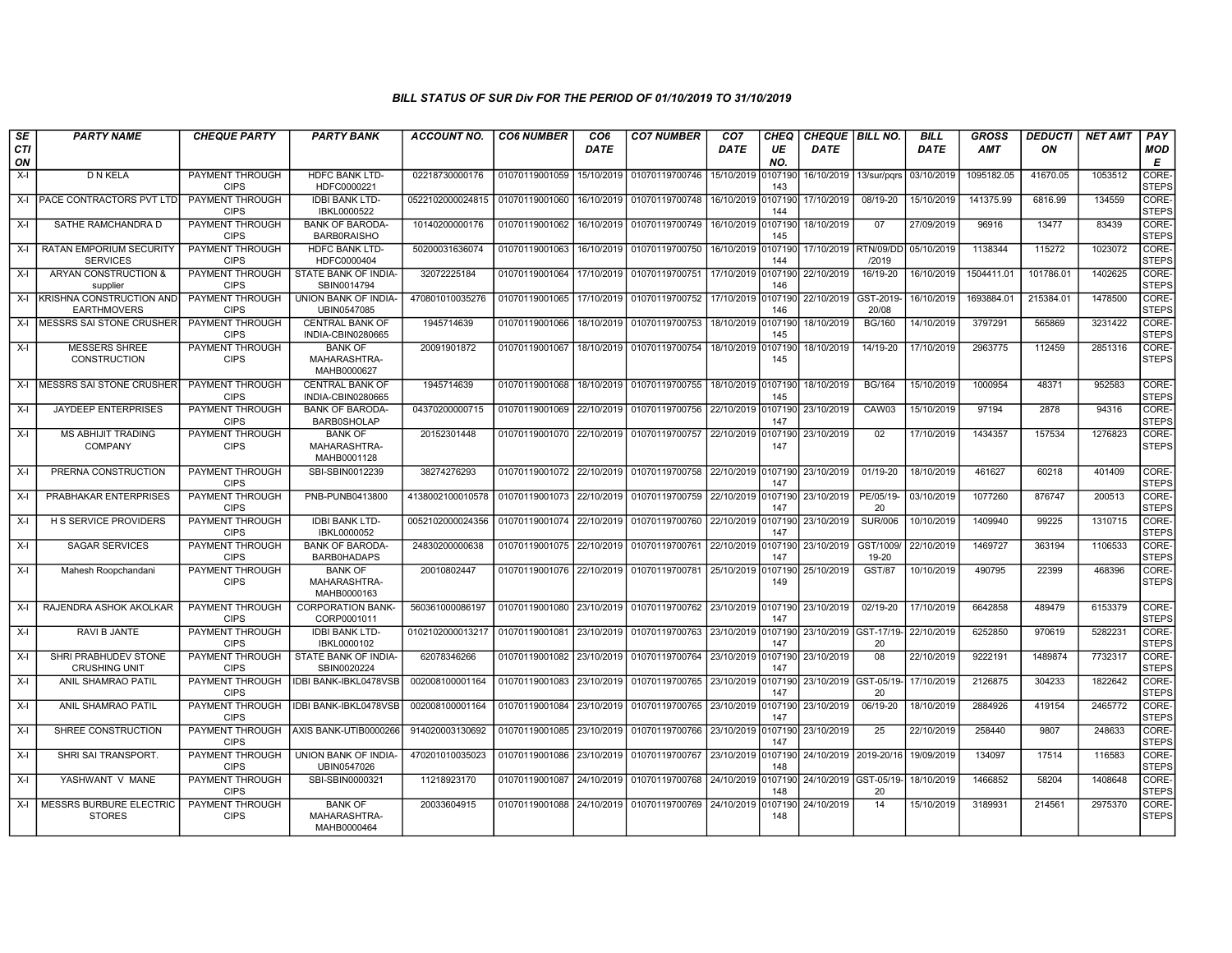# BILL STATUS OF SUR Div FOR THE PERIOD OF 01/10/2019 TO 31/10/2019

| SECTION | PARTY NAME | CHEQUE PARTY | PARTY BANK | ACCOUNT NO. | CO6 NUMBER | CO6 DATE | CO7 NUMBER | CO7 DATE | CHEQUE NO. | CHEQUE DATE | BILL NO. | BILL DATE | GROSS AMT | DEDUCTION | NET AMT | PAY MODE |
|---|---|---|---|---|---|---|---|---|---|---|---|---|---|---|---|---|
| X-I | D N KELA | PAYMENT THROUGH CIPS | HDFC BANK LTD-HDFC0000221 | 02218730000176 | 01070119001059 | 15/10/2019 | 01070119700746 | 15/10/2019 | 0107190143 | 16/10/2019 | 13/sur/pqrs | 03/10/2019 | 1095182.05 | 41670.05 | 1053512 | CORE-STEPS |
| X-I | PACE CONTRACTORS PVT LTD | PAYMENT THROUGH CIPS | IDBI BANK LTD-IBKL0000522 | 0522102000024815 | 01070119001060 | 16/10/2019 | 01070119700748 | 16/10/2019 | 0107190144 | 17/10/2019 | 08/19-20 | 15/10/2019 | 141375.99 | 6816.99 | 134559 | CORE-STEPS |
| X-I | SATHE RAMCHANDRA D | PAYMENT THROUGH CIPS | BANK OF BARODA-BARB0RAISHO | 10140200000176 | 01070119001062 | 16/10/2019 | 01070119700749 | 16/10/2019 | 0107190145 | 18/10/2019 | 07 | 27/09/2019 | 96916 | 13477 | 83439 | CORE-STEPS |
| X-I | RATAN EMPORIUM SECURITY SERVICES | PAYMENT THROUGH CIPS | HDFC BANK LTD-HDFC0000404 | 50200031636074 | 01070119001063 | 16/10/2019 | 01070119700750 | 16/10/2019 | 0107190144 | 17/10/2019 | RTN/09/DD/2019 | 05/10/2019 | 1138344 | 115272 | 1023072 | CORE-STEPS |
| X-I | ARYAN CONSTRUCTION & supplier | PAYMENT THROUGH CIPS | STATE BANK OF INDIA-SBIN0014794 | 32072225184 | 01070119001064 | 17/10/2019 | 01070119700751 | 17/10/2019 | 0107190146 | 22/10/2019 | 16/19-20 | 16/10/2019 | 1504411.01 | 101786.01 | 1402625 | CORE-STEPS |
| X-I | KRISHNA CONSTRUCTION AND EARTHMOVERS | PAYMENT THROUGH CIPS | UNION BANK OF INDIA-UBIN0547085 | 470801010035276 | 01070119001065 | 17/10/2019 | 01070119700752 | 17/10/2019 | 0107190146 | 22/10/2019 | GST-2019-20/08 | 16/10/2019 | 1693884.01 | 215384.01 | 1478500 | CORE-STEPS |
| X-I | MESSRS SAI STONE CRUSHER | PAYMENT THROUGH CIPS | CENTRAL BANK OF INDIA-CBIN0280665 | 1945714639 | 01070119001066 | 18/10/2019 | 01070119700753 | 18/10/2019 | 0107190145 | 18/10/2019 | BG/160 | 14/10/2019 | 3797291 | 565869 | 3231422 | CORE-STEPS |
| X-I | MESSERS SHREE CONSTRUCTION | PAYMENT THROUGH CIPS | BANK OF MAHARASHTRA-MAHB0000627 | 20091901872 | 01070119001067 | 18/10/2019 | 01070119700754 | 18/10/2019 | 0107190145 | 18/10/2019 | 14/19-20 | 17/10/2019 | 2963775 | 112459 | 2851316 | CORE-STEPS |
| X-I | MESSRS SAI STONE CRUSHER | PAYMENT THROUGH CIPS | CENTRAL BANK OF INDIA-CBIN0280665 | 1945714639 | 01070119001068 | 18/10/2019 | 01070119700755 | 18/10/2019 | 0107190145 | 18/10/2019 | BG/164 | 15/10/2019 | 1000954 | 48371 | 952583 | CORE-STEPS |
| X-I | JAYDEEP ENTERPRISES | PAYMENT THROUGH CIPS | BANK OF BARODA-BARB0SHOLAP | 04370200000715 | 01070119001069 | 22/10/2019 | 01070119700756 | 22/10/2019 | 0107190147 | 23/10/2019 | CAW03 | 15/10/2019 | 97194 | 2878 | 94316 | CORE-STEPS |
| X-I | MS ABHIJIT TRADING COMPANY | PAYMENT THROUGH CIPS | BANK OF MAHARASHTRA-MAHB0001128 | 20152301448 | 01070119001070 | 22/10/2019 | 01070119700757 | 22/10/2019 | 0107190147 | 23/10/2019 | 02 | 17/10/2019 | 1434357 | 157534 | 1276823 | CORE-STEPS |
| X-I | PRERNA CONSTRUCTION | PAYMENT THROUGH CIPS | SBI-SBIN0012239 | 38274276293 | 01070119001072 | 22/10/2019 | 01070119700758 | 22/10/2019 | 0107190147 | 23/10/2019 | 01/19-20 | 18/10/2019 | 461627 | 60218 | 401409 | CORE-STEPS |
| X-I | PRABHAKAR ENTERPRISES | PAYMENT THROUGH CIPS | PNB-PUNB0413800 | 4138002100010578 | 01070119001073 | 22/10/2019 | 01070119700759 | 22/10/2019 | 0107190147 | 23/10/2019 | PE/05/19-20 | 03/10/2019 | 1077260 | 876747 | 200513 | CORE-STEPS |
| X-I | H S SERVICE PROVIDERS | PAYMENT THROUGH CIPS | IDBI BANK LTD-IBKL0000052 | 0052102000024356 | 01070119001074 | 22/10/2019 | 01070119700760 | 22/10/2019 | 0107190147 | 23/10/2019 | SUR/006 | 10/10/2019 | 1409940 | 99225 | 1310715 | CORE-STEPS |
| X-I | SAGAR SERVICES | PAYMENT THROUGH CIPS | BANK OF BARODA-BARB0HADAPS | 24830200000638 | 01070119001075 | 22/10/2019 | 01070119700761 | 22/10/2019 | 0107190147 | 23/10/2019 | GST/1009/19-20 | 22/10/2019 | 1469727 | 363194 | 1106533 | CORE-STEPS |
| X-I | Mahesh Roopchandani | PAYMENT THROUGH CIPS | BANK OF MAHARASHTRA-MAHB0000163 | 20010802447 | 01070119001076 | 22/10/2019 | 01070119700781 | 25/10/2019 | 0107190149 | 25/10/2019 | GST/87 | 10/10/2019 | 490795 | 22399 | 468396 | CORE-STEPS |
| X-I | RAJENDRA ASHOK AKOLKAR | PAYMENT THROUGH CIPS | CORPORATION BANK-CORP0001011 | 560361000086197 | 01070119001080 | 23/10/2019 | 01070119700762 | 23/10/2019 | 0107190147 | 23/10/2019 | 02/19-20 | 17/10/2019 | 6642858 | 489479 | 6153379 | CORE-STEPS |
| X-I | RAVI B JANTE | PAYMENT THROUGH CIPS | IDBI BANK LTD-IBKL0000102 | 0102102000013217 | 01070119001081 | 23/10/2019 | 01070119700763 | 23/10/2019 | 0107190147 | 23/10/2019 | GST-17/19-20 | 22/10/2019 | 6252850 | 970619 | 5282231 | CORE-STEPS |
| X-I | SHRI PRABHUDEV STONE CRUSHING UNIT | PAYMENT THROUGH CIPS | STATE BANK OF INDIA-SBIN0020224 | 62078346266 | 01070119001082 | 23/10/2019 | 01070119700764 | 23/10/2019 | 0107190147 | 23/10/2019 | 08 | 22/10/2019 | 9222191 | 1489874 | 7732317 | CORE-STEPS |
| X-I | ANIL SHAMRAO PATIL | PAYMENT THROUGH CIPS | IDBI BANK-IBKL0478VSB | 002008100001164 | 01070119001083 | 23/10/2019 | 01070119700765 | 23/10/2019 | 0107190147 | 23/10/2019 | GST-05/19-20 | 17/10/2019 | 2126875 | 304233 | 1822642 | CORE-STEPS |
| X-I | ANIL SHAMRAO PATIL | PAYMENT THROUGH CIPS | IDBI BANK-IBKL0478VSB | 002008100001164 | 01070119001084 | 23/10/2019 | 01070119700765 | 23/10/2019 | 0107190147 | 23/10/2019 | 06/19-20 | 18/10/2019 | 2884926 | 419154 | 2465772 | CORE-STEPS |
| X-I | SHREE CONSTRUCTION | PAYMENT THROUGH CIPS | AXIS BANK-UTIB0000266 | 914020003130692 | 01070119001085 | 23/10/2019 | 01070119700766 | 23/10/2019 | 0107190147 | 23/10/2019 | 25 | 22/10/2019 | 258440 | 9807 | 248633 | CORE-STEPS |
| X-I | SHRI SAI TRANSPORT. | PAYMENT THROUGH CIPS | UNION BANK OF INDIA-UBIN0547026 | 470201010035023 | 01070119001086 | 23/10/2019 | 01070119700767 | 23/10/2019 | 0107190148 | 24/10/2019 | 2019-20/16 | 19/09/2019 | 134097 | 17514 | 116583 | CORE-STEPS |
| X-I | YASHWANT V MANE | PAYMENT THROUGH CIPS | SBI-SBIN0000321 | 11218923170 | 01070119001087 | 24/10/2019 | 01070119700768 | 24/10/2019 | 0107190148 | 24/10/2019 | GST-05/19-20 | 18/10/2019 | 1466852 | 58204 | 1408648 | CORE-STEPS |
| X-I | MESSRS BURBURE ELECTRIC STORES | PAYMENT THROUGH CIPS | BANK OF MAHARASHTRA-MAHB0000464 | 20033604915 | 01070119001088 | 24/10/2019 | 01070119700769 | 24/10/2019 | 0107190148 | 24/10/2019 | 14 | 15/10/2019 | 3189931 | 214561 | 2975370 | CORE-STEPS |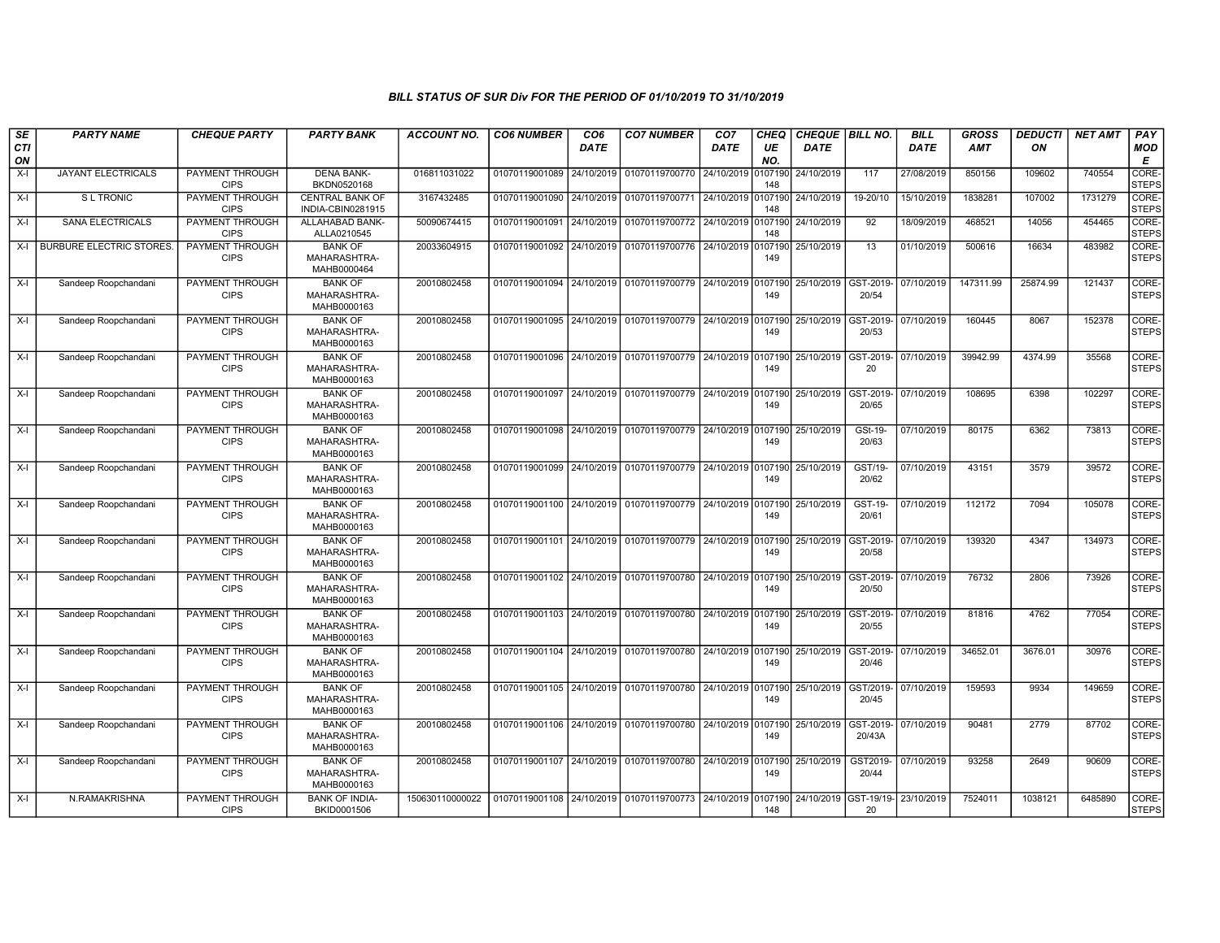## BILL STATUS OF SUR Div FOR THE PERIOD OF 01/10/2019 TO 31/10/2019

| SECTION | PARTY NAME | CHEQUE PARTY | PARTY BANK | ACCOUNT NO. | CO6 NUMBER | CO6 DATE | CO7 NUMBER | CO7 DATE | CHEQUE NO. | CHEQUE DATE | BILL NO. | BILL DATE | GROSS AMT | DEDUCTION | NET AMT | PAY MODE |
|---|---|---|---|---|---|---|---|---|---|---|---|---|---|---|---|---|
| X-I | JAYANT ELECTRICALS | PAYMENT THROUGH CIPS | DENA BANK-BKDN0520168 | 016811031022 | 01070119001089 | 24/10/2019 | 01070119700770 | 24/10/2019 | 0107190148 | 24/10/2019 | 117 | 27/08/2019 | 850156 | 109602 | 740554 | CORE-STEPS |
| X-I | S L TRONIC | PAYMENT THROUGH CIPS | CENTRAL BANK OF INDIA-CBIN0281915 | 3167432485 | 01070119001090 | 24/10/2019 | 01070119700771 | 24/10/2019 | 0107190148 | 24/10/2019 | 19-20/10 | 15/10/2019 | 1838281 | 107002 | 1731279 | CORE-STEPS |
| X-I | SANA ELECTRICALS | PAYMENT THROUGH CIPS | ALLAHABAD BANK-ALLA0210545 | 50090674415 | 01070119001091 | 24/10/2019 | 01070119700772 | 24/10/2019 | 0107190148 | 24/10/2019 | 92 | 18/09/2019 | 468521 | 14056 | 454465 | CORE-STEPS |
| X-I | BURBURE ELECTRIC STORES. | PAYMENT THROUGH CIPS | BANK OF MAHARASHTRA-MAHB0000464 | 20033604915 | 01070119001092 | 24/10/2019 | 01070119700776 | 24/10/2019 | 0107190149 | 25/10/2019 | 13 | 01/10/2019 | 500616 | 16634 | 483982 | CORE-STEPS |
| X-I | Sandeep Roopchandani | PAYMENT THROUGH CIPS | BANK OF MAHARASHTRA-MAHB0000163 | 20010802458 | 01070119001094 | 24/10/2019 | 01070119700779 | 24/10/2019 | 0107190149 | 25/10/2019 | GST-2019-20/54 | 07/10/2019 | 147311.99 | 25874.99 | 121437 | CORE-STEPS |
| X-I | Sandeep Roopchandani | PAYMENT THROUGH CIPS | BANK OF MAHARASHTRA-MAHB0000163 | 20010802458 | 01070119001095 | 24/10/2019 | 01070119700779 | 24/10/2019 | 0107190149 | 25/10/2019 | GST-2019-20/53 | 07/10/2019 | 160445 | 8067 | 152378 | CORE-STEPS |
| X-I | Sandeep Roopchandani | PAYMENT THROUGH CIPS | BANK OF MAHARASHTRA-MAHB0000163 | 20010802458 | 01070119001096 | 24/10/2019 | 01070119700779 | 24/10/2019 | 0107190149 | 25/10/2019 | GST-2019-20 | 07/10/2019 | 39942.99 | 4374.99 | 35568 | CORE-STEPS |
| X-I | Sandeep Roopchandani | PAYMENT THROUGH CIPS | BANK OF MAHARASHTRA-MAHB0000163 | 20010802458 | 01070119001097 | 24/10/2019 | 01070119700779 | 24/10/2019 | 0107190149 | 25/10/2019 | GST-2019-20/65 | 07/10/2019 | 108695 | 6398 | 102297 | CORE-STEPS |
| X-I | Sandeep Roopchandani | PAYMENT THROUGH CIPS | BANK OF MAHARASHTRA-MAHB0000163 | 20010802458 | 01070119001098 | 24/10/2019 | 01070119700779 | 24/10/2019 | 0107190149 | 25/10/2019 | GSt-19-20/63 | 07/10/2019 | 80175 | 6362 | 73813 | CORE-STEPS |
| X-I | Sandeep Roopchandani | PAYMENT THROUGH CIPS | BANK OF MAHARASHTRA-MAHB0000163 | 20010802458 | 01070119001099 | 24/10/2019 | 01070119700779 | 24/10/2019 | 0107190149 | 25/10/2019 | GST/19-20/62 | 07/10/2019 | 43151 | 3579 | 39572 | CORE-STEPS |
| X-I | Sandeep Roopchandani | PAYMENT THROUGH CIPS | BANK OF MAHARASHTRA-MAHB0000163 | 20010802458 | 01070119001100 | 24/10/2019 | 01070119700779 | 24/10/2019 | 0107190149 | 25/10/2019 | GST-19-20/61 | 07/10/2019 | 112172 | 7094 | 105078 | CORE-STEPS |
| X-I | Sandeep Roopchandani | PAYMENT THROUGH CIPS | BANK OF MAHARASHTRA-MAHB0000163 | 20010802458 | 01070119001101 | 24/10/2019 | 01070119700779 | 24/10/2019 | 0107190149 | 25/10/2019 | GST-2019-20/58 | 07/10/2019 | 139320 | 4347 | 134973 | CORE-STEPS |
| X-I | Sandeep Roopchandani | PAYMENT THROUGH CIPS | BANK OF MAHARASHTRA-MAHB0000163 | 20010802458 | 01070119001102 | 24/10/2019 | 01070119700780 | 24/10/2019 | 0107190149 | 25/10/2019 | GST-2019-20/50 | 07/10/2019 | 76732 | 2806 | 73926 | CORE-STEPS |
| X-I | Sandeep Roopchandani | PAYMENT THROUGH CIPS | BANK OF MAHARASHTRA-MAHB0000163 | 20010802458 | 01070119001103 | 24/10/2019 | 01070119700780 | 24/10/2019 | 0107190149 | 25/10/2019 | GST-2019-20/55 | 07/10/2019 | 81816 | 4762 | 77054 | CORE-STEPS |
| X-I | Sandeep Roopchandani | PAYMENT THROUGH CIPS | BANK OF MAHARASHTRA-MAHB0000163 | 20010802458 | 01070119001104 | 24/10/2019 | 01070119700780 | 24/10/2019 | 0107190149 | 25/10/2019 | GST-2019-20/46 | 07/10/2019 | 34652.01 | 3676.01 | 30976 | CORE-STEPS |
| X-I | Sandeep Roopchandani | PAYMENT THROUGH CIPS | BANK OF MAHARASHTRA-MAHB0000163 | 20010802458 | 01070119001105 | 24/10/2019 | 01070119700780 | 24/10/2019 | 0107190149 | 25/10/2019 | GST/2019-20/45 | 07/10/2019 | 159593 | 9934 | 149659 | CORE-STEPS |
| X-I | Sandeep Roopchandani | PAYMENT THROUGH CIPS | BANK OF MAHARASHTRA-MAHB0000163 | 20010802458 | 01070119001106 | 24/10/2019 | 01070119700780 | 24/10/2019 | 0107190149 | 25/10/2019 | GST-2019-20/43A | 07/10/2019 | 90481 | 2779 | 87702 | CORE-STEPS |
| X-I | Sandeep Roopchandani | PAYMENT THROUGH CIPS | BANK OF MAHARASHTRA-MAHB0000163 | 20010802458 | 01070119001107 | 24/10/2019 | 01070119700780 | 24/10/2019 | 0107190149 | 25/10/2019 | GST2019-20/44 | 07/10/2019 | 93258 | 2649 | 90609 | CORE-STEPS |
| X-I | N.RAMAKRISHNA | PAYMENT THROUGH CIPS | BANK OF INDIA-BKID0001506 | 150630110000022 | 01070119001108 | 24/10/2019 | 01070119700773 | 24/10/2019 | 0107190148 | 24/10/2019 | GST-19/19-20 | 23/10/2019 | 7524011 | 1038121 | 6485890 | CORE-STEPS |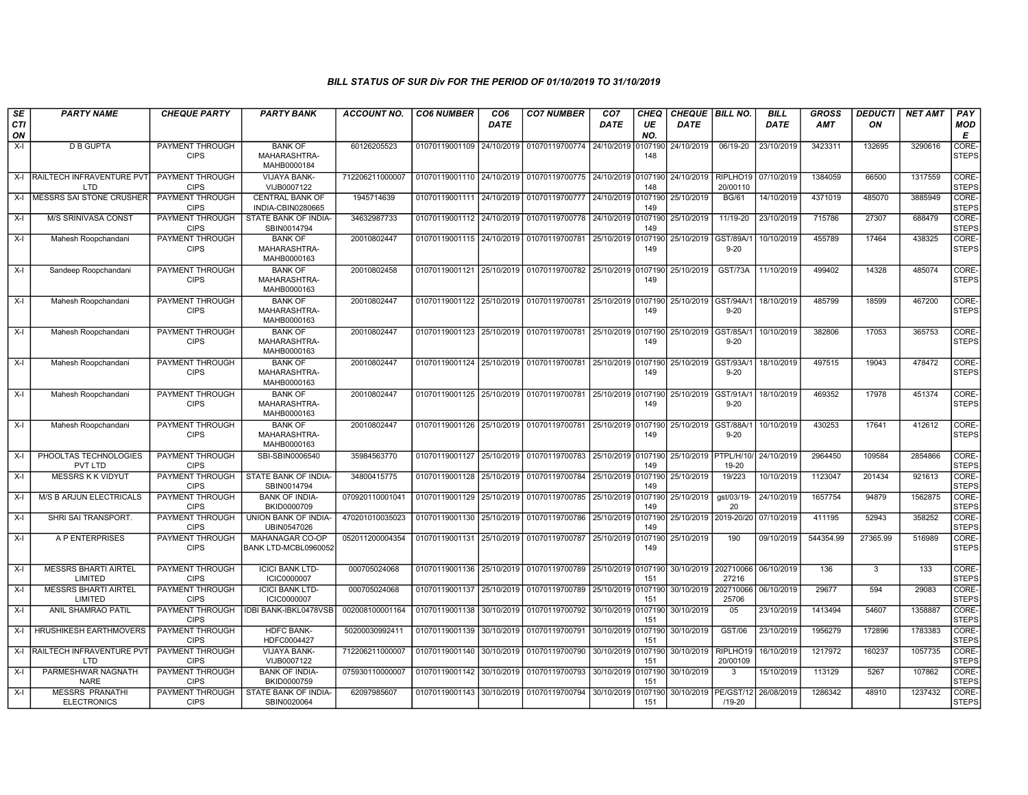# BILL STATUS OF SUR Div FOR THE PERIOD OF 01/10/2019 TO 31/10/2019

| SECTION | PARTY NAME | CHEQUE PARTY | PARTY BANK | ACCOUNT NO. | CO6 NUMBER | CO6 DATE | CO7 NUMBER | CO7 DATE | CHEQUE NO. | CHEQUE DATE | BILL NO. | BILL DATE | GROSS AMT | DEDUCTION | NET AMT | PAY MODE |
|---|---|---|---|---|---|---|---|---|---|---|---|---|---|---|---|---|
| X-I | D B GUPTA | PAYMENT THROUGH CIPS | BANK OF MAHARASHTRA-MAHB0000184 | 60126205523 | 01070119001109 | 24/10/2019 | 01070119700774 | 24/10/2019 | 0107190148 | 24/10/2019 | 06/19-20 | 23/10/2019 | 3423311 | 132695 | 3290616 | CORE-STEPS |
| X-I | RAILTECH INFRAVENTURE PVT LTD | PAYMENT THROUGH CIPS | VIJAYA BANK-VIJB0007122 | 712206211000007 | 01070119001110 | 24/10/2019 | 01070119700775 | 24/10/2019 | 0107190148 | 24/10/2019 | RIPLHO1920/00110 | 07/10/2019 | 1384059 | 66500 | 1317559 | CORE-STEPS |
| X-I | MESSRS SAI STONE CRUSHER | PAYMENT THROUGH CIPS | CENTRAL BANK OF INDIA-CBIN0280665 | 1945714639 | 01070119001111 | 24/10/2019 | 01070119700777 | 24/10/2019 | 0107190149 | 25/10/2019 | BG/61 | 14/10/2019 | 4371019 | 485070 | 3885949 | CORE-STEPS |
| X-I | M/S SRINIVASA CONST | PAYMENT THROUGH CIPS | STATE BANK OF INDIA-SBIN0014794 | 34632987733 | 01070119001112 | 24/10/2019 | 01070119700778 | 24/10/2019 | 0107190149 | 25/10/2019 | 11/19-20 | 23/10/2019 | 715786 | 27307 | 688479 | CORE-STEPS |
| X-I | Mahesh Roopchandani | PAYMENT THROUGH CIPS | BANK OF MAHARASHTRA-MAHB0000163 | 20010802447 | 01070119001115 | 24/10/2019 | 01070119700781 | 25/10/2019 | 0107190149 | 25/10/2019 | GST/89A/19-20 | 10/10/2019 | 455789 | 17464 | 438325 | CORE-STEPS |
| X-I | Sandeep Roopchandani | PAYMENT THROUGH CIPS | BANK OF MAHARASHTRA-MAHB0000163 | 20010802458 | 01070119001121 | 25/10/2019 | 01070119700782 | 25/10/2019 | 0107190149 | 25/10/2019 | GST/73A | 11/10/2019 | 499402 | 14328 | 485074 | CORE-STEPS |
| X-I | Mahesh Roopchandani | PAYMENT THROUGH CIPS | BANK OF MAHARASHTRA-MAHB0000163 | 20010802447 | 01070119001122 | 25/10/2019 | 01070119700781 | 25/10/2019 | 0107190149 | 25/10/2019 | GST/94A/19-20 | 18/10/2019 | 485799 | 18599 | 467200 | CORE-STEPS |
| X-I | Mahesh Roopchandani | PAYMENT THROUGH CIPS | BANK OF MAHARASHTRA-MAHB0000163 | 20010802447 | 01070119001123 | 25/10/2019 | 01070119700781 | 25/10/2019 | 0107190149 | 25/10/2019 | GST/85A/19-20 | 10/10/2019 | 382806 | 17053 | 365753 | CORE-STEPS |
| X-I | Mahesh Roopchandani | PAYMENT THROUGH CIPS | BANK OF MAHARASHTRA-MAHB0000163 | 20010802447 | 01070119001124 | 25/10/2019 | 01070119700781 | 25/10/2019 | 0107190149 | 25/10/2019 | GST/93A/19-20 | 18/10/2019 | 497515 | 19043 | 478472 | CORE-STEPS |
| X-I | Mahesh Roopchandani | PAYMENT THROUGH CIPS | BANK OF MAHARASHTRA-MAHB0000163 | 20010802447 | 01070119001125 | 25/10/2019 | 01070119700781 | 25/10/2019 | 0107190149 | 25/10/2019 | GST/91A/19-20 | 18/10/2019 | 469352 | 17978 | 451374 | CORE-STEPS |
| X-I | Mahesh Roopchandani | PAYMENT THROUGH CIPS | BANK OF MAHARASHTRA-MAHB0000163 | 20010802447 | 01070119001126 | 25/10/2019 | 01070119700781 | 25/10/2019 | 0107190149 | 25/10/2019 | GST/88A/19-20 | 10/10/2019 | 430253 | 17641 | 412612 | CORE-STEPS |
| X-I | PHOOLTAS TECHNOLOGIES PVT LTD | PAYMENT THROUGH CIPS | SBI-SBIN0006540 | 35984563770 | 01070119001127 | 25/10/2019 | 01070119700783 | 25/10/2019 | 0107190149 | 25/10/2019 | PTPL/H/10/19-20 | 24/10/2019 | 2964450 | 109584 | 2854866 | CORE-STEPS |
| X-I | MESSRS K K VIDYUT | PAYMENT THROUGH CIPS | STATE BANK OF INDIA-SBIN0014794 | 34800415775 | 01070119001128 | 25/10/2019 | 01070119700784 | 25/10/2019 | 0107190149 | 25/10/2019 | 19/223 | 10/10/2019 | 1123047 | 201434 | 921613 | CORE-STEPS |
| X-I | M/S B ARJUN ELECTRICALS | PAYMENT THROUGH CIPS | BANK OF INDIA-BKID0000709 | 070920110001041 | 01070119001129 | 25/10/2019 | 01070119700785 | 25/10/2019 | 0107190149 | 25/10/2019 | gst/03/19-20 | 24/10/2019 | 1657754 | 94879 | 1562875 | CORE-STEPS |
| X-I | SHRI SAI TRANSPORT. | PAYMENT THROUGH CIPS | UNION BANK OF INDIA-UBIN0547026 | 470201010035023 | 01070119001130 | 25/10/2019 | 01070119700786 | 25/10/2019 | 0107190149 | 25/10/2019 | 2019-20/20 | 07/10/2019 | 411195 | 52943 | 358252 | CORE-STEPS |
| X-I | A P ENTERPRISES | PAYMENT THROUGH CIPS | MAHANAGAR CO-OP BANK LTD-MCBL0960052 | 052011200004354 | 01070119001131 | 25/10/2019 | 01070119700787 | 25/10/2019 | 0107190149 | 25/10/2019 | 190 | 09/10/2019 | 544354.99 | 27365.99 | 516989 | CORE-STEPS |
| X-I | MESSRS BHARTI AIRTEL LIMITED | PAYMENT THROUGH CIPS | ICICI BANK LTD-ICIC0000007 | 000705024068 | 01070119001136 | 25/10/2019 | 01070119700789 | 25/10/2019 | 0107190151 | 30/10/2019 | 20271006627216 | 06/10/2019 | 136 | 3 | 133 | CORE-STEPS |
| X-I | MESSRS BHARTI AIRTEL LIMITED | PAYMENT THROUGH CIPS | ICICI BANK LTD-ICIC0000007 | 000705024068 | 01070119001137 | 25/10/2019 | 01070119700789 | 25/10/2019 | 0107190151 | 30/10/2019 | 20271006625706 | 06/10/2019 | 29677 | 594 | 29083 | CORE-STEPS |
| X-I | ANIL SHAMRAO PATIL | PAYMENT THROUGH CIPS | IDBI BANK-IBKL0478VSB | 002008100001164 | 01070119001138 | 30/10/2019 | 01070119700792 | 30/10/2019 | 0107190151 | 30/10/2019 | 05 | 23/10/2019 | 1413494 | 54607 | 1358887 | CORE-STEPS |
| X-I | HRUSHIKESH EARTHMOVERS | PAYMENT THROUGH CIPS | HDFC BANK-HDFC0004427 | 50200030992411 | 01070119001139 | 30/10/2019 | 01070119700791 | 30/10/2019 | 0107190151 | 30/10/2019 | GST/06 | 23/10/2019 | 1956279 | 172896 | 1783383 | CORE-STEPS |
| X-I | RAILTECH INFRAVENTURE PVT LTD | PAYMENT THROUGH CIPS | VIJAYA BANK-VIJB0007122 | 712206211000007 | 01070119001140 | 30/10/2019 | 01070119700790 | 30/10/2019 | 0107190151 | 30/10/2019 | RIPLHO1920/00109 | 16/10/2019 | 1217972 | 160237 | 1057735 | CORE-STEPS |
| X-I | PARMESHWAR NAGNATH NARE | PAYMENT THROUGH CIPS | BANK OF INDIA-BKID0000759 | 075930110000007 | 01070119001142 | 30/10/2019 | 01070119700793 | 30/10/2019 | 0107190151 | 30/10/2019 | 3 | 15/10/2019 | 113129 | 5267 | 107862 | CORE-STEPS |
| X-I | MESSRS PRANATHI ELECTRONICS | PAYMENT THROUGH CIPS | STATE BANK OF INDIA-SBIN0020064 | 62097985607 | 01070119001143 | 30/10/2019 | 01070119700794 | 30/10/2019 | 0107190151 | 30/10/2019 | PE/GST/12/19-20 | 26/08/2019 | 1286342 | 48910 | 1237432 | CORE-STEPS |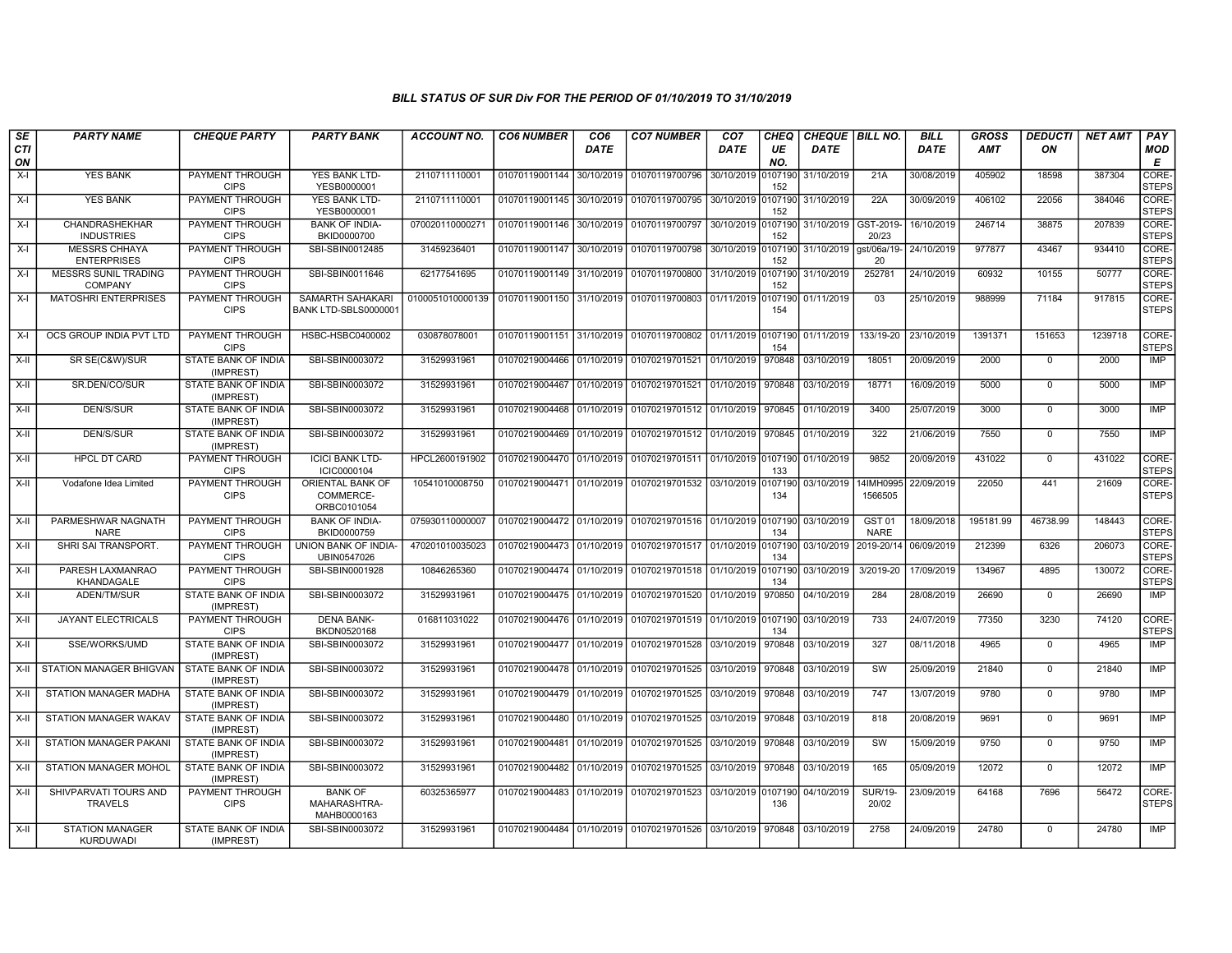# BILL STATUS OF SUR Div FOR THE PERIOD OF 01/10/2019 TO 31/10/2019

| SECTION | PARTY NAME | CHEQUE PARTY | PARTY BANK | ACCOUNT NO. | CO6 NUMBER | CO6 DATE | CO7 NUMBER | CO7 DATE | CHEQUE NO. | CHEQUE DATE | BILL NO. | BILL DATE | GROSS AMT | DEDUCTION | NET AMT | PAY MODE |
|---|---|---|---|---|---|---|---|---|---|---|---|---|---|---|---|---|
| X-I | YES BANK | PAYMENT THROUGH CIPS | YES BANK LTD-YESB0000001 | 2110711110001 | 01070119001144 | 30/10/2019 | 01070119700796 | 30/10/2019 | 0107190152 | 31/10/2019 | 21A | 30/08/2019 | 405902 | 18598 | 387304 | CORE-STEPS |
| X-I | YES BANK | PAYMENT THROUGH CIPS | YES BANK LTD-YESB0000001 | 2110711110001 | 01070119001145 | 30/10/2019 | 01070119700795 | 30/10/2019 | 0107190152 | 31/10/2019 | 22A | 30/09/2019 | 406102 | 22056 | 384046 | CORE-STEPS |
| X-I | CHANDRASHEKHAR INDUSTRIES | PAYMENT THROUGH CIPS | BANK OF INDIA-BKID0000700 | 070020110000271 | 01070119001146 | 30/10/2019 | 01070119700797 | 30/10/2019 | 0107190152 | 31/10/2019 | GST-2019-20/23 | 16/10/2019 | 246714 | 38875 | 207839 | CORE-STEPS |
| X-I | MESSRS CHHAYA ENTERPRISES | PAYMENT THROUGH CIPS | SBI-SBIN0012485 | 31459236401 | 01070119001147 | 30/10/2019 | 01070119700798 | 30/10/2019 | 0107190152 | 31/10/2019 | gst/06a/19-20 | 24/10/2019 | 977877 | 43467 | 934410 | CORE-STEPS |
| X-I | MESSRS SUNIL TRADING COMPANY | PAYMENT THROUGH CIPS | SBI-SBIN0011646 | 62177541695 | 01070119001149 | 31/10/2019 | 01070119700800 | 31/10/2019 | 0107190152 | 31/10/2019 | 252781 | 24/10/2019 | 60932 | 10155 | 50777 | CORE-STEPS |
| X-I | MATOSHRI ENTERPRISES | PAYMENT THROUGH CIPS | SAMARTH SAHAKARI BANK LTD-SBLS0000001 | 0100051010000139 | 01070119001150 | 31/10/2019 | 01070119700803 | 01/11/2019 | 0107190154 | 01/11/2019 | 03 | 25/10/2019 | 988999 | 71184 | 917815 | CORE-STEPS |
| X-I | OCS GROUP INDIA PVT LTD | PAYMENT THROUGH CIPS | HSBC-HSBC0400002 | 030878078001 | 01070119001151 | 31/10/2019 | 01070119700802 | 01/11/2019 | 0107190154 | 01/11/2019 | 133/19-20 | 23/10/2019 | 1391371 | 151653 | 1239718 | CORE-STEPS |
| X-II | SR SE(C&W)/SUR | STATE BANK OF INDIA (IMPREST) | SBI-SBIN0003072 | 31529931961 | 01070219004466 | 01/10/2019 | 01070219701521 | 01/10/2019 | 970848 | 03/10/2019 | 18051 | 20/09/2019 | 2000 | 0 | 2000 | IMP |
| X-II | SR.DEN/CO/SUR | STATE BANK OF INDIA (IMPREST) | SBI-SBIN0003072 | 31529931961 | 01070219004467 | 01/10/2019 | 01070219701521 | 01/10/2019 | 970848 | 03/10/2019 | 18771 | 16/09/2019 | 5000 | 0 | 5000 | IMP |
| X-II | DEN/S/SUR | STATE BANK OF INDIA (IMPREST) | SBI-SBIN0003072 | 31529931961 | 01070219004468 | 01/10/2019 | 01070219701512 | 01/10/2019 | 970845 | 01/10/2019 | 3400 | 25/07/2019 | 3000 | 0 | 3000 | IMP |
| X-II | DEN/S/SUR | STATE BANK OF INDIA (IMPREST) | SBI-SBIN0003072 | 31529931961 | 01070219004469 | 01/10/2019 | 01070219701512 | 01/10/2019 | 970845 | 01/10/2019 | 322 | 21/06/2019 | 7550 | 0 | 7550 | IMP |
| X-II | HPCL DT CARD | PAYMENT THROUGH CIPS | ICICI BANK LTD-ICIC0000104 | HPCL2600191902 | 01070219004470 | 01/10/2019 | 01070219701511 | 01/10/2019 | 0107190133 | 01/10/2019 | 9852 | 20/09/2019 | 431022 | 0 | 431022 | CORE-STEPS |
| X-II | Vodafone Idea Limited | PAYMENT THROUGH CIPS | ORIENTAL BANK OF COMMERCE-ORBC0101054 | 10541010008750 | 01070219004471 | 01/10/2019 | 01070219701532 | 03/10/2019 | 0107190134 | 03/10/2019 | 14IMH0995 1566505 | 22/09/2019 | 22050 | 441 | 21609 | CORE-STEPS |
| X-II | PARMESHWAR NAGNATH NARE | PAYMENT THROUGH CIPS | BANK OF INDIA-BKID0000759 | 075930110000007 | 01070219004472 | 01/10/2019 | 01070219701516 | 01/10/2019 | 0107190134 | 03/10/2019 | GST 01 NARE | 18/09/2018 | 195181.99 | 46738.99 | 148443 | CORE-STEPS |
| X-II | SHRI SAI TRANSPORT. | PAYMENT THROUGH CIPS | UNION BANK OF INDIA-UBIN0547026 | 470201010035023 | 01070219004473 | 01/10/2019 | 01070219701517 | 01/10/2019 | 0107190134 | 03/10/2019 | 2019-20/14 | 06/09/2019 | 212399 | 6326 | 206073 | CORE-STEPS |
| X-II | PARESH LAXMANRAO KHANDAGALE | PAYMENT THROUGH CIPS | SBI-SBIN0001928 | 10846265360 | 01070219004474 | 01/10/2019 | 01070219701518 | 01/10/2019 | 0107190134 | 03/10/2019 | 3/2019-20 | 17/09/2019 | 134967 | 4895 | 130072 | CORE-STEPS |
| X-II | ADEN/TM/SUR | STATE BANK OF INDIA (IMPREST) | SBI-SBIN0003072 | 31529931961 | 01070219004475 | 01/10/2019 | 01070219701520 | 01/10/2019 | 970850 | 04/10/2019 | 284 | 28/08/2019 | 26690 | 0 | 26690 | IMP |
| X-II | JAYANT ELECTRICALS | PAYMENT THROUGH CIPS | DENA BANK-BKDN0520168 | 016811031022 | 01070219004476 | 01/10/2019 | 01070219701519 | 01/10/2019 | 0107190134 | 03/10/2019 | 733 | 24/07/2019 | 77350 | 3230 | 74120 | CORE-STEPS |
| X-II | SSE/WORKS/UMD | STATE BANK OF INDIA (IMPREST) | SBI-SBIN0003072 | 31529931961 | 01070219004477 | 01/10/2019 | 01070219701528 | 03/10/2019 | 970848 | 03/10/2019 | 327 | 08/11/2018 | 4965 | 0 | 4965 | IMP |
| X-II | STATION MANAGER BHIGVAN | STATE BANK OF INDIA (IMPREST) | SBI-SBIN0003072 | 31529931961 | 01070219004478 | 01/10/2019 | 01070219701525 | 03/10/2019 | 970848 | 03/10/2019 | SW | 25/09/2019 | 21840 | 0 | 21840 | IMP |
| X-II | STATION MANAGER MADHA | STATE BANK OF INDIA (IMPREST) | SBI-SBIN0003072 | 31529931961 | 01070219004479 | 01/10/2019 | 01070219701525 | 03/10/2019 | 970848 | 03/10/2019 | 747 | 13/07/2019 | 9780 | 0 | 9780 | IMP |
| X-II | STATION MANAGER WAKAV | STATE BANK OF INDIA (IMPREST) | SBI-SBIN0003072 | 31529931961 | 01070219004480 | 01/10/2019 | 01070219701525 | 03/10/2019 | 970848 | 03/10/2019 | 818 | 20/08/2019 | 9691 | 0 | 9691 | IMP |
| X-II | STATION MANAGER PAKANI | STATE BANK OF INDIA (IMPREST) | SBI-SBIN0003072 | 31529931961 | 01070219004481 | 01/10/2019 | 01070219701525 | 03/10/2019 | 970848 | 03/10/2019 | SW | 15/09/2019 | 9750 | 0 | 9750 | IMP |
| X-II | STATION MANAGER MOHOL | STATE BANK OF INDIA (IMPREST) | SBI-SBIN0003072 | 31529931961 | 01070219004482 | 01/10/2019 | 01070219701525 | 03/10/2019 | 970848 | 03/10/2019 | 165 | 05/09/2019 | 12072 | 0 | 12072 | IMP |
| X-II | SHIVPARVATI TOURS AND TRAVELS | PAYMENT THROUGH CIPS | BANK OF MAHARASHTRA-MAHB0000163 | 60325365977 | 01070219004483 | 01/10/2019 | 01070219701523 | 03/10/2019 | 0107190136 | 04/10/2019 | SUR/19-20/02 | 23/09/2019 | 64168 | 7696 | 56472 | CORE-STEPS |
| X-II | STATION MANAGER KURDUWADI | STATE BANK OF INDIA (IMPREST) | SBI-SBIN0003072 | 31529931961 | 01070219004484 | 01/10/2019 | 01070219701526 | 03/10/2019 | 970848 | 03/10/2019 | 2758 | 24/09/2019 | 24780 | 0 | 24780 | IMP |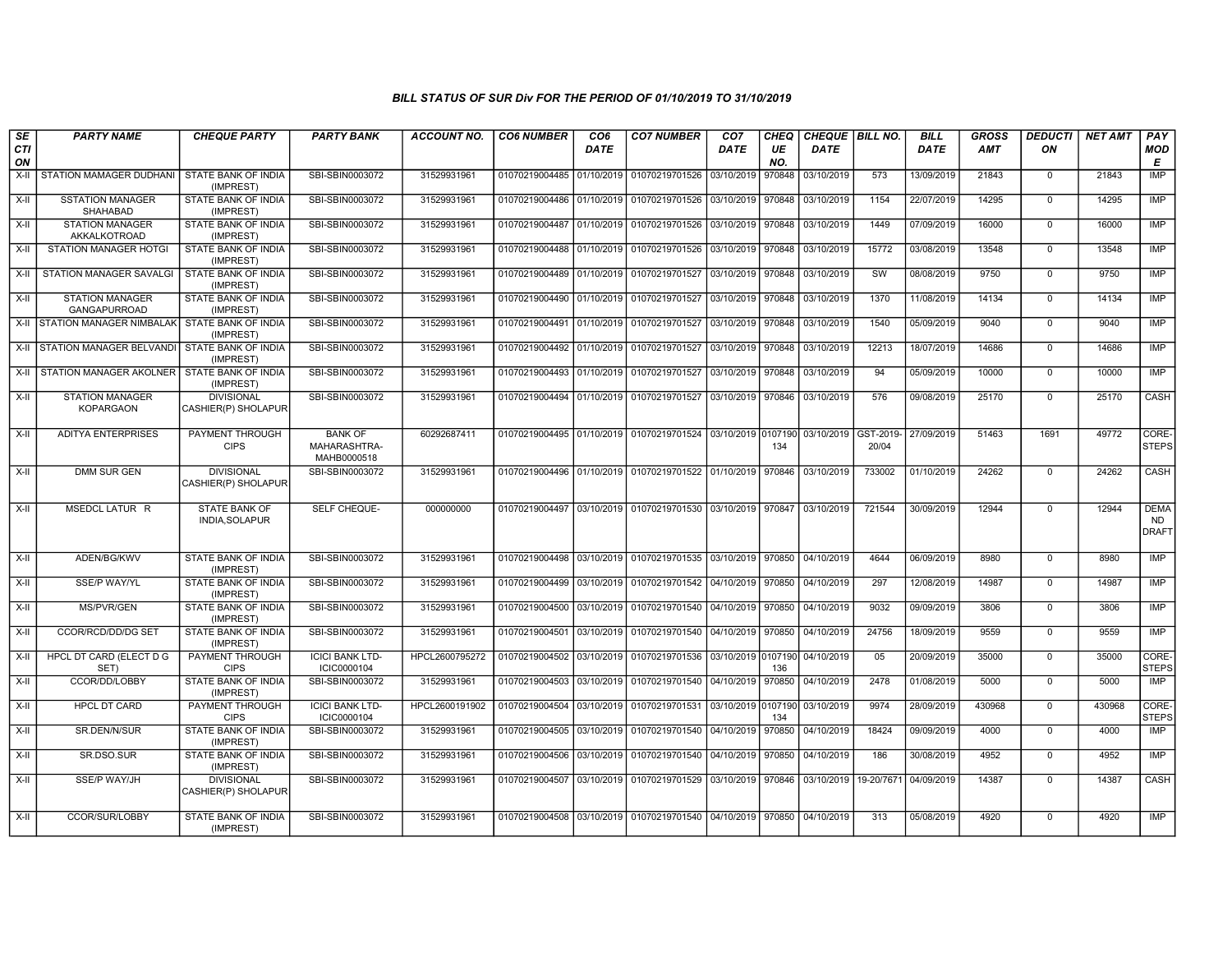### BILL STATUS OF SUR Div FOR THE PERIOD OF 01/10/2019 TO 31/10/2019

| SECTION | PARTY NAME | CHEQUE PARTY | PARTY BANK | ACCOUNT NO. | CO6 NUMBER | CO6 DATE | CO7 NUMBER | CO7 DATE | CHEQUE NO. | CHEQUE DATE | BILL NO. | BILL DATE | GROSS AMT | DEDUCTION | NET AMT | PAY MODE |
|---|---|---|---|---|---|---|---|---|---|---|---|---|---|---|---|---|
| X-II | STATION MAMAGER DUDHANI | STATE BANK OF INDIA (IMPREST) | SBI-SBIN0003072 | 31529931961 | 01070219004485 | 01/10/2019 | 01070219701526 | 03/10/2019 | 970848 | 03/10/2019 | 573 | 13/09/2019 | 21843 | 0 | 21843 | IMP |
| X-II | SSTATION MANAGER SHAHABAD | STATE BANK OF INDIA (IMPREST) | SBI-SBIN0003072 | 31529931961 | 01070219004486 | 01/10/2019 | 01070219701526 | 03/10/2019 | 970848 | 03/10/2019 | 1154 | 22/07/2019 | 14295 | 0 | 14295 | IMP |
| X-II | STATION MANAGER AKKALKOTROAD | STATE BANK OF INDIA (IMPREST) | SBI-SBIN0003072 | 31529931961 | 01070219004487 | 01/10/2019 | 01070219701526 | 03/10/2019 | 970848 | 03/10/2019 | 1449 | 07/09/2019 | 16000 | 0 | 16000 | IMP |
| X-II | STATION MANAGER HOTGI | STATE BANK OF INDIA (IMPREST) | SBI-SBIN0003072 | 31529931961 | 01070219004488 | 01/10/2019 | 01070219701526 | 03/10/2019 | 970848 | 03/10/2019 | 15772 | 03/08/2019 | 13548 | 0 | 13548 | IMP |
| X-II | STATION MANAGER SAVALGI | STATE BANK OF INDIA (IMPREST) | SBI-SBIN0003072 | 31529931961 | 01070219004489 | 01/10/2019 | 01070219701527 | 03/10/2019 | 970848 | 03/10/2019 | SW | 08/08/2019 | 9750 | 0 | 9750 | IMP |
| X-II | STATION MANAGER GANGAPURROAD | STATE BANK OF INDIA (IMPREST) | SBI-SBIN0003072 | 31529931961 | 01070219004490 | 01/10/2019 | 01070219701527 | 03/10/2019 | 970848 | 03/10/2019 | 1370 | 11/08/2019 | 14134 | 0 | 14134 | IMP |
| X-II | STATION MANAGER NIMBALAK | STATE BANK OF INDIA (IMPREST) | SBI-SBIN0003072 | 31529931961 | 01070219004491 | 01/10/2019 | 01070219701527 | 03/10/2019 | 970848 | 03/10/2019 | 1540 | 05/09/2019 | 9040 | 0 | 9040 | IMP |
| X-II | STATION MANAGER BELVANDI | STATE BANK OF INDIA (IMPREST) | SBI-SBIN0003072 | 31529931961 | 01070219004492 | 01/10/2019 | 01070219701527 | 03/10/2019 | 970848 | 03/10/2019 | 12213 | 18/07/2019 | 14686 | 0 | 14686 | IMP |
| X-II | STATION MANAGER AKOLNER | STATE BANK OF INDIA (IMPREST) | SBI-SBIN0003072 | 31529931961 | 01070219004493 | 01/10/2019 | 01070219701527 | 03/10/2019 | 970848 | 03/10/2019 | 94 | 05/09/2019 | 10000 | 0 | 10000 | IMP |
| X-II | STATION MANAGER KOPARGAON | DIVISIONAL CASHIER(P) SHOLAPUR | SBI-SBIN0003072 | 31529931961 | 01070219004494 | 01/10/2019 | 01070219701527 | 03/10/2019 | 970846 | 03/10/2019 | 576 | 09/08/2019 | 25170 | 0 | 25170 | CASH |
| X-II | ADITYA ENTERPRISES | PAYMENT THROUGH CIPS | BANK OF MAHARASHTRA-MAHB0000518 | 60292687411 | 01070219004495 | 01/10/2019 | 01070219701524 | 03/10/2019 | 0107190134 | 03/10/2019 | GST-2019-20/04 | 27/09/2019 | 51463 | 1691 | 49772 | CORE-STEPS |
| X-II | DMM SUR GEN | DIVISIONAL CASHIER(P) SHOLAPUR | SBI-SBIN0003072 | 31529931961 | 01070219004496 | 01/10/2019 | 01070219701522 | 01/10/2019 | 970846 | 03/10/2019 | 733002 | 01/10/2019 | 24262 | 0 | 24262 | CASH |
| X-II | MSEDCL LATUR R | STATE BANK OF INDIA,SOLAPUR | SELF CHEQUE- | 000000000 | 01070219004497 | 03/10/2019 | 01070219701530 | 03/10/2019 | 970847 | 03/10/2019 | 721544 | 30/09/2019 | 12944 | 0 | 12944 | DEMAND DRAFT |
| X-II | ADEN/BG/KWV | STATE BANK OF INDIA (IMPREST) | SBI-SBIN0003072 | 31529931961 | 01070219004498 | 03/10/2019 | 01070219701535 | 03/10/2019 | 970850 | 04/10/2019 | 4644 | 06/09/2019 | 8980 | 0 | 8980 | IMP |
| X-II | SSE/P WAY/YL | STATE BANK OF INDIA (IMPREST) | SBI-SBIN0003072 | 31529931961 | 01070219004499 | 03/10/2019 | 01070219701542 | 04/10/2019 | 970850 | 04/10/2019 | 297 | 12/08/2019 | 14987 | 0 | 14987 | IMP |
| X-II | MS/PVR/GEN | STATE BANK OF INDIA (IMPREST) | SBI-SBIN0003072 | 31529931961 | 01070219004500 | 03/10/2019 | 01070219701540 | 04/10/2019 | 970850 | 04/10/2019 | 9032 | 09/09/2019 | 3806 | 0 | 3806 | IMP |
| X-II | CCOR/RCD/DD/DG SET | STATE BANK OF INDIA (IMPREST) | SBI-SBIN0003072 | 31529931961 | 01070219004501 | 03/10/2019 | 01070219701540 | 04/10/2019 | 970850 | 04/10/2019 | 24756 | 18/09/2019 | 9559 | 0 | 9559 | IMP |
| X-II | HPCL DT CARD (ELECT D G SET) | PAYMENT THROUGH CIPS | ICICI BANK LTD-ICIC0000104 | HPCL2600795272 | 01070219004502 | 03/10/2019 | 01070219701536 | 03/10/2019 | 0107190136 | 04/10/2019 | 05 | 20/09/2019 | 35000 | 0 | 35000 | CORE-STEPS |
| X-II | CCOR/DD/LOBBY | STATE BANK OF INDIA (IMPREST) | SBI-SBIN0003072 | 31529931961 | 01070219004503 | 03/10/2019 | 01070219701540 | 04/10/2019 | 970850 | 04/10/2019 | 2478 | 01/08/2019 | 5000 | 0 | 5000 | IMP |
| X-II | HPCL DT CARD | PAYMENT THROUGH CIPS | ICICI BANK LTD-ICIC0000104 | HPCL2600191902 | 01070219004504 | 03/10/2019 | 01070219701531 | 03/10/2019 | 0107190134 | 03/10/2019 | 9974 | 28/09/2019 | 430968 | 0 | 430968 | CORE-STEPS |
| X-II | SR.DEN/N/SUR | STATE BANK OF INDIA (IMPREST) | SBI-SBIN0003072 | 31529931961 | 01070219004505 | 03/10/2019 | 01070219701540 | 04/10/2019 | 970850 | 04/10/2019 | 18424 | 09/09/2019 | 4000 | 0 | 4000 | IMP |
| X-II | SR.DSO.SUR | STATE BANK OF INDIA (IMPREST) | SBI-SBIN0003072 | 31529931961 | 01070219004506 | 03/10/2019 | 01070219701540 | 04/10/2019 | 970850 | 04/10/2019 | 186 | 30/08/2019 | 4952 | 0 | 4952 | IMP |
| X-II | SSE/P WAY/JH | DIVISIONAL CASHIER(P) SHOLAPUR | SBI-SBIN0003072 | 31529931961 | 01070219004507 | 03/10/2019 | 01070219701529 | 03/10/2019 | 970846 | 03/10/2019 | 19-20/7671 | 04/09/2019 | 14387 | 0 | 14387 | CASH |
| X-II | CCOR/SUR/LOBBY | STATE BANK OF INDIA (IMPREST) | SBI-SBIN0003072 | 31529931961 | 01070219004508 | 03/10/2019 | 01070219701540 | 04/10/2019 | 970850 | 04/10/2019 | 313 | 05/08/2019 | 4920 | 0 | 4920 | IMP |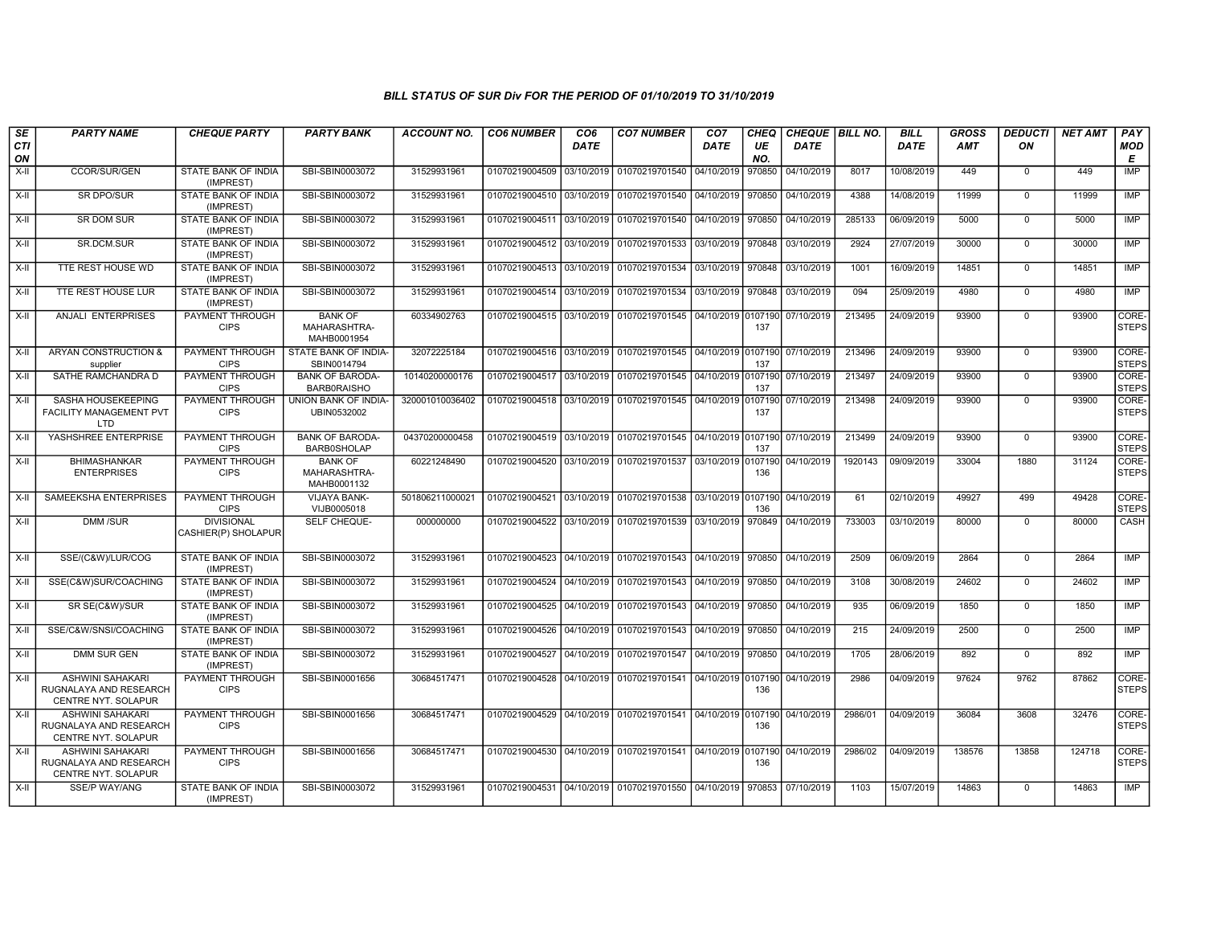# BILL STATUS OF SUR Div FOR THE PERIOD OF 01/10/2019 TO 31/10/2019

| SECTION | PARTY NAME | CHEQUE PARTY | PARTY BANK | ACCOUNT NO. | CO6 NUMBER | CO6 DATE | CO7 NUMBER | CO7 DATE | CHEQUE NO. | CHEQUE DATE | BILL NO. | BILL DATE | GROSS AMT | DEDUCTION | NET AMT | PAY MODE |
|---|---|---|---|---|---|---|---|---|---|---|---|---|---|---|---|---|
| X-II | CCOR/SUR/GEN | STATE BANK OF INDIA (IMPREST) | SBI-SBIN0003072 | 31529931961 | 01070219004509 | 03/10/2019 | 01070219701540 | 04/10/2019 | 970850 | 04/10/2019 | 8017 | 10/08/2019 | 449 | 0 | 449 | IMP |
| X-II | SR DPO/SUR | STATE BANK OF INDIA (IMPREST) | SBI-SBIN0003072 | 31529931961 | 01070219004510 | 03/10/2019 | 01070219701540 | 04/10/2019 | 970850 | 04/10/2019 | 4388 | 14/08/2019 | 11999 | 0 | 11999 | IMP |
| X-II | SR DOM SUR | STATE BANK OF INDIA (IMPREST) | SBI-SBIN0003072 | 31529931961 | 01070219004511 | 03/10/2019 | 01070219701540 | 04/10/2019 | 970850 | 04/10/2019 | 285133 | 06/09/2019 | 5000 | 0 | 5000 | IMP |
| X-II | SR.DCM.SUR | STATE BANK OF INDIA (IMPREST) | SBI-SBIN0003072 | 31529931961 | 01070219004512 | 03/10/2019 | 01070219701533 | 03/10/2019 | 970848 | 03/10/2019 | 2924 | 27/07/2019 | 30000 | 0 | 30000 | IMP |
| X-II | TTE REST HOUSE WD | STATE BANK OF INDIA (IMPREST) | SBI-SBIN0003072 | 31529931961 | 01070219004513 | 03/10/2019 | 01070219701534 | 03/10/2019 | 970848 | 03/10/2019 | 1001 | 16/09/2019 | 14851 | 0 | 14851 | IMP |
| X-II | TTE REST HOUSE LUR | STATE BANK OF INDIA (IMPREST) | SBI-SBIN0003072 | 31529931961 | 01070219004514 | 03/10/2019 | 01070219701534 | 03/10/2019 | 970848 | 03/10/2019 | 094 | 25/09/2019 | 4980 | 0 | 4980 | IMP |
| X-II | ANJALI ENTERPRISES | PAYMENT THROUGH CIPS | BANK OF MAHARASHTRA-MAHB0001954 | 60334902763 | 01070219004515 | 03/10/2019 | 01070219701545 | 04/10/2019 | 0107190137 | 07/10/2019 | 213495 | 24/09/2019 | 93900 | 0 | 93900 | CORE-STEPS |
| X-II | ARYAN CONSTRUCTION & supplier | PAYMENT THROUGH CIPS | STATE BANK OF INDIA-SBIN0014794 | 32072225184 | 01070219004516 | 03/10/2019 | 01070219701545 | 04/10/2019 | 0107190137 | 07/10/2019 | 213496 | 24/09/2019 | 93900 | 0 | 93900 | CORE-STEPS |
| X-II | SATHE RAMCHANDRA D | PAYMENT THROUGH CIPS | BANK OF BARODA-BARB0RAISHO | 10140200000176 | 01070219004517 | 03/10/2019 | 01070219701545 | 04/10/2019 | 0107190137 | 07/10/2019 | 213497 | 24/09/2019 | 93900 | 0 | 93900 | CORE-STEPS |
| X-II | SASHA HOUSEKEEPING FACILITY MANAGEMENT PVT LTD | PAYMENT THROUGH CIPS | UNION BANK OF INDIA-UBIN0532002 | 320001010036402 | 01070219004518 | 03/10/2019 | 01070219701545 | 04/10/2019 | 0107190137 | 07/10/2019 | 213498 | 24/09/2019 | 93900 | 0 | 93900 | CORE-STEPS |
| X-II | YASHSHREE ENTERPRISE | PAYMENT THROUGH CIPS | BANK OF BARODA-BARB0SHOLAP | 04370200000458 | 01070219004519 | 03/10/2019 | 01070219701545 | 04/10/2019 | 0107190137 | 07/10/2019 | 213499 | 24/09/2019 | 93900 | 0 | 93900 | CORE-STEPS |
| X-II | BHIMASHANKAR ENTERPRISES | PAYMENT THROUGH CIPS | BANK OF MAHARASHTRA-MAHB0001132 | 60221248490 | 01070219004520 | 03/10/2019 | 01070219701537 | 03/10/2019 | 0107190136 | 04/10/2019 | 1920143 | 09/09/2019 | 33004 | 1880 | 31124 | CORE-STEPS |
| X-II | SAMEEKSHA ENTERPRISES | PAYMENT THROUGH CIPS | VIJAYA BANK-VIJB0005018 | 501806211000021 | 01070219004521 | 03/10/2019 | 01070219701538 | 03/10/2019 | 0107190136 | 04/10/2019 | 61 | 02/10/2019 | 49927 | 499 | 49428 | CORE-STEPS |
| X-II | DMM /SUR | DIVISIONAL CASHIER(P) SHOLAPUR | SELF CHEQUE- | 000000000 | 01070219004522 | 03/10/2019 | 01070219701539 | 03/10/2019 | 970849 | 04/10/2019 | 733003 | 03/10/2019 | 80000 | 0 | 80000 | CASH |
| X-II | SSE/(C&W)/LUR/COG | STATE BANK OF INDIA (IMPREST) | SBI-SBIN0003072 | 31529931961 | 01070219004523 | 04/10/2019 | 01070219701543 | 04/10/2019 | 970850 | 04/10/2019 | 2509 | 06/09/2019 | 2864 | 0 | 2864 | IMP |
| X-II | SSE(C&W)SUR/COACHING | STATE BANK OF INDIA (IMPREST) | SBI-SBIN0003072 | 31529931961 | 01070219004524 | 04/10/2019 | 01070219701543 | 04/10/2019 | 970850 | 04/10/2019 | 3108 | 30/08/2019 | 24602 | 0 | 24602 | IMP |
| X-II | SR SE(C&W)/SUR | STATE BANK OF INDIA (IMPREST) | SBI-SBIN0003072 | 31529931961 | 01070219004525 | 04/10/2019 | 01070219701543 | 04/10/2019 | 970850 | 04/10/2019 | 935 | 06/09/2019 | 1850 | 0 | 1850 | IMP |
| X-II | SSE/C&W/SNSI/COACHING | STATE BANK OF INDIA (IMPREST) | SBI-SBIN0003072 | 31529931961 | 01070219004526 | 04/10/2019 | 01070219701543 | 04/10/2019 | 970850 | 04/10/2019 | 215 | 24/09/2019 | 2500 | 0 | 2500 | IMP |
| X-II | DMM SUR GEN | STATE BANK OF INDIA (IMPREST) | SBI-SBIN0003072 | 31529931961 | 01070219004527 | 04/10/2019 | 01070219701547 | 04/10/2019 | 970850 | 04/10/2019 | 1705 | 28/06/2019 | 892 | 0 | 892 | IMP |
| X-II | ASHWINI SAHAKARI RUGNALAYA AND RESEARCH CENTRE NYT. SOLAPUR | PAYMENT THROUGH CIPS | SBI-SBIN0001656 | 30684517471 | 01070219004528 | 04/10/2019 | 01070219701541 | 04/10/2019 | 0107190136 | 04/10/2019 | 2986 | 04/09/2019 | 97624 | 9762 | 87862 | CORE-STEPS |
| X-II | ASHWINI SAHAKARI RUGNALAYA AND RESEARCH CENTRE NYT. SOLAPUR | PAYMENT THROUGH CIPS | SBI-SBIN0001656 | 30684517471 | 01070219004529 | 04/10/2019 | 01070219701541 | 04/10/2019 | 0107190136 | 04/10/2019 | 2986/01 | 04/09/2019 | 36084 | 3608 | 32476 | CORE-STEPS |
| X-II | ASHWINI SAHAKARI RUGNALAYA AND RESEARCH CENTRE NYT. SOLAPUR | PAYMENT THROUGH CIPS | SBI-SBIN0001656 | 30684517471 | 01070219004530 | 04/10/2019 | 01070219701541 | 04/10/2019 | 0107190136 | 04/10/2019 | 2986/02 | 04/09/2019 | 138576 | 13858 | 124718 | CORE-STEPS |
| X-II | SSE/P WAY/ANG | STATE BANK OF INDIA (IMPREST) | SBI-SBIN0003072 | 31529931961 | 01070219004531 | 04/10/2019 | 01070219701550 | 04/10/2019 | 970853 | 07/10/2019 | 1103 | 15/07/2019 | 14863 | 0 | 14863 | IMP |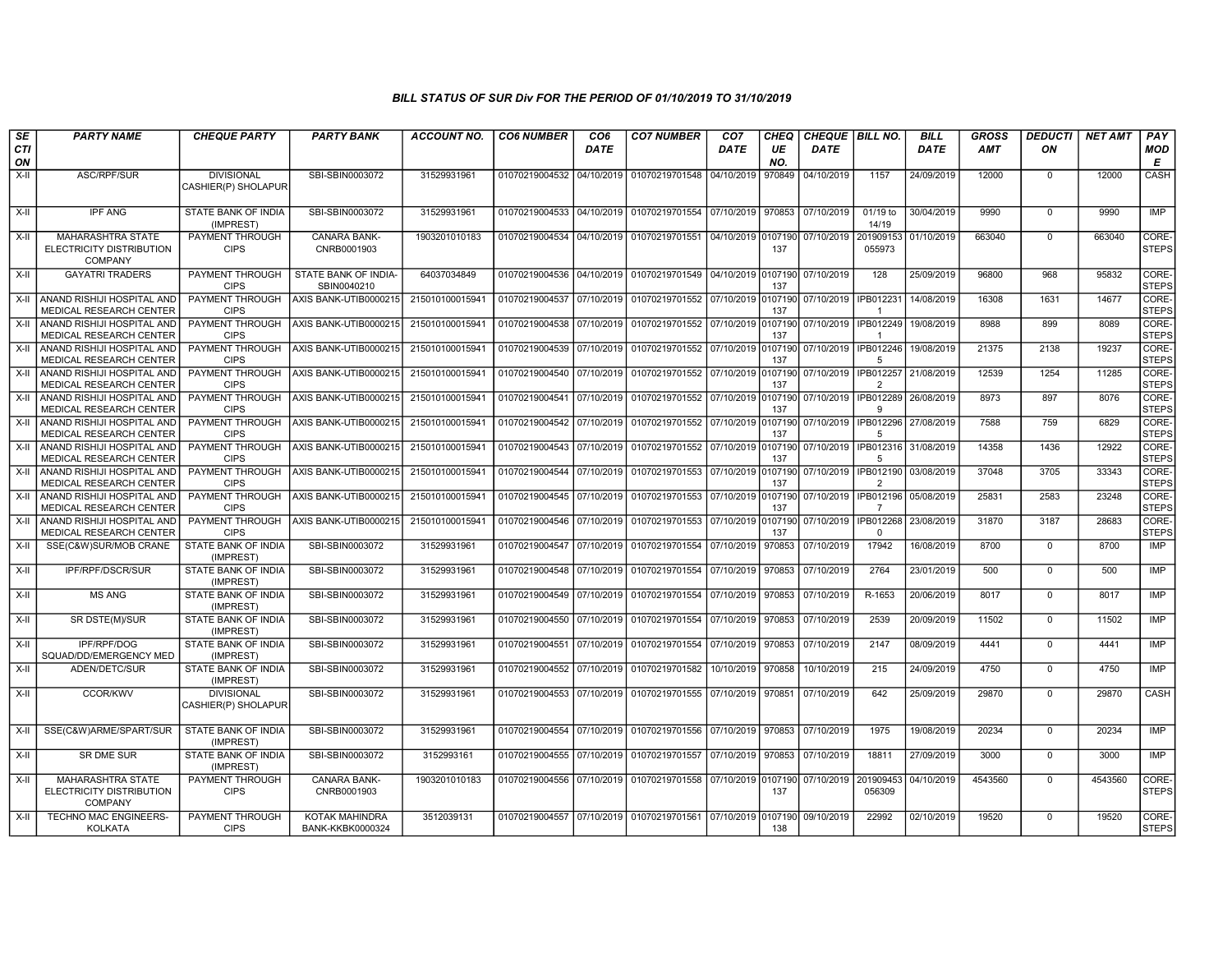# BILL STATUS OF SUR Div FOR THE PERIOD OF 01/10/2019 TO 31/10/2019

| SECTION | PARTY NAME | CHEQUE PARTY | PARTY BANK | ACCOUNT NO. | CO6 NUMBER | CO6 DATE | CO7 NUMBER | CO7 DATE | CHEQUE NO. | CHEQUE DATE | BILL NO. | BILL DATE | GROSS AMT | DEDUCTION | NET AMT | PAY MODE |
|---|---|---|---|---|---|---|---|---|---|---|---|---|---|---|---|---|
| X-II | ASC/RPF/SUR | DIVISIONAL CASHIER(P) SHOLAPUR | SBI-SBIN0003072 | 31529931961 | 01070219004532 | 04/10/2019 | 01070219701548 | 04/10/2019 | 970849 | 04/10/2019 | 1157 | 24/09/2019 | 12000 | 0 | 12000 | CASH |
| X-II | IPF ANG | STATE BANK OF INDIA (IMPREST) | SBI-SBIN0003072 | 31529931961 | 01070219004533 | 04/10/2019 | 01070219701554 | 07/10/2019 | 970853 | 07/10/2019 | 01/19 to 14/19 | 30/04/2019 | 9990 | 0 | 9990 | IMP |
| X-II | MAHARASHTRA STATE ELECTRICITY DISTRIBUTION COMPANY | PAYMENT THROUGH CIPS | CANARA BANK-CNRB0001903 | 1903201010183 | 01070219004534 | 04/10/2019 | 01070219701551 | 04/10/2019 | 0107190137 | 07/10/2019 | 201909153055973 | 01/10/2019 | 663040 | 0 | 663040 | CORE-STEPS |
| X-II | GAYATRI TRADERS | PAYMENT THROUGH CIPS | STATE BANK OF INDIA-SBIN0040210 | 64037034849 | 01070219004536 | 04/10/2019 | 01070219701549 | 04/10/2019 | 0107190137 | 07/10/2019 | 128 | 25/09/2019 | 96800 | 968 | 95832 | CORE-STEPS |
| X-II | ANAND RISHIJI HOSPITAL AND MEDICAL RESEARCH CENTER | PAYMENT THROUGH CIPS | AXIS BANK-UTIB0000215 | 215010100015941 | 01070219004537 | 07/10/2019 | 01070219701552 | 07/10/2019 | 0107190137 | 07/10/2019 | IPB0122311 | 14/08/2019 | 16308 | 1631 | 14677 | CORE-STEPS |
| X-II | ANAND RISHIJI HOSPITAL AND MEDICAL RESEARCH CENTER | PAYMENT THROUGH CIPS | AXIS BANK-UTIB0000215 | 215010100015941 | 01070219004538 | 07/10/2019 | 01070219701552 | 07/10/2019 | 0107190137 | 07/10/2019 | IPB0122491 | 19/08/2019 | 8988 | 899 | 8089 | CORE-STEPS |
| X-II | ANAND RISHIJI HOSPITAL AND MEDICAL RESEARCH CENTER | PAYMENT THROUGH CIPS | AXIS BANK-UTIB0000215 | 215010100015941 | 01070219004539 | 07/10/2019 | 01070219701552 | 07/10/2019 | 0107190137 | 07/10/2019 | IPB0122465 | 19/08/2019 | 21375 | 2138 | 19237 | CORE-STEPS |
| X-II | ANAND RISHIJI HOSPITAL AND MEDICAL RESEARCH CENTER | PAYMENT THROUGH CIPS | AXIS BANK-UTIB0000215 | 215010100015941 | 01070219004540 | 07/10/2019 | 01070219701552 | 07/10/2019 | 0107190137 | 07/10/2019 | IPB0122572 | 21/08/2019 | 12539 | 1254 | 11285 | CORE-STEPS |
| X-II | ANAND RISHIJI HOSPITAL AND MEDICAL RESEARCH CENTER | PAYMENT THROUGH CIPS | AXIS BANK-UTIB0000215 | 215010100015941 | 01070219004541 | 07/10/2019 | 01070219701552 | 07/10/2019 | 0107190137 | 07/10/2019 | IPB0122899 | 26/08/2019 | 8973 | 897 | 8076 | CORE-STEPS |
| X-II | ANAND RISHIJI HOSPITAL AND MEDICAL RESEARCH CENTER | PAYMENT THROUGH CIPS | AXIS BANK-UTIB0000215 | 215010100015941 | 01070219004542 | 07/10/2019 | 01070219701552 | 07/10/2019 | 0107190137 | 07/10/2019 | IPB0122965 | 27/08/2019 | 7588 | 759 | 6829 | CORE-STEPS |
| X-II | ANAND RISHIJI HOSPITAL AND MEDICAL RESEARCH CENTER | PAYMENT THROUGH CIPS | AXIS BANK-UTIB0000215 | 215010100015941 | 01070219004543 | 07/10/2019 | 01070219701552 | 07/10/2019 | 0107190137 | 07/10/2019 | IPB0123165 | 31/08/2019 | 14358 | 1436 | 12922 | CORE-STEPS |
| X-II | ANAND RISHIJI HOSPITAL AND MEDICAL RESEARCH CENTER | PAYMENT THROUGH CIPS | AXIS BANK-UTIB0000215 | 215010100015941 | 01070219004544 | 07/10/2019 | 01070219701553 | 07/10/2019 | 0107190137 | 07/10/2019 | IPB0121902 | 03/08/2019 | 37048 | 3705 | 33343 | CORE-STEPS |
| X-II | ANAND RISHIJI HOSPITAL AND MEDICAL RESEARCH CENTER | PAYMENT THROUGH CIPS | AXIS BANK-UTIB0000215 | 215010100015941 | 01070219004545 | 07/10/2019 | 01070219701553 | 07/10/2019 | 0107190137 | 07/10/2019 | IPB0121967 | 05/08/2019 | 25831 | 2583 | 23248 | CORE-STEPS |
| X-II | ANAND RISHIJI HOSPITAL AND MEDICAL RESEARCH CENTER | PAYMENT THROUGH CIPS | AXIS BANK-UTIB0000215 | 215010100015941 | 01070219004546 | 07/10/2019 | 01070219701553 | 07/10/2019 | 0107190137 | 07/10/2019 | IPB0122680 | 23/08/2019 | 31870 | 3187 | 28683 | CORE-STEPS |
| X-II | SSE(C&W)SUR/MOB CRANE | STATE BANK OF INDIA (IMPREST) | SBI-SBIN0003072 | 31529931961 | 01070219004547 | 07/10/2019 | 01070219701554 | 07/10/2019 | 970853 | 07/10/2019 | 17942 | 16/08/2019 | 8700 | 0 | 8700 | IMP |
| X-II | IPF/RPF/DSCR/SUR | STATE BANK OF INDIA (IMPREST) | SBI-SBIN0003072 | 31529931961 | 01070219004548 | 07/10/2019 | 01070219701554 | 07/10/2019 | 970853 | 07/10/2019 | 2764 | 23/01/2019 | 500 | 0 | 500 | IMP |
| X-II | MS ANG | STATE BANK OF INDIA (IMPREST) | SBI-SBIN0003072 | 31529931961 | 01070219004549 | 07/10/2019 | 01070219701554 | 07/10/2019 | 970853 | 07/10/2019 | R-1653 | 20/06/2019 | 8017 | 0 | 8017 | IMP |
| X-II | SR DSTE(M)/SUR | STATE BANK OF INDIA (IMPREST) | SBI-SBIN0003072 | 31529931961 | 01070219004550 | 07/10/2019 | 01070219701554 | 07/10/2019 | 970853 | 07/10/2019 | 2539 | 20/09/2019 | 11502 | 0 | 11502 | IMP |
| X-II | IPF/RPF/DOG SQUAD/DD/EMERGENCY MED | STATE BANK OF INDIA (IMPREST) | SBI-SBIN0003072 | 31529931961 | 01070219004551 | 07/10/2019 | 01070219701554 | 07/10/2019 | 970853 | 07/10/2019 | 2147 | 08/09/2019 | 4441 | 0 | 4441 | IMP |
| X-II | ADEN/DETC/SUR | STATE BANK OF INDIA (IMPREST) | SBI-SBIN0003072 | 31529931961 | 01070219004552 | 07/10/2019 | 01070219701582 | 10/10/2019 | 970858 | 10/10/2019 | 215 | 24/09/2019 | 4750 | 0 | 4750 | IMP |
| X-II | CCOR/KWV | DIVISIONAL CASHIER(P) SHOLAPUR | SBI-SBIN0003072 | 31529931961 | 01070219004553 | 07/10/2019 | 01070219701555 | 07/10/2019 | 970851 | 07/10/2019 | 642 | 25/09/2019 | 29870 | 0 | 29870 | CASH |
| X-II | SSE(C&W)ARME/SPART/SUR | STATE BANK OF INDIA (IMPREST) | SBI-SBIN0003072 | 31529931961 | 01070219004554 | 07/10/2019 | 01070219701556 | 07/10/2019 | 970853 | 07/10/2019 | 1975 | 19/08/2019 | 20234 | 0 | 20234 | IMP |
| X-II | SR DME SUR | STATE BANK OF INDIA (IMPREST) | SBI-SBIN0003072 | 3152993161 | 01070219004555 | 07/10/2019 | 01070219701557 | 07/10/2019 | 970853 | 07/10/2019 | 18811 | 27/09/2019 | 3000 | 0 | 3000 | IMP |
| X-II | MAHARASHTRA STATE ELECTRICITY DISTRIBUTION COMPANY | PAYMENT THROUGH CIPS | CANARA BANK-CNRB0001903 | 1903201010183 | 01070219004556 | 07/10/2019 | 01070219701558 | 07/10/2019 | 0107190137 | 07/10/2019 | 201909453056309 | 04/10/2019 | 4543560 | 0 | 4543560 | CORE-STEPS |
| X-II | TECHNO MAC ENGINEERS-KOLKATA | PAYMENT THROUGH CIPS | KOTAK MAHINDRA BANK-KKBK0000324 | 3512039131 | 01070219004557 | 07/10/2019 | 01070219701561 | 07/10/2019 | 0107190138 | 09/10/2019 | 22992 | 02/10/2019 | 19520 | 0 | 19520 | CORE-STEPS |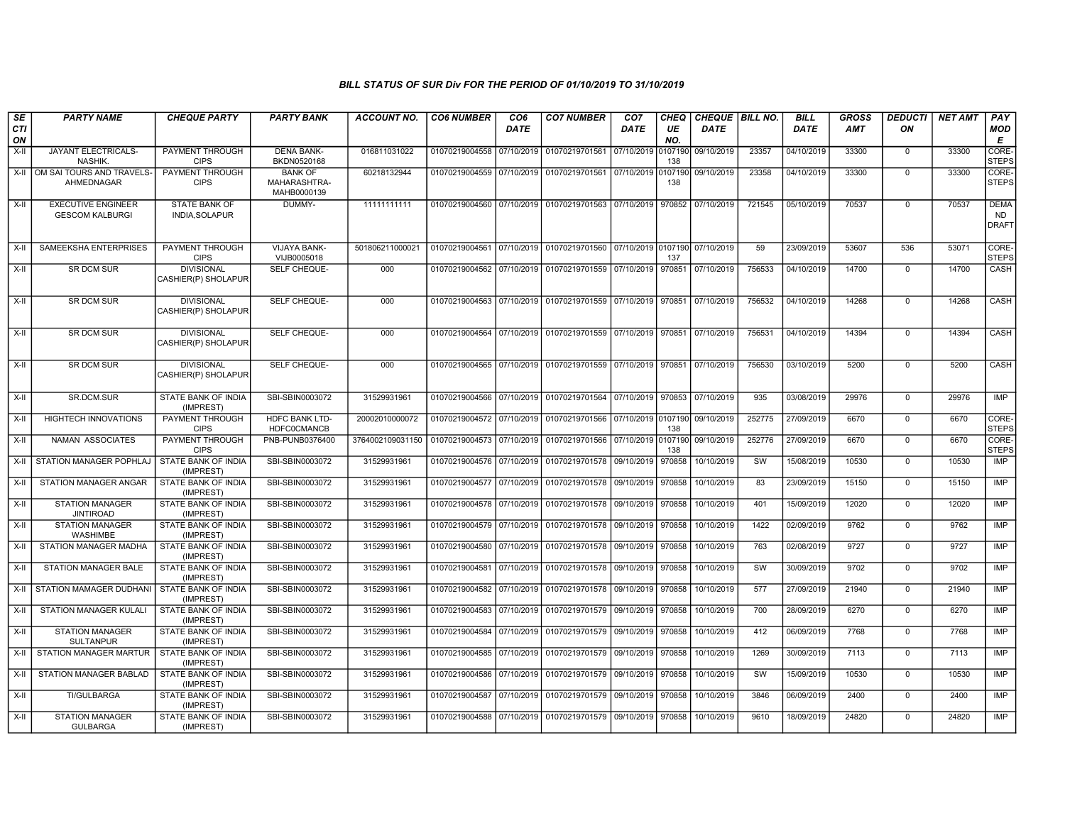# BILL STATUS OF SUR Div FOR THE PERIOD OF 01/10/2019 TO 31/10/2019

| SECTION | PARTY NAME | CHEQUE PARTY | PARTY BANK | ACCOUNT NO. | CO6 NUMBER | CO6 DATE | CO7 NUMBER | CO7 DATE | CHEQUE NO. | CHEQUE DATE | BILL NO. | BILL DATE | GROSS AMT | DEDUCTION | NET AMT | PAY MODE |
|---|---|---|---|---|---|---|---|---|---|---|---|---|---|---|---|---|
| X-II | JAYANT ELECTRICALS-NASHIK. | PAYMENT THROUGH CIPS | DENA BANK-BKDN0520168 | 016811031022 | 01070219004558 | 07/10/2019 | 01070219701561 | 07/10/2019 | 0107190138 | 09/10/2019 | 23357 | 04/10/2019 | 33300 | 0 | 33300 | CORE-STEPS |
| X-II | OM SAI TOURS AND TRAVELS-AHMEDNAGAR | PAYMENT THROUGH CIPS | BANK OF MAHARASHTRA-MAHB0000139 | 60218132944 | 01070219004559 | 07/10/2019 | 01070219701561 | 07/10/2019 | 0107190138 | 09/10/2019 | 23358 | 04/10/2019 | 33300 | 0 | 33300 | CORE-STEPS |
| X-II | EXECUTIVE ENGINEER GESCOM KALBURGI | STATE BANK OF INDIA,SOLAPUR | DUMMY- | 11111111111 | 01070219004560 | 07/10/2019 | 01070219701563 | 07/10/2019 | 970852 | 07/10/2019 | 721545 | 05/10/2019 | 70537 | 0 | 70537 | DEMAND DRAFT |
| X-II | SAMEEKSHA ENTERPRISES | PAYMENT THROUGH CIPS | VIJAYA BANK-VIJB0005018 | 501806211000021 | 01070219004561 | 07/10/2019 | 01070219701560 | 07/10/2019 | 0107190137 | 07/10/2019 | 59 | 23/09/2019 | 53607 | 536 | 53071 | CORE-STEPS |
| X-II | SR DCM SUR | DIVISIONAL CASHIER(P) SHOLAPUR | SELF CHEQUE- | 000 | 01070219004562 | 07/10/2019 | 01070219701559 | 07/10/2019 | 970851 | 07/10/2019 | 756533 | 04/10/2019 | 14700 | 0 | 14700 | CASH |
| X-II | SR DCM SUR | DIVISIONAL CASHIER(P) SHOLAPUR | SELF CHEQUE- | 000 | 01070219004563 | 07/10/2019 | 01070219701559 | 07/10/2019 | 970851 | 07/10/2019 | 756532 | 04/10/2019 | 14268 | 0 | 14268 | CASH |
| X-II | SR DCM SUR | DIVISIONAL CASHIER(P) SHOLAPUR | SELF CHEQUE- | 000 | 01070219004564 | 07/10/2019 | 01070219701559 | 07/10/2019 | 970851 | 07/10/2019 | 756531 | 04/10/2019 | 14394 | 0 | 14394 | CASH |
| X-II | SR DCM SUR | DIVISIONAL CASHIER(P) SHOLAPUR | SELF CHEQUE- | 000 | 01070219004565 | 07/10/2019 | 01070219701559 | 07/10/2019 | 970851 | 07/10/2019 | 756530 | 03/10/2019 | 5200 | 0 | 5200 | CASH |
| X-II | SR.DCM.SUR | STATE BANK OF INDIA (IMPREST) | SBI-SBIN0003072 | 31529931961 | 01070219004566 | 07/10/2019 | 01070219701564 | 07/10/2019 | 970853 | 07/10/2019 | 935 | 03/08/2019 | 29976 | 0 | 29976 | IMP |
| X-II | HIGHTECH INNOVATIONS | PAYMENT THROUGH CIPS | HDFC BANK LTD-HDFC0CMANCB | 20002010000072 | 01070219004572 | 07/10/2019 | 01070219701566 | 07/10/2019 | 0107190138 | 09/10/2019 | 252775 | 27/09/2019 | 6670 | 0 | 6670 | CORE-STEPS |
| X-II | NAMAN ASSOCIATES | PAYMENT THROUGH CIPS | PNB-PUNB0376400 | 3764002109031150 | 01070219004573 | 07/10/2019 | 01070219701566 | 07/10/2019 | 0107190138 | 09/10/2019 | 252776 | 27/09/2019 | 6670 | 0 | 6670 | CORE-STEPS |
| X-II | STATION MANAGER POPHLAJ | STATE BANK OF INDIA (IMPREST) | SBI-SBIN0003072 | 31529931961 | 01070219004576 | 07/10/2019 | 01070219701578 | 09/10/2019 | 970858 | 10/10/2019 | SW | 15/08/2019 | 10530 | 0 | 10530 | IMP |
| X-II | STATION MANAGER ANGAR | STATE BANK OF INDIA (IMPREST) | SBI-SBIN0003072 | 31529931961 | 01070219004577 | 07/10/2019 | 01070219701578 | 09/10/2019 | 970858 | 10/10/2019 | 83 | 23/09/2019 | 15150 | 0 | 15150 | IMP |
| X-II | STATION MANAGER JINTIROAD | STATE BANK OF INDIA (IMPREST) | SBI-SBIN0003072 | 31529931961 | 01070219004578 | 07/10/2019 | 01070219701578 | 09/10/2019 | 970858 | 10/10/2019 | 401 | 15/09/2019 | 12020 | 0 | 12020 | IMP |
| X-II | STATION MANAGER WASHIMBE | STATE BANK OF INDIA (IMPREST) | SBI-SBIN0003072 | 31529931961 | 01070219004579 | 07/10/2019 | 01070219701578 | 09/10/2019 | 970858 | 10/10/2019 | 1422 | 02/09/2019 | 9762 | 0 | 9762 | IMP |
| X-II | STATION MANAGER MADHA | STATE BANK OF INDIA (IMPREST) | SBI-SBIN0003072 | 31529931961 | 01070219004580 | 07/10/2019 | 01070219701578 | 09/10/2019 | 970858 | 10/10/2019 | 763 | 02/08/2019 | 9727 | 0 | 9727 | IMP |
| X-II | STATION MANAGER BALE | STATE BANK OF INDIA (IMPREST) | SBI-SBIN0003072 | 31529931961 | 01070219004581 | 07/10/2019 | 01070219701578 | 09/10/2019 | 970858 | 10/10/2019 | SW | 30/09/2019 | 9702 | 0 | 9702 | IMP |
| X-II | STATION MAMAGER DUDHANI | STATE BANK OF INDIA (IMPREST) | SBI-SBIN0003072 | 31529931961 | 01070219004582 | 07/10/2019 | 01070219701578 | 09/10/2019 | 970858 | 10/10/2019 | 577 | 27/09/2019 | 21940 | 0 | 21940 | IMP |
| X-II | STATION MANAGER KULALI | STATE BANK OF INDIA (IMPREST) | SBI-SBIN0003072 | 31529931961 | 01070219004583 | 07/10/2019 | 01070219701579 | 09/10/2019 | 970858 | 10/10/2019 | 700 | 28/09/2019 | 6270 | 0 | 6270 | IMP |
| X-II | STATION MANAGER SULTANPUR | STATE BANK OF INDIA (IMPREST) | SBI-SBIN0003072 | 31529931961 | 01070219004584 | 07/10/2019 | 01070219701579 | 09/10/2019 | 970858 | 10/10/2019 | 412 | 06/09/2019 | 7768 | 0 | 7768 | IMP |
| X-II | STATION MANAGER MARTUR | STATE BANK OF INDIA (IMPREST) | SBI-SBIN0003072 | 31529931961 | 01070219004585 | 07/10/2019 | 01070219701579 | 09/10/2019 | 970858 | 10/10/2019 | 1269 | 30/09/2019 | 7113 | 0 | 7113 | IMP |
| X-II | STATION MANAGER BABLAD | STATE BANK OF INDIA (IMPREST) | SBI-SBIN0003072 | 31529931961 | 01070219004586 | 07/10/2019 | 01070219701579 | 09/10/2019 | 970858 | 10/10/2019 | SW | 15/09/2019 | 10530 | 0 | 10530 | IMP |
| X-II | TI/GULBARGA | STATE BANK OF INDIA (IMPREST) | SBI-SBIN0003072 | 31529931961 | 01070219004587 | 07/10/2019 | 01070219701579 | 09/10/2019 | 970858 | 10/10/2019 | 3846 | 06/09/2019 | 2400 | 0 | 2400 | IMP |
| X-II | STATION MANAGER GULBARGA | STATE BANK OF INDIA (IMPREST) | SBI-SBIN0003072 | 31529931961 | 01070219004588 | 07/10/2019 | 01070219701579 | 09/10/2019 | 970858 | 10/10/2019 | 9610 | 18/09/2019 | 24820 | 0 | 24820 | IMP |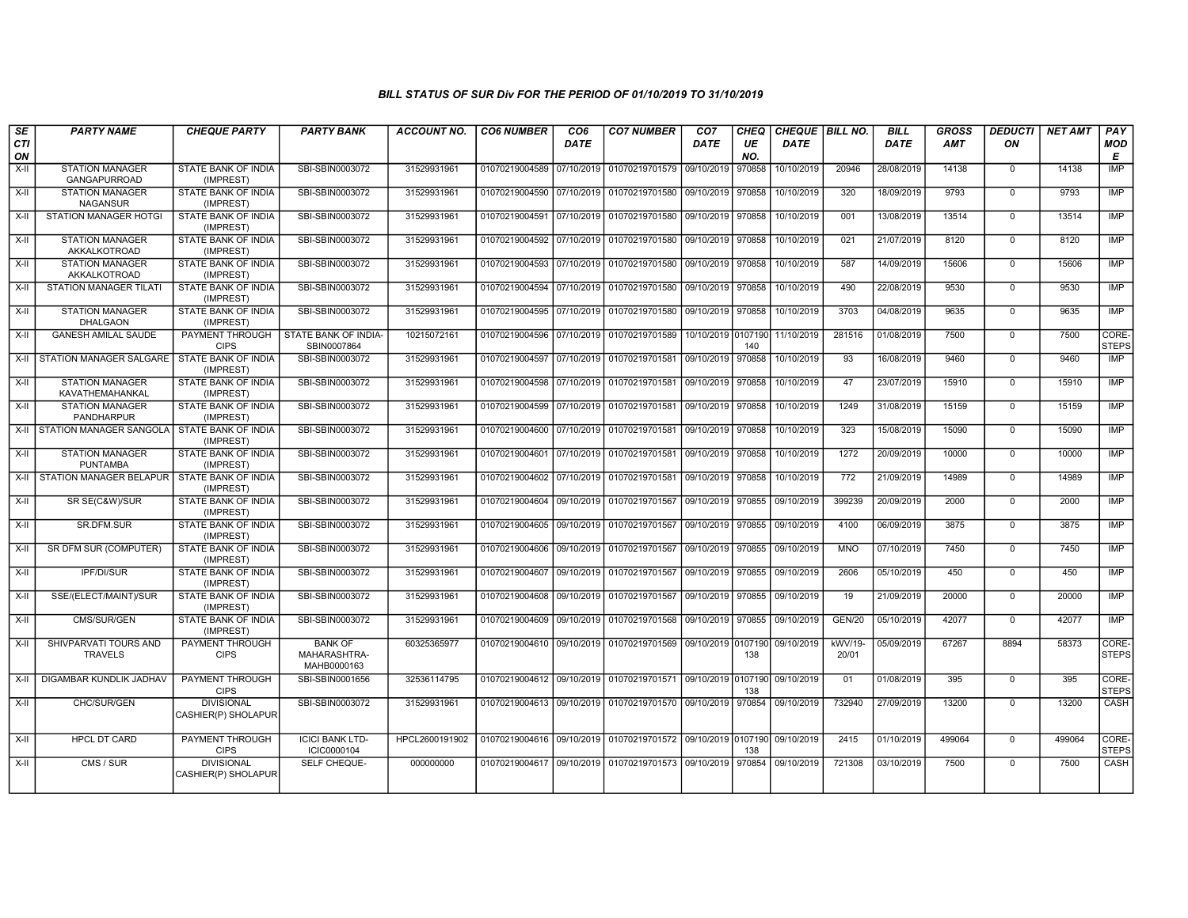### BILL STATUS OF SUR Div FOR THE PERIOD OF 01/10/2019 TO 31/10/2019

| SECTION | PARTY NAME | CHEQUE PARTY | PARTY BANK | ACCOUNT NO. | CO6 NUMBER | CO6 DATE | CO7 NUMBER | CO7 DATE | CHEQUE NO. | CHEQUE DATE | BILL NO. | BILL DATE | GROSS AMT | DEDUCTION | NET AMT | PAY MODE |
|---|---|---|---|---|---|---|---|---|---|---|---|---|---|---|---|---|
| X-II | STATION MANAGER GANGAPURROAD | STATE BANK OF INDIA (IMPREST) | SBI-SBIN0003072 | 31529931961 | 01070219004589 | 07/10/2019 | 01070219701579 | 09/10/2019 | 970858 | 10/10/2019 | 20946 | 28/08/2019 | 14138 | 0 | 14138 | IMP |
| X-II | STATION MANAGER NAGANSUR | STATE BANK OF INDIA (IMPREST) | SBI-SBIN0003072 | 31529931961 | 01070219004590 | 07/10/2019 | 01070219701580 | 09/10/2019 | 970858 | 10/10/2019 | 320 | 18/09/2019 | 9793 | 0 | 9793 | IMP |
| X-II | STATION MANAGER HOTGI | STATE BANK OF INDIA (IMPREST) | SBI-SBIN0003072 | 31529931961 | 01070219004591 | 07/10/2019 | 01070219701580 | 09/10/2019 | 970858 | 10/10/2019 | 001 | 13/08/2019 | 13514 | 0 | 13514 | IMP |
| X-II | STATION MANAGER AKKALKOTROAD | STATE BANK OF INDIA (IMPREST) | SBI-SBIN0003072 | 31529931961 | 01070219004592 | 07/10/2019 | 01070219701580 | 09/10/2019 | 970858 | 10/10/2019 | 021 | 21/07/2019 | 8120 | 0 | 8120 | IMP |
| X-II | STATION MANAGER AKKALKOTROAD | STATE BANK OF INDIA (IMPREST) | SBI-SBIN0003072 | 31529931961 | 01070219004593 | 07/10/2019 | 01070219701580 | 09/10/2019 | 970858 | 10/10/2019 | 587 | 14/09/2019 | 15606 | 0 | 15606 | IMP |
| X-II | STATION MANAGER TILATI | STATE BANK OF INDIA (IMPREST) | SBI-SBIN0003072 | 31529931961 | 01070219004594 | 07/10/2019 | 01070219701580 | 09/10/2019 | 970858 | 10/10/2019 | 490 | 22/08/2019 | 9530 | 0 | 9530 | IMP |
| X-II | STATION MANAGER DHALGAON | STATE BANK OF INDIA (IMPREST) | SBI-SBIN0003072 | 31529931961 | 01070219004595 | 07/10/2019 | 01070219701580 | 09/10/2019 | 970858 | 10/10/2019 | 3703 | 04/08/2019 | 9635 | 0 | 9635 | IMP |
| X-II | GANESH AMILAL SAUDE | PAYMENT THROUGH CIPS | STATE BANK OF INDIA-SBIN0007864 | 10215072161 | 01070219004596 | 07/10/2019 | 01070219701589 | 10/10/2019 | 0107190140 | 11/10/2019 | 281516 | 01/08/2019 | 7500 | 0 | 7500 | CORE-STEPS |
| X-II | STATION MANAGER SALGARE | STATE BANK OF INDIA (IMPREST) | SBI-SBIN0003072 | 31529931961 | 01070219004597 | 07/10/2019 | 01070219701581 | 09/10/2019 | 970858 | 10/10/2019 | 93 | 16/08/2019 | 9460 | 0 | 9460 | IMP |
| X-II | STATION MANAGER KAVATHEMAHANKAL | STATE BANK OF INDIA (IMPREST) | SBI-SBIN0003072 | 31529931961 | 01070219004598 | 07/10/2019 | 01070219701581 | 09/10/2019 | 970858 | 10/10/2019 | 47 | 23/07/2019 | 15910 | 0 | 15910 | IMP |
| X-II | STATION MANAGER PANDHARPUR | STATE BANK OF INDIA (IMPREST) | SBI-SBIN0003072 | 31529931961 | 01070219004599 | 07/10/2019 | 01070219701581 | 09/10/2019 | 970858 | 10/10/2019 | 1249 | 31/08/2019 | 15159 | 0 | 15159 | IMP |
| X-II | STATION MANAGER SANGOLA | STATE BANK OF INDIA (IMPREST) | SBI-SBIN0003072 | 31529931961 | 01070219004600 | 07/10/2019 | 01070219701581 | 09/10/2019 | 970858 | 10/10/2019 | 323 | 15/08/2019 | 15090 | 0 | 15090 | IMP |
| X-II | STATION MANAGER PUNTAMBA | STATE BANK OF INDIA (IMPREST) | SBI-SBIN0003072 | 31529931961 | 01070219004601 | 07/10/2019 | 01070219701581 | 09/10/2019 | 970858 | 10/10/2019 | 1272 | 20/09/2019 | 10000 | 0 | 10000 | IMP |
| X-II | STATION MANAGER BELAPUR | STATE BANK OF INDIA (IMPREST) | SBI-SBIN0003072 | 31529931961 | 01070219004602 | 07/10/2019 | 01070219701581 | 09/10/2019 | 970858 | 10/10/2019 | 772 | 21/09/2019 | 14989 | 0 | 14989 | IMP |
| X-II | SR SE(C&W)/SUR | STATE BANK OF INDIA (IMPREST) | SBI-SBIN0003072 | 31529931961 | 01070219004604 | 09/10/2019 | 01070219701567 | 09/10/2019 | 970855 | 09/10/2019 | 399239 | 20/09/2019 | 2000 | 0 | 2000 | IMP |
| X-II | SR.DFM.SUR | STATE BANK OF INDIA (IMPREST) | SBI-SBIN0003072 | 31529931961 | 01070219004605 | 09/10/2019 | 01070219701567 | 09/10/2019 | 970855 | 09/10/2019 | 4100 | 06/09/2019 | 3875 | 0 | 3875 | IMP |
| X-II | SR DFM SUR (COMPUTER) | STATE BANK OF INDIA (IMPREST) | SBI-SBIN0003072 | 31529931961 | 01070219004606 | 09/10/2019 | 01070219701567 | 09/10/2019 | 970855 | 09/10/2019 | MNO | 07/10/2019 | 7450 | 0 | 7450 | IMP |
| X-II | IPF/DI/SUR | STATE BANK OF INDIA (IMPREST) | SBI-SBIN0003072 | 31529931961 | 01070219004607 | 09/10/2019 | 01070219701567 | 09/10/2019 | 970855 | 09/10/2019 | 2606 | 05/10/2019 | 450 | 0 | 450 | IMP |
| X-II | SSE/(ELECT/MAINT)/SUR | STATE BANK OF INDIA (IMPREST) | SBI-SBIN0003072 | 31529931961 | 01070219004608 | 09/10/2019 | 01070219701567 | 09/10/2019 | 970855 | 09/10/2019 | 19 | 21/09/2019 | 20000 | 0 | 20000 | IMP |
| X-II | CMS/SUR/GEN | STATE BANK OF INDIA (IMPREST) | SBI-SBIN0003072 | 31529931961 | 01070219004609 | 09/10/2019 | 01070219701568 | 09/10/2019 | 970855 | 09/10/2019 | GEN/20 | 05/10/2019 | 42077 | 0 | 42077 | IMP |
| X-II | SHIVPARVATI TOURS AND TRAVELS | PAYMENT THROUGH CIPS | BANK OF MAHARASHTRA-MAHB0000163 | 60325365977 | 01070219004610 | 09/10/2019 | 01070219701569 | 09/10/2019 | 0107190138 | 09/10/2019 | kWV/19-20/01 | 05/09/2019 | 67267 | 8894 | 58373 | CORE-STEPS |
| X-II | DIGAMBAR KUNDLIK JADHAV | PAYMENT THROUGH CIPS | SBI-SBIN0001656 | 32536114795 | 01070219004612 | 09/10/2019 | 01070219701571 | 09/10/2019 | 0107190138 | 09/10/2019 | 01 | 01/08/2019 | 395 | 0 | 395 | CORE-STEPS |
| X-II | CHC/SUR/GEN | DIVISIONAL CASHIER(P) SHOLAPUR | SBI-SBIN0003072 | 31529931961 | 01070219004613 | 09/10/2019 | 01070219701570 | 09/10/2019 | 970854 | 09/10/2019 | 732940 | 27/09/2019 | 13200 | 0 | 13200 | CASH |
| X-II | HPCL DT CARD | PAYMENT THROUGH CIPS | ICICI BANK LTD-ICIC0000104 | HPCL2600191902 | 01070219004616 | 09/10/2019 | 01070219701572 | 09/10/2019 | 0107190138 | 09/10/2019 | 2415 | 01/10/2019 | 499064 | 0 | 499064 | CORE-STEPS |
| X-II | CMS / SUR | DIVISIONAL CASHIER(P) SHOLAPUR | SELF CHEQUE- | 000000000 | 01070219004617 | 09/10/2019 | 01070219701573 | 09/10/2019 | 970854 | 09/10/2019 | 721308 | 03/10/2019 | 7500 | 0 | 7500 | CASH |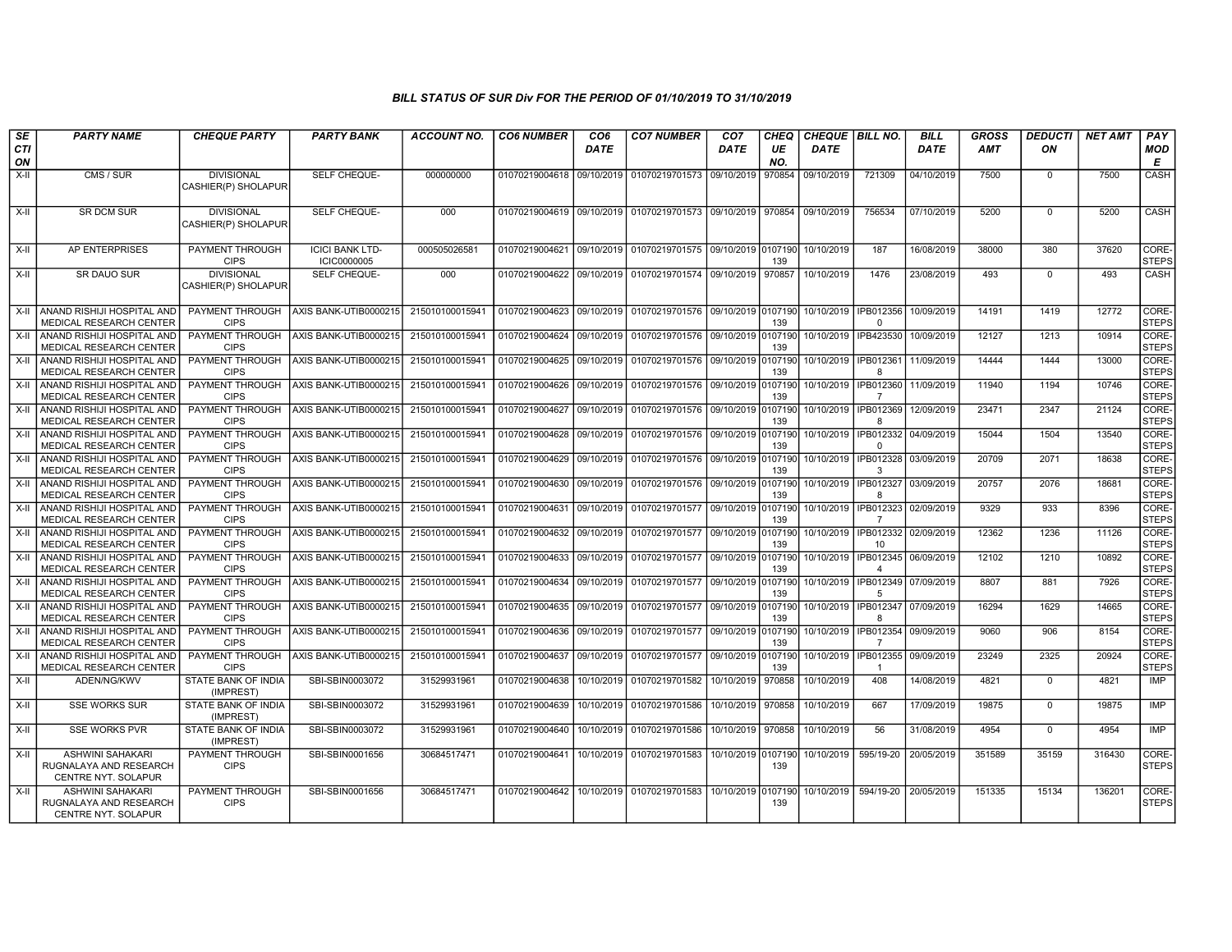## BILL STATUS OF SUR Div FOR THE PERIOD OF 01/10/2019 TO 31/10/2019

| SECTION | PARTY NAME | CHEQUE PARTY | PARTY BANK | ACCOUNT NO. | CO6 NUMBER | CO6 DATE | CO7 NUMBER | CO7 DATE | CHEQUE NO. | CHEQUE DATE | BILL NO. | BILL DATE | GROSS AMT | DEDUCTION | NET AMT | PAY MODE |
|---|---|---|---|---|---|---|---|---|---|---|---|---|---|---|---|---|
| X-II | CMS / SUR | DIVISIONAL CASHIER(P) SHOLAPUR | SELF CHEQUE- | 000000000 | 01070219004618 | 09/10/2019 | 01070219701573 | 09/10/2019 | 970854 | 09/10/2019 | 721309 | 04/10/2019 | 7500 | 0 | 7500 | CASH |
| X-II | SR DCM SUR | DIVISIONAL CASHIER(P) SHOLAPUR | SELF CHEQUE- | 000 | 01070219004619 | 09/10/2019 | 01070219701573 | 09/10/2019 | 970854 | 09/10/2019 | 756534 | 07/10/2019 | 5200 | 0 | 5200 | CASH |
| X-II | AP ENTERPRISES | PAYMENT THROUGH CIPS | ICICI BANK LTD-ICIC0000005 | 000505026581 | 01070219004621 | 09/10/2019 | 01070219701575 | 09/10/2019 | 0107190139 | 10/10/2019 | 187 | 16/08/2019 | 38000 | 380 | 37620 | CORE-STEPS |
| X-II | SR DAUO SUR | DIVISIONAL CASHIER(P) SHOLAPUR | SELF CHEQUE- | 000 | 01070219004622 | 09/10/2019 | 01070219701574 | 09/10/2019 | 970857 | 10/10/2019 | 1476 | 23/08/2019 | 493 | 0 | 493 | CASH |
| X-II | ANAND RISHIJI HOSPITAL AND MEDICAL RESEARCH CENTER | PAYMENT THROUGH CIPS | AXIS BANK-UTIB0000215 | 215010100015941 | 01070219004623 | 09/10/2019 | 01070219701576 | 09/10/2019 | 0107190139 | 10/10/2019 | IPB0123560 | 10/09/2019 | 14191 | 1419 | 12772 | CORE-STEPS |
| X-II | ANAND RISHIJI HOSPITAL AND MEDICAL RESEARCH CENTER | PAYMENT THROUGH CIPS | AXIS BANK-UTIB0000215 | 215010100015941 | 01070219004624 | 09/10/2019 | 01070219701576 | 09/10/2019 | 0107190139 | 10/10/2019 | IPB423530 | 10/09/2019 | 12127 | 1213 | 10914 | CORE-STEPS |
| X-II | ANAND RISHIJI HOSPITAL AND MEDICAL RESEARCH CENTER | PAYMENT THROUGH CIPS | AXIS BANK-UTIB0000215 | 215010100015941 | 01070219004625 | 09/10/2019 | 01070219701576 | 09/10/2019 | 0107190139 | 10/10/2019 | IPB0123618 | 11/09/2019 | 14444 | 1444 | 13000 | CORE-STEPS |
| X-II | ANAND RISHIJI HOSPITAL AND MEDICAL RESEARCH CENTER | PAYMENT THROUGH CIPS | AXIS BANK-UTIB0000215 | 215010100015941 | 01070219004626 | 09/10/2019 | 01070219701576 | 09/10/2019 | 0107190139 | 10/10/2019 | IPB0123607 | 11/09/2019 | 11940 | 1194 | 10746 | CORE-STEPS |
| X-II | ANAND RISHIJI HOSPITAL AND MEDICAL RESEARCH CENTER | PAYMENT THROUGH CIPS | AXIS BANK-UTIB0000215 | 215010100015941 | 01070219004627 | 09/10/2019 | 01070219701576 | 09/10/2019 | 0107190139 | 10/10/2019 | IPB0123698 | 12/09/2019 | 23471 | 2347 | 21124 | CORE-STEPS |
| X-II | ANAND RISHIJI HOSPITAL AND MEDICAL RESEARCH CENTER | PAYMENT THROUGH CIPS | AXIS BANK-UTIB0000215 | 215010100015941 | 01070219004628 | 09/10/2019 | 01070219701576 | 09/10/2019 | 0107190139 | 10/10/2019 | IPB0123320 | 04/09/2019 | 15044 | 1504 | 13540 | CORE-STEPS |
| X-II | ANAND RISHIJI HOSPITAL AND MEDICAL RESEARCH CENTER | PAYMENT THROUGH CIPS | AXIS BANK-UTIB0000215 | 215010100015941 | 01070219004629 | 09/10/2019 | 01070219701576 | 09/10/2019 | 0107190139 | 10/10/2019 | IPB0123283 | 03/09/2019 | 20709 | 2071 | 18638 | CORE-STEPS |
| X-II | ANAND RISHIJI HOSPITAL AND MEDICAL RESEARCH CENTER | PAYMENT THROUGH CIPS | AXIS BANK-UTIB0000215 | 215010100015941 | 01070219004630 | 09/10/2019 | 01070219701576 | 09/10/2019 | 0107190139 | 10/10/2019 | IPB0123278 | 03/09/2019 | 20757 | 2076 | 18681 | CORE-STEPS |
| X-II | ANAND RISHIJI HOSPITAL AND MEDICAL RESEARCH CENTER | PAYMENT THROUGH CIPS | AXIS BANK-UTIB0000215 | 215010100015941 | 01070219004631 | 09/10/2019 | 01070219701577 | 09/10/2019 | 0107190139 | 10/10/2019 | IPB0123237 | 02/09/2019 | 9329 | 933 | 8396 | CORE-STEPS |
| X-II | ANAND RISHIJI HOSPITAL AND MEDICAL RESEARCH CENTER | PAYMENT THROUGH CIPS | AXIS BANK-UTIB0000215 | 215010100015941 | 01070219004632 | 09/10/2019 | 01070219701577 | 09/10/2019 | 0107190139 | 10/10/2019 | IPB01233210 | 02/09/2019 | 12362 | 1236 | 11126 | CORE-STEPS |
| X-II | ANAND RISHIJI HOSPITAL AND MEDICAL RESEARCH CENTER | PAYMENT THROUGH CIPS | AXIS BANK-UTIB0000215 | 215010100015941 | 01070219004633 | 09/10/2019 | 01070219701577 | 09/10/2019 | 0107190139 | 10/10/2019 | IPB0123454 | 06/09/2019 | 12102 | 1210 | 10892 | CORE-STEPS |
| X-II | ANAND RISHIJI HOSPITAL AND MEDICAL RESEARCH CENTER | PAYMENT THROUGH CIPS | AXIS BANK-UTIB0000215 | 215010100015941 | 01070219004634 | 09/10/2019 | 01070219701577 | 09/10/2019 | 0107190139 | 10/10/2019 | IPB0123495 | 07/09/2019 | 8807 | 881 | 7926 | CORE-STEPS |
| X-II | ANAND RISHIJI HOSPITAL AND MEDICAL RESEARCH CENTER | PAYMENT THROUGH CIPS | AXIS BANK-UTIB0000215 | 215010100015941 | 01070219004635 | 09/10/2019 | 01070219701577 | 09/10/2019 | 0107190139 | 10/10/2019 | IPB0123478 | 07/09/2019 | 16294 | 1629 | 14665 | CORE-STEPS |
| X-II | ANAND RISHIJI HOSPITAL AND MEDICAL RESEARCH CENTER | PAYMENT THROUGH CIPS | AXIS BANK-UTIB0000215 | 215010100015941 | 01070219004636 | 09/10/2019 | 01070219701577 | 09/10/2019 | 0107190139 | 10/10/2019 | IPB0123547 | 09/09/2019 | 9060 | 906 | 8154 | CORE-STEPS |
| X-II | ANAND RISHIJI HOSPITAL AND MEDICAL RESEARCH CENTER | PAYMENT THROUGH CIPS | AXIS BANK-UTIB0000215 | 215010100015941 | 01070219004637 | 09/10/2019 | 01070219701577 | 09/10/2019 | 0107190139 | 10/10/2019 | IPB0123551 | 09/09/2019 | 23249 | 2325 | 20924 | CORE-STEPS |
| X-II | ADEN/NG/KWV | STATE BANK OF INDIA (IMPREST) | SBI-SBIN0003072 | 31529931961 | 01070219004638 | 10/10/2019 | 01070219701582 | 10/10/2019 | 970858 | 10/10/2019 | 408 | 14/08/2019 | 4821 | 0 | 4821 | IMP |
| X-II | SSE WORKS SUR | STATE BANK OF INDIA (IMPREST) | SBI-SBIN0003072 | 31529931961 | 01070219004639 | 10/10/2019 | 01070219701586 | 10/10/2019 | 970858 | 10/10/2019 | 667 | 17/09/2019 | 19875 | 0 | 19875 | IMP |
| X-II | SSE WORKS PVR | STATE BANK OF INDIA (IMPREST) | SBI-SBIN0003072 | 31529931961 | 01070219004640 | 10/10/2019 | 01070219701586 | 10/10/2019 | 970858 | 10/10/2019 | 56 | 31/08/2019 | 4954 | 0 | 4954 | IMP |
| X-II | ASHWINI SAHAKARI RUGNALAYA AND RESEARCH CENTRE NYT. SOLAPUR | PAYMENT THROUGH CIPS | SBI-SBIN0001656 | 30684517471 | 01070219004641 | 10/10/2019 | 01070219701583 | 10/10/2019 | 0107190139 | 10/10/2019 | 595/19-20 | 20/05/2019 | 351589 | 35159 | 316430 | CORE-STEPS |
| X-II | ASHWINI SAHAKARI RUGNALAYA AND RESEARCH CENTRE NYT. SOLAPUR | PAYMENT THROUGH CIPS | SBI-SBIN0001656 | 30684517471 | 01070219004642 | 10/10/2019 | 01070219701583 | 10/10/2019 | 0107190139 | 10/10/2019 | 594/19-20 | 20/05/2019 | 151335 | 15134 | 136201 | CORE-STEPS |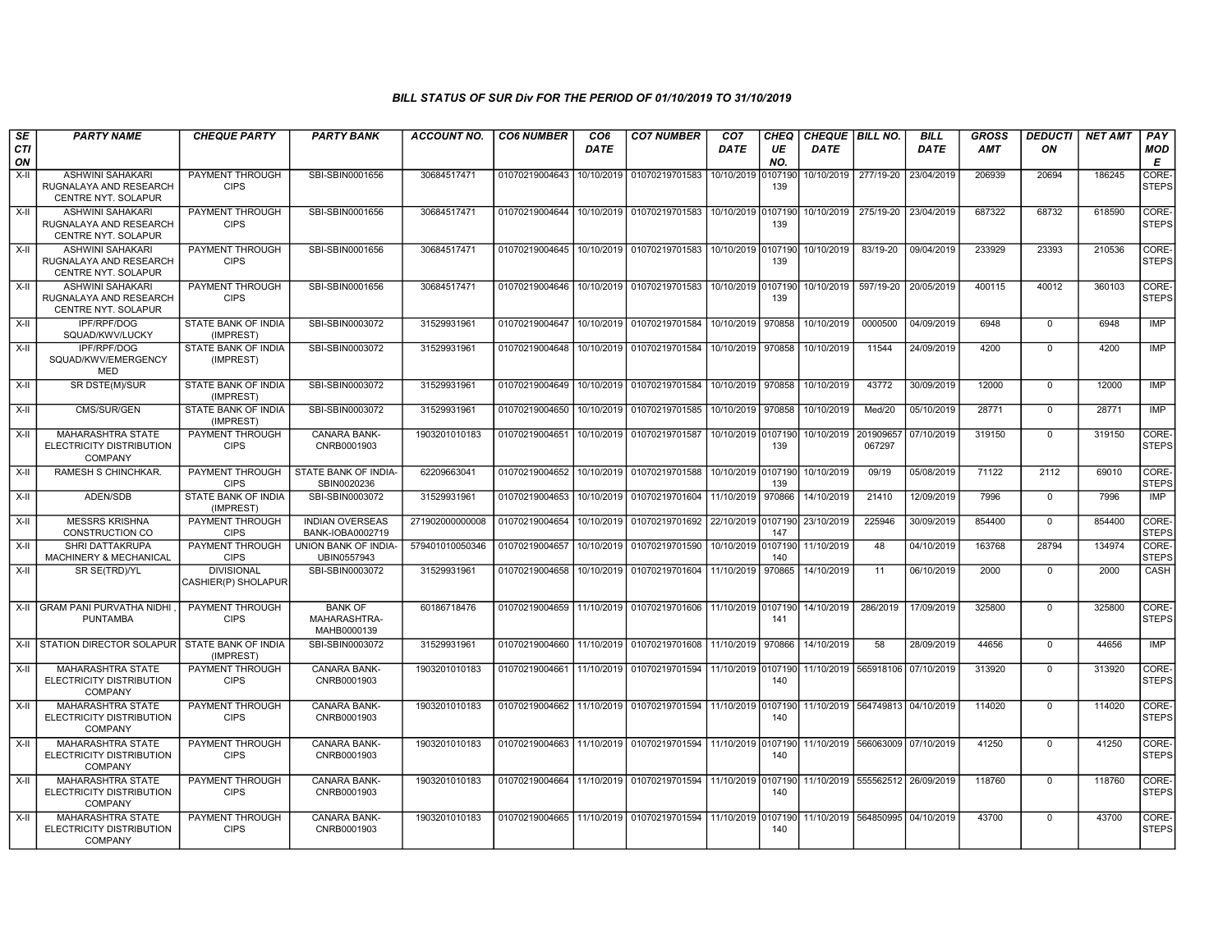### BILL STATUS OF SUR Div FOR THE PERIOD OF 01/10/2019 TO 31/10/2019

| SECTION | PARTY NAME | CHEQUE PARTY | PARTY BANK | ACCOUNT NO. | CO6 NUMBER | CO6 DATE | CO7 NUMBER | CO7 DATE | CHEQUE NO. | CHEQUE DATE | BILL NO. | BILL DATE | GROSS AMT | DEDUCTION | NET AMT | PAY MODE |
|---|---|---|---|---|---|---|---|---|---|---|---|---|---|---|---|---|
| X-II | ASHWINI SAHAKARI RUGNALAYA AND RESEARCH CENTRE NYT. SOLAPUR | PAYMENT THROUGH CIPS | SBI-SBIN0001656 | 30684517471 | 01070219004643 | 10/10/2019 | 01070219701583 | 10/10/2019 | 0107190139 | 10/10/2019 | 277/19-20 | 23/04/2019 | 206939 | 20694 | 186245 | CORE-STEPS |
| X-II | ASHWINI SAHAKARI RUGNALAYA AND RESEARCH CENTRE NYT. SOLAPUR | PAYMENT THROUGH CIPS | SBI-SBIN0001656 | 30684517471 | 01070219004644 | 10/10/2019 | 01070219701583 | 10/10/2019 | 0107190139 | 10/10/2019 | 275/19-20 | 23/04/2019 | 687322 | 68732 | 618590 | CORE-STEPS |
| X-II | ASHWINI SAHAKARI RUGNALAYA AND RESEARCH CENTRE NYT. SOLAPUR | PAYMENT THROUGH CIPS | SBI-SBIN0001656 | 30684517471 | 01070219004645 | 10/10/2019 | 01070219701583 | 10/10/2019 | 0107190139 | 10/10/2019 | 83/19-20 | 09/04/2019 | 233929 | 23393 | 210536 | CORE-STEPS |
| X-II | ASHWINI SAHAKARI RUGNALAYA AND RESEARCH CENTRE NYT. SOLAPUR | PAYMENT THROUGH CIPS | SBI-SBIN0001656 | 30684517471 | 01070219004646 | 10/10/2019 | 01070219701583 | 10/10/2019 | 0107190139 | 10/10/2019 | 597/19-20 | 20/05/2019 | 400115 | 40012 | 360103 | CORE-STEPS |
| X-II | IPF/RPF/DOG SQUAD/KWV/LUCKY | STATE BANK OF INDIA (IMPREST) | SBI-SBIN0003072 | 31529931961 | 01070219004647 | 10/10/2019 | 01070219701584 | 10/10/2019 | 970858 | 10/10/2019 | 0000500 | 04/09/2019 | 6948 | 0 | 6948 | IMP |
| X-II | IPF/RPF/DOG SQUAD/KWV/EMERGENCY MED | STATE BANK OF INDIA (IMPREST) | SBI-SBIN0003072 | 31529931961 | 01070219004648 | 10/10/2019 | 01070219701584 | 10/10/2019 | 970858 | 10/10/2019 | 11544 | 24/09/2019 | 4200 | 0 | 4200 | IMP |
| X-II | SR DSTE(M)/SUR | STATE BANK OF INDIA (IMPREST) | SBI-SBIN0003072 | 31529931961 | 01070219004649 | 10/10/2019 | 01070219701584 | 10/10/2019 | 970858 | 10/10/2019 | 43772 | 30/09/2019 | 12000 | 0 | 12000 | IMP |
| X-II | CMS/SUR/GEN | STATE BANK OF INDIA (IMPREST) | SBI-SBIN0003072 | 31529931961 | 01070219004650 | 10/10/2019 | 01070219701585 | 10/10/2019 | 970858 | 10/10/2019 | Med/20 | 05/10/2019 | 28771 | 0 | 28771 | IMP |
| X-II | MAHARASHTRA STATE ELECTRICITY DISTRIBUTION COMPANY | PAYMENT THROUGH CIPS | CANARA BANK-CNRB0001903 | 1903201010183 | 01070219004651 | 10/10/2019 | 01070219701587 | 10/10/2019 | 0107190139 | 10/10/2019 | 201909657067297 | 07/10/2019 | 319150 | 0 | 319150 | CORE-STEPS |
| X-II | RAMESH S CHINCHKAR. | PAYMENT THROUGH CIPS | STATE BANK OF INDIA-SBIN0020236 | 62209663041 | 01070219004652 | 10/10/2019 | 01070219701588 | 10/10/2019 | 0107190139 | 10/10/2019 | 09/19 | 05/08/2019 | 71122 | 2112 | 69010 | CORE-STEPS |
| X-II | ADEN/SDB | STATE BANK OF INDIA (IMPREST) | SBI-SBIN0003072 | 31529931961 | 01070219004653 | 10/10/2019 | 01070219701604 | 11/10/2019 | 970866 | 14/10/2019 | 21410 | 12/09/2019 | 7996 | 0 | 7996 | IMP |
| X-II | MESSRS KRISHNA CONSTRUCTION CO | PAYMENT THROUGH CIPS | INDIAN OVERSEAS BANK-IOBA0002719 | 271902000000008 | 01070219004654 | 10/10/2019 | 01070219701692 | 22/10/2019 | 0107190147 | 23/10/2019 | 225946 | 30/09/2019 | 854400 | 0 | 854400 | CORE-STEPS |
| X-II | SHRI DATTAKRUPA MACHINERY & MECHANICAL | PAYMENT THROUGH CIPS | UNION BANK OF INDIA-UBIN0557943 | 579401010050346 | 01070219004657 | 10/10/2019 | 01070219701590 | 10/10/2019 | 0107190140 | 11/10/2019 | 48 | 04/10/2019 | 163768 | 28794 | 134974 | CORE-STEPS |
| X-II | SR SE(TRD)/YL | DIVISIONAL CASHIER(P) SHOLAPUR | SBI-SBIN0003072 | 31529931961 | 01070219004658 | 10/10/2019 | 01070219701604 | 11/10/2019 | 970865 | 14/10/2019 | 11 | 06/10/2019 | 2000 | 0 | 2000 | CASH |
| X-II | GRAM PANI PURVATHA NIDHI , PUNTAMBA | PAYMENT THROUGH CIPS | BANK OF MAHARASHTRA-MAHB0000139 | 60186718476 | 01070219004659 | 11/10/2019 | 01070219701606 | 11/10/2019 | 0107190141 | 14/10/2019 | 286/2019 | 17/09/2019 | 325800 | 0 | 325800 | CORE-STEPS |
| X-II | STATION DIRECTOR SOLAPUR | STATE BANK OF INDIA (IMPREST) | SBI-SBIN0003072 | 31529931961 | 01070219004660 | 11/10/2019 | 01070219701608 | 11/10/2019 | 970866 | 14/10/2019 | 58 | 28/09/2019 | 44656 | 0 | 44656 | IMP |
| X-II | MAHARASHTRA STATE ELECTRICITY DISTRIBUTION COMPANY | PAYMENT THROUGH CIPS | CANARA BANK-CNRB0001903 | 1903201010183 | 01070219004661 | 11/10/2019 | 01070219701594 | 11/10/2019 | 0107190140 | 11/10/2019 | 565918106 | 07/10/2019 | 313920 | 0 | 313920 | CORE-STEPS |
| X-II | MAHARASHTRA STATE ELECTRICITY DISTRIBUTION COMPANY | PAYMENT THROUGH CIPS | CANARA BANK-CNRB0001903 | 1903201010183 | 01070219004662 | 11/10/2019 | 01070219701594 | 11/10/2019 | 0107190140 | 11/10/2019 | 564749813 | 04/10/2019 | 114020 | 0 | 114020 | CORE-STEPS |
| X-II | MAHARASHTRA STATE ELECTRICITY DISTRIBUTION COMPANY | PAYMENT THROUGH CIPS | CANARA BANK-CNRB0001903 | 1903201010183 | 01070219004663 | 11/10/2019 | 01070219701594 | 11/10/2019 | 0107190140 | 11/10/2019 | 566063009 | 07/10/2019 | 41250 | 0 | 41250 | CORE-STEPS |
| X-II | MAHARASHTRA STATE ELECTRICITY DISTRIBUTION COMPANY | PAYMENT THROUGH CIPS | CANARA BANK-CNRB0001903 | 1903201010183 | 01070219004664 | 11/10/2019 | 01070219701594 | 11/10/2019 | 0107190140 | 11/10/2019 | 555562512 | 26/09/2019 | 118760 | 0 | 118760 | CORE-STEPS |
| X-II | MAHARASHTRA STATE ELECTRICITY DISTRIBUTION COMPANY | PAYMENT THROUGH CIPS | CANARA BANK-CNRB0001903 | 1903201010183 | 01070219004665 | 11/10/2019 | 01070219701594 | 11/10/2019 | 0107190140 | 11/10/2019 | 564850995 | 04/10/2019 | 43700 | 0 | 43700 | CORE-STEPS |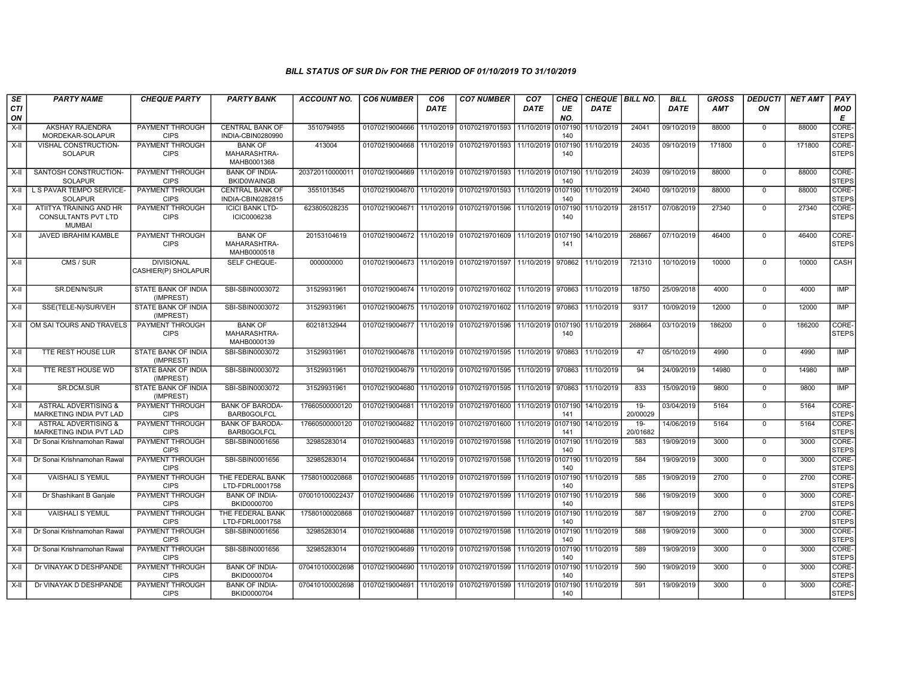## BILL STATUS OF SUR Div FOR THE PERIOD OF 01/10/2019 TO 31/10/2019

| SECTION | PARTY NAME | CHEQUE PARTY | PARTY BANK | ACCOUNT NO. | CO6 NUMBER | CO6 DATE | CO7 NUMBER | CO7 DATE | CHEQUE NO. | CHEQUE DATE | BILL NO. | BILL DATE | GROSS AMT | DEDUCTION | NET AMT | PAY MODE |
|---|---|---|---|---|---|---|---|---|---|---|---|---|---|---|---|---|
| X-II | AKSHAY RAJENDRA MORDEKAR-SOLAPUR | PAYMENT THROUGH CIPS | CENTRAL BANK OF INDIA-CBIN0280990 | 3510794955 | 01070219004666 | 11/10/2019 | 01070219701593 | 11/10/2019 | 0107190140 | 11/10/2019 | 24041 | 09/10/2019 | 88000 | 0 | 88000 | CORE-STEPS |
| X-II | VISHAL CONSTRUCTION-SOLAPUR | PAYMENT THROUGH CIPS | BANK OF MAHARASHTRA-MAHB0001368 | 413004 | 01070219004668 | 11/10/2019 | 01070219701593 | 11/10/2019 | 0107190140 | 11/10/2019 | 24035 | 09/10/2019 | 171800 | 0 | 171800 | CORE-STEPS |
| X-II | SANTOSH CONSTRUCTION-SOLAPUR | PAYMENT THROUGH CIPS | BANK OF INDIA-BKID0WAINGB | 203720110000011 | 01070219004669 | 11/10/2019 | 01070219701593 | 11/10/2019 | 0107190140 | 11/10/2019 | 24039 | 09/10/2019 | 88000 | 0 | 88000 | CORE-STEPS |
| X-II | L S PAVAR TEMPO SERVICE-SOLAPUR | PAYMENT THROUGH CIPS | CENTRAL BANK OF INDIA-CBIN0282815 | 3551013545 | 01070219004670 | 11/10/2019 | 01070219701593 | 11/10/2019 | 0107190140 | 11/10/2019 | 24040 | 09/10/2019 | 88000 | 0 | 88000 | CORE-STEPS |
| X-II | ATIITYA TRAINING AND HR CONSULTANTS PVT LTD MUMBAI | PAYMENT THROUGH CIPS | ICICI BANK LTD-ICIC0006238 | 623805028235 | 01070219004671 | 11/10/2019 | 01070219701596 | 11/10/2019 | 0107190140 | 11/10/2019 | 281517 | 07/08/2019 | 27340 | 0 | 27340 | CORE-STEPS |
| X-II | JAVED IBRAHIM KAMBLE | PAYMENT THROUGH CIPS | BANK OF MAHARASHTRA-MAHB0000518 | 20153104619 | 01070219004672 | 11/10/2019 | 01070219701609 | 11/10/2019 | 0107190141 | 14/10/2019 | 268667 | 07/10/2019 | 46400 | 0 | 46400 | CORE-STEPS |
| X-II | CMS / SUR | DIVISIONAL CASHIER(P) SHOLAPUR | SELF CHEQUE- | 000000000 | 01070219004673 | 11/10/2019 | 01070219701597 | 11/10/2019 | 970862 | 11/10/2019 | 721310 | 10/10/2019 | 10000 | 0 | 10000 | CASH |
| X-II | SR.DEN/N/SUR | STATE BANK OF INDIA (IMPREST) | SBI-SBIN0003072 | 31529931961 | 01070219004674 | 11/10/2019 | 01070219701602 | 11/10/2019 | 970863 | 11/10/2019 | 18750 | 25/09/2018 | 4000 | 0 | 4000 | IMP |
| X-II | SSE(TELE-N)/SUR/VEH | STATE BANK OF INDIA (IMPREST) | SBI-SBIN0003072 | 31529931961 | 01070219004675 | 11/10/2019 | 01070219701602 | 11/10/2019 | 970863 | 11/10/2019 | 9317 | 10/09/2019 | 12000 | 0 | 12000 | IMP |
| X-II | OM SAI TOURS AND TRAVELS | PAYMENT THROUGH CIPS | BANK OF MAHARASHTRA-MAHB0000139 | 60218132944 | 01070219004677 | 11/10/2019 | 01070219701596 | 11/10/2019 | 0107190140 | 11/10/2019 | 268664 | 03/10/2019 | 186200 | 0 | 186200 | CORE-STEPS |
| X-II | TTE REST HOUSE LUR | STATE BANK OF INDIA (IMPREST) | SBI-SBIN0003072 | 31529931961 | 01070219004678 | 11/10/2019 | 01070219701595 | 11/10/2019 | 970863 | 11/10/2019 | 47 | 05/10/2019 | 4990 | 0 | 4990 | IMP |
| X-II | TTE REST HOUSE WD | STATE BANK OF INDIA (IMPREST) | SBI-SBIN0003072 | 31529931961 | 01070219004679 | 11/10/2019 | 01070219701595 | 11/10/2019 | 970863 | 11/10/2019 | 94 | 24/09/2019 | 14980 | 0 | 14980 | IMP |
| X-II | SR.DCM.SUR | STATE BANK OF INDIA (IMPREST) | SBI-SBIN0003072 | 31529931961 | 01070219004680 | 11/10/2019 | 01070219701595 | 11/10/2019 | 970863 | 11/10/2019 | 833 | 15/09/2019 | 9800 | 0 | 9800 | IMP |
| X-II | ASTRAL ADVERTISING & MARKETING INDIA PVT LAD | PAYMENT THROUGH CIPS | BANK OF BARODA-BARB0GOLFCL | 17660500000120 | 01070219004681 | 11/10/2019 | 01070219701600 | 11/10/2019 | 0107190141 | 14/10/2019 | 19-20/00029 | 03/04/2019 | 5164 | 0 | 5164 | CORE-STEPS |
| X-II | ASTRAL ADVERTISING & MARKETING INDIA PVT LAD | PAYMENT THROUGH CIPS | BANK OF BARODA-BARB0GOLFCL | 17660500000120 | 01070219004682 | 11/10/2019 | 01070219701600 | 11/10/2019 | 0107190141 | 14/10/2019 | 19-20/01682 | 14/06/2019 | 5164 | 0 | 5164 | CORE-STEPS |
| X-II | Dr Sonai Krishnamohan Rawal | PAYMENT THROUGH CIPS | SBI-SBIN0001656 | 32985283014 | 01070219004683 | 11/10/2019 | 01070219701598 | 11/10/2019 | 0107190140 | 11/10/2019 | 583 | 19/09/2019 | 3000 | 0 | 3000 | CORE-STEPS |
| X-II | Dr Sonai Krishnamohan Rawal | PAYMENT THROUGH CIPS | SBI-SBIN0001656 | 32985283014 | 01070219004684 | 11/10/2019 | 01070219701598 | 11/10/2019 | 0107190140 | 11/10/2019 | 584 | 19/09/2019 | 3000 | 0 | 3000 | CORE-STEPS |
| X-II | VAISHALI S YEMUL | PAYMENT THROUGH CIPS | THE FEDERAL BANK LTD-FDRL0001758 | 17580100020868 | 01070219004685 | 11/10/2019 | 01070219701599 | 11/10/2019 | 0107190140 | 11/10/2019 | 585 | 19/09/2019 | 2700 | 0 | 2700 | CORE-STEPS |
| X-II | Dr Shashikant B Ganjale | PAYMENT THROUGH CIPS | BANK OF INDIA-BKID0000700 | 070010100022437 | 01070219004686 | 11/10/2019 | 01070219701599 | 11/10/2019 | 0107190140 | 11/10/2019 | 586 | 19/09/2019 | 3000 | 0 | 3000 | CORE-STEPS |
| X-II | VAISHALI S YEMUL | PAYMENT THROUGH CIPS | THE FEDERAL BANK LTD-FDRL0001758 | 17580100020868 | 01070219004687 | 11/10/2019 | 01070219701599 | 11/10/2019 | 0107190140 | 11/10/2019 | 587 | 19/09/2019 | 2700 | 0 | 2700 | CORE-STEPS |
| X-II | Dr Sonai Krishnamohan Rawal | PAYMENT THROUGH CIPS | SBI-SBIN0001656 | 32985283014 | 01070219004688 | 11/10/2019 | 01070219701598 | 11/10/2019 | 0107190140 | 11/10/2019 | 588 | 19/09/2019 | 3000 | 0 | 3000 | CORE-STEPS |
| X-II | Dr Sonai Krishnamohan Rawal | PAYMENT THROUGH CIPS | SBI-SBIN0001656 | 32985283014 | 01070219004689 | 11/10/2019 | 01070219701598 | 11/10/2019 | 0107190140 | 11/10/2019 | 589 | 19/09/2019 | 3000 | 0 | 3000 | CORE-STEPS |
| X-II | Dr VINAYAK D DESHPANDE | PAYMENT THROUGH CIPS | BANK OF INDIA-BKID0000704 | 070410100002698 | 01070219004690 | 11/10/2019 | 01070219701599 | 11/10/2019 | 0107190140 | 11/10/2019 | 590 | 19/09/2019 | 3000 | 0 | 3000 | CORE-STEPS |
| X-II | Dr VINAYAK D DESHPANDE | PAYMENT THROUGH CIPS | BANK OF INDIA-BKID0000704 | 070410100002698 | 01070219004691 | 11/10/2019 | 01070219701599 | 11/10/2019 | 0107190140 | 11/10/2019 | 591 | 19/09/2019 | 3000 | 0 | 3000 | CORE-STEPS |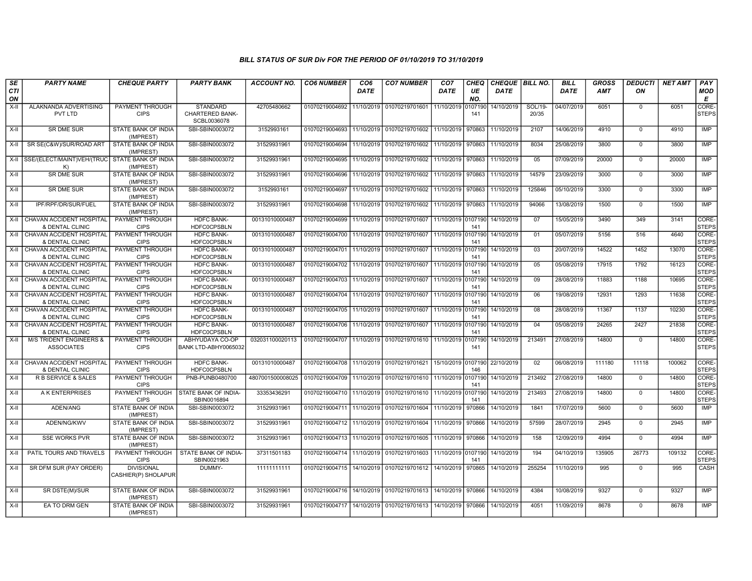# BILL STATUS OF SUR Div FOR THE PERIOD OF 01/10/2019 TO 31/10/2019

| SECTION | PARTY NAME | CHEQUE PARTY | PARTY BANK | ACCOUNT NO. | CO6 NUMBER | CO6 DATE | CO7 NUMBER | CO7 DATE | CHEQUE NO. | CHEQUE DATE | BILL NO. | BILL DATE | GROSS AMT | DEDUCTION | NET AMT | PAY MODE |
|---|---|---|---|---|---|---|---|---|---|---|---|---|---|---|---|---|
| X-II | ALAKNANDA ADVERTISING PVT LTD | PAYMENT THROUGH CIPS | STANDARD CHARTERED BANK-SCBL0036078 | 42705480662 | 01070219004692 | 11/10/2019 | 01070219701601 | 11/10/2019 | 0107190141 | 14/10/2019 | SOL/19-20/35 | 04/07/2019 | 6051 | 0 | 6051 | CORE-STEPS |
| X-II | SR DME SUR | STATE BANK OF INDIA (IMPREST) | SBI-SBIN0003072 | 3152993161 | 01070219004693 | 11/10/2019 | 01070219701602 | 11/10/2019 | 970863 | 11/10/2019 | 2107 | 14/06/2019 | 4910 | 0 | 4910 | IMP |
| X-II | SR SE(C&W)/SUR/ROAD ART | STATE BANK OF INDIA (IMPREST) | SBI-SBIN0003072 | 31529931961 | 01070219004694 | 11/10/2019 | 01070219701602 | 11/10/2019 | 970863 | 11/10/2019 | 8034 | 25/08/2019 | 3800 | 0 | 3800 | IMP |
| X-II | SSE/(ELECT/MAINT)VEH/(TRUCK) | STATE BANK OF INDIA (IMPREST) | SBI-SBIN0003072 | 31529931961 | 01070219004695 | 11/10/2019 | 01070219701602 | 11/10/2019 | 970863 | 11/10/2019 | 05 | 07/09/2019 | 20000 | 0 | 20000 | IMP |
| X-II | SR DME SUR | STATE BANK OF INDIA (IMPREST) | SBI-SBIN0003072 | 31529931961 | 01070219004696 | 11/10/2019 | 01070219701602 | 11/10/2019 | 970863 | 11/10/2019 | 14579 | 23/09/2019 | 3000 | 0 | 3000 | IMP |
| X-II | SR DME SUR | STATE BANK OF INDIA (IMPREST) | SBI-SBIN0003072 | 3152993161 | 01070219004697 | 11/10/2019 | 01070219701602 | 11/10/2019 | 970863 | 11/10/2019 | 125846 | 05/10/2019 | 3300 | 0 | 3300 | IMP |
| X-II | IPF/RPF/DR/SUR/FUEL | STATE BANK OF INDIA (IMPREST) | SBI-SBIN0003072 | 31529931961 | 01070219004698 | 11/10/2019 | 01070219701602 | 11/10/2019 | 970863 | 11/10/2019 | 94066 | 13/08/2019 | 1500 | 0 | 1500 | IMP |
| X-II | CHAVAN ACCIDENT HOSPITAL & DENTAL CLINIC | PAYMENT THROUGH CIPS | HDFC BANK-HDFC0CPSBLN | 00131010000487 | 01070219004699 | 11/10/2019 | 01070219701607 | 11/10/2019 | 0107190141 | 14/10/2019 | 07 | 15/05/2019 | 3490 | 349 | 3141 | CORE-STEPS |
| X-II | CHAVAN ACCIDENT HOSPITAL & DENTAL CLINIC | PAYMENT THROUGH CIPS | HDFC BANK-HDFC0CPSBLN | 00131010000487 | 01070219004700 | 11/10/2019 | 01070219701607 | 11/10/2019 | 0107190141 | 14/10/2019 | 01 | 05/07/2019 | 5156 | 516 | 4640 | CORE-STEPS |
| X-II | CHAVAN ACCIDENT HOSPITAL & DENTAL CLINIC | PAYMENT THROUGH CIPS | HDFC BANK-HDFC0CPSBLN | 00131010000487 | 01070219004701 | 11/10/2019 | 01070219701607 | 11/10/2019 | 0107190141 | 14/10/2019 | 03 | 20/07/2019 | 14522 | 1452 | 13070 | CORE-STEPS |
| X-II | CHAVAN ACCIDENT HOSPITAL & DENTAL CLINIC | PAYMENT THROUGH CIPS | HDFC BANK-HDFC0CPSBLN | 00131010000487 | 01070219004702 | 11/10/2019 | 01070219701607 | 11/10/2019 | 0107190141 | 14/10/2019 | 05 | 05/08/2019 | 17915 | 1792 | 16123 | CORE-STEPS |
| X-II | CHAVAN ACCIDENT HOSPITAL & DENTAL CLINIC | PAYMENT THROUGH CIPS | HDFC BANK-HDFC0CPSBLN | 00131010000487 | 01070219004703 | 11/10/2019 | 01070219701607 | 11/10/2019 | 0107190141 | 14/10/2019 | 09 | 28/08/2019 | 11883 | 1188 | 10695 | CORE-STEPS |
| X-II | CHAVAN ACCIDENT HOSPITAL & DENTAL CLINIC | PAYMENT THROUGH CIPS | HDFC BANK-HDFC0CPSBLN | 00131010000487 | 01070219004704 | 11/10/2019 | 01070219701607 | 11/10/2019 | 0107190141 | 14/10/2019 | 06 | 19/08/2019 | 12931 | 1293 | 11638 | CORE-STEPS |
| X-II | CHAVAN ACCIDENT HOSPITAL & DENTAL CLINIC | PAYMENT THROUGH CIPS | HDFC BANK-HDFC0CPSBLN | 00131010000487 | 01070219004705 | 11/10/2019 | 01070219701607 | 11/10/2019 | 0107190141 | 14/10/2019 | 08 | 28/08/2019 | 11367 | 1137 | 10230 | CORE-STEPS |
| X-II | CHAVAN ACCIDENT HOSPITAL & DENTAL CLINIC | PAYMENT THROUGH CIPS | HDFC BANK-HDFC0CPSBLN | 00131010000487 | 01070219004706 | 11/10/2019 | 01070219701607 | 11/10/2019 | 0107190141 | 14/10/2019 | 04 | 05/08/2019 | 24265 | 2427 | 21838 | CORE-STEPS |
| X-II | M/S TRIDENT ENGINEERS & ASSOCIATES | PAYMENT THROUGH CIPS | ABHYUDAYA CO-OP BANK LTD-ABHY0065032 | 032031100020113 | 01070219004707 | 11/10/2019 | 01070219701610 | 11/10/2019 | 0107190141 | 14/10/2019 | 213491 | 27/08/2019 | 14800 | 0 | 14800 | CORE-STEPS |
| X-II | CHAVAN ACCIDENT HOSPITAL & DENTAL CLINIC | PAYMENT THROUGH CIPS | HDFC BANK-HDFC0CPSBLN | 00131010000487 | 01070219004708 | 11/10/2019 | 01070219701621 | 15/10/2019 | 0107190146 | 22/10/2019 | 02 | 06/08/2019 | 111180 | 11118 | 100062 | CORE-STEPS |
| X-II | R B SERVICE & SALES | PAYMENT THROUGH CIPS | PNB-PUNB0480700 | 4807001500008025 | 01070219004709 | 11/10/2019 | 01070219701610 | 11/10/2019 | 0107190141 | 14/10/2019 | 213492 | 27/08/2019 | 14800 | 0 | 14800 | CORE-STEPS |
| X-II | A K ENTERPRISES | PAYMENT THROUGH CIPS | STATE BANK OF INDIA-SBIN0016894 | 33353436291 | 01070219004710 | 11/10/2019 | 01070219701610 | 11/10/2019 | 0107190141 | 14/10/2019 | 213493 | 27/08/2019 | 14800 | 0 | 14800 | CORE-STEPS |
| X-II | ADEN/ANG | STATE BANK OF INDIA (IMPREST) | SBI-SBIN0003072 | 31529931961 | 01070219004711 | 11/10/2019 | 01070219701604 | 11/10/2019 | 970866 | 14/10/2019 | 1841 | 17/07/2019 | 5600 | 0 | 5600 | IMP |
| X-II | ADEN/NG/KWV | STATE BANK OF INDIA (IMPREST) | SBI-SBIN0003072 | 31529931961 | 01070219004712 | 11/10/2019 | 01070219701604 | 11/10/2019 | 970866 | 14/10/2019 | 57599 | 28/07/2019 | 2945 | 0 | 2945 | IMP |
| X-II | SSE WORKS PVR | STATE BANK OF INDIA (IMPREST) | SBI-SBIN0003072 | 31529931961 | 01070219004713 | 11/10/2019 | 01070219701605 | 11/10/2019 | 970866 | 14/10/2019 | 158 | 12/09/2019 | 4994 | 0 | 4994 | IMP |
| X-II | PATIL TOURS AND TRAVELS | PAYMENT THROUGH CIPS | STATE BANK OF INDIA-SBIN0021963 | 37311501183 | 01070219004714 | 11/10/2019 | 01070219701603 | 11/10/2019 | 0107190141 | 14/10/2019 | 194 | 04/10/2019 | 135905 | 26773 | 109132 | CORE-STEPS |
| X-II | SR DFM SUR (PAY ORDER) | DIVISIONAL CASHIER(P) SHOLAPUR | DUMMY- | 11111111111 | 01070219004715 | 14/10/2019 | 01070219701612 | 14/10/2019 | 970865 | 14/10/2019 | 255254 | 11/10/2019 | 995 | 0 | 995 | CASH |
| X-II | SR DSTE(M)/SUR | STATE BANK OF INDIA (IMPREST) | SBI-SBIN0003072 | 31529931961 | 01070219004716 | 14/10/2019 | 01070219701613 | 14/10/2019 | 970866 | 14/10/2019 | 4384 | 10/08/2019 | 9327 | 0 | 9327 | IMP |
| X-II | EA TO DRM GEN | STATE BANK OF INDIA (IMPREST) | SBI-SBIN0003072 | 31529931961 | 01070219004717 | 14/10/2019 | 01070219701613 | 14/10/2019 | 970866 | 14/10/2019 | 4051 | 11/09/2019 | 8678 | 0 | 8678 | IMP |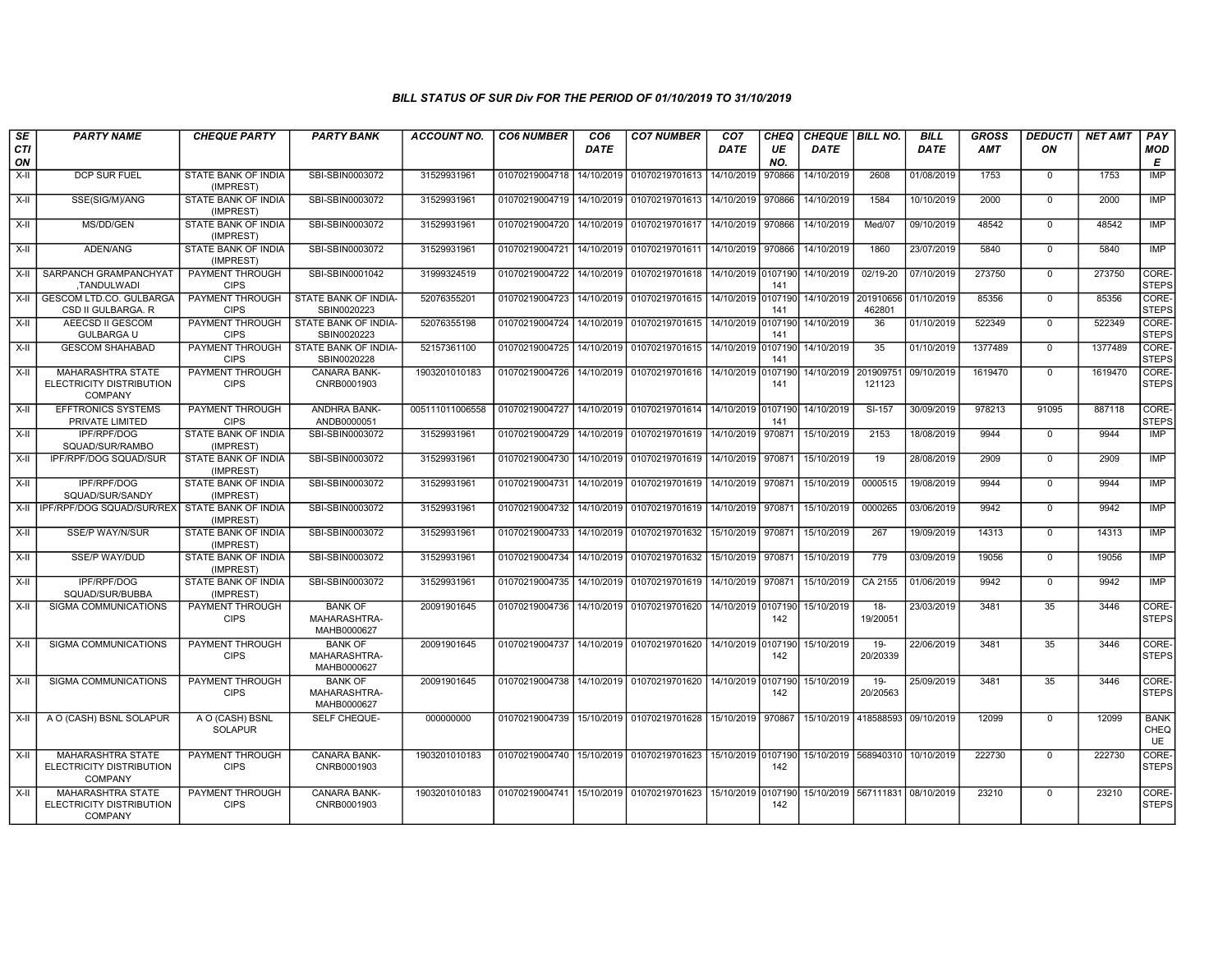# BILL STATUS OF SUR Div FOR THE PERIOD OF 01/10/2019 TO 31/10/2019

| SECTION | PARTY NAME | CHEQUE PARTY | PARTY BANK | ACCOUNT NO. | CO6 NUMBER | CO6 DATE | CO7 NUMBER | CO7 DATE | CHEQUE NO. | CHEQUE DATE | BILL NO. | BILL DATE | GROSS AMT | DEDUCTION | NET AMT | PAY MODE |
|---|---|---|---|---|---|---|---|---|---|---|---|---|---|---|---|---|
| X-II | DCP SUR FUEL | STATE BANK OF INDIA (IMPREST) | SBI-SBIN0003072 | 31529931961 | 01070219004718 | 14/10/2019 | 01070219701613 | 14/10/2019 | 970866 | 14/10/2019 | 2608 | 01/08/2019 | 1753 | 0 | 1753 | IMP |
| X-II | SSE(SIG/M)/ANG | STATE BANK OF INDIA (IMPREST) | SBI-SBIN0003072 | 31529931961 | 01070219004719 | 14/10/2019 | 01070219701613 | 14/10/2019 | 970866 | 14/10/2019 | 1584 | 10/10/2019 | 2000 | 0 | 2000 | IMP |
| X-II | MS/DD/GEN | STATE BANK OF INDIA (IMPREST) | SBI-SBIN0003072 | 31529931961 | 01070219004720 | 14/10/2019 | 01070219701617 | 14/10/2019 | 970866 | 14/10/2019 | Med/07 | 09/10/2019 | 48542 | 0 | 48542 | IMP |
| X-II | ADEN/ANG | STATE BANK OF INDIA (IMPREST) | SBI-SBIN0003072 | 31529931961 | 01070219004721 | 14/10/2019 | 01070219701611 | 14/10/2019 | 970866 | 14/10/2019 | 1860 | 23/07/2019 | 5840 | 0 | 5840 | IMP |
| X-II | SARPANCH GRAMPANCHYAT ,TANDULWADI | PAYMENT THROUGH CIPS | SBI-SBIN0001042 | 31999324519 | 01070219004722 | 14/10/2019 | 01070219701618 | 14/10/2019 | 0107190141 | 14/10/2019 | 02/19-20 | 07/10/2019 | 273750 | 0 | 273750 | CORE-STEPS |
| X-II | GESCOM LTD.CO. GULBARGA CSD II GULBARGA. R | PAYMENT THROUGH CIPS | STATE BANK OF INDIA-SBIN0020223 | 52076355201 | 01070219004723 | 14/10/2019 | 01070219701615 | 14/10/2019 | 0107190141 | 14/10/2019 | 201910656462801 | 01/10/2019 | 85356 | 0 | 85356 | CORE-STEPS |
| X-II | AEECSD II GESCOM GULBARGA U | PAYMENT THROUGH CIPS | STATE BANK OF INDIA-SBIN0020223 | 52076355198 | 01070219004724 | 14/10/2019 | 01070219701615 | 14/10/2019 | 0107190141 | 14/10/2019 | 36 | 01/10/2019 | 522349 | 0 | 522349 | CORE-STEPS |
| X-II | GESCOM SHAHABAD | PAYMENT THROUGH CIPS | STATE BANK OF INDIA-SBIN0020228 | 52157361100 | 01070219004725 | 14/10/2019 | 01070219701615 | 14/10/2019 | 0107190141 | 14/10/2019 | 35 | 01/10/2019 | 1377489 | 0 | 1377489 | CORE-STEPS |
| X-II | MAHARASHTRA STATE ELECTRICITY DISTRIBUTION COMPANY | PAYMENT THROUGH CIPS | CANARA BANK-CNRB0001903 | 1903201010183 | 01070219004726 | 14/10/2019 | 01070219701616 | 14/10/2019 | 0107190141 | 14/10/2019 | 201909751121123 | 09/10/2019 | 1619470 | 0 | 1619470 | CORE-STEPS |
| X-II | EFFTRONICS SYSTEMS PRIVATE LIMITED | PAYMENT THROUGH CIPS | ANDHRA BANK-ANDB0000051 | 005111011006558 | 01070219004727 | 14/10/2019 | 01070219701614 | 14/10/2019 | 0107190141 | 14/10/2019 | SI-157 | 30/09/2019 | 978213 | 91095 | 887118 | CORE-STEPS |
| X-II | IPF/RPF/DOG SQUAD/SUR/RAMBO | STATE BANK OF INDIA (IMPREST) | SBI-SBIN0003072 | 31529931961 | 01070219004729 | 14/10/2019 | 01070219701619 | 14/10/2019 | 970871 | 15/10/2019 | 2153 | 18/08/2019 | 9944 | 0 | 9944 | IMP |
| X-II | IPF/RPF/DOG SQUAD/SUR | STATE BANK OF INDIA (IMPREST) | SBI-SBIN0003072 | 31529931961 | 01070219004730 | 14/10/2019 | 01070219701619 | 14/10/2019 | 970871 | 15/10/2019 | 19 | 28/08/2019 | 2909 | 0 | 2909 | IMP |
| X-II | IPF/RPF/DOG SQUAD/SUR/SANDY | STATE BANK OF INDIA (IMPREST) | SBI-SBIN0003072 | 31529931961 | 01070219004731 | 14/10/2019 | 01070219701619 | 14/10/2019 | 970871 | 15/10/2019 | 0000515 | 19/08/2019 | 9944 | 0 | 9944 | IMP |
| X-II | IPF/RPF/DOG SQUAD/SUR/REX | STATE BANK OF INDIA (IMPREST) | SBI-SBIN0003072 | 31529931961 | 01070219004732 | 14/10/2019 | 01070219701619 | 14/10/2019 | 970871 | 15/10/2019 | 0000265 | 03/06/2019 | 9942 | 0 | 9942 | IMP |
| X-II | SSE/P WAY/N/SUR | STATE BANK OF INDIA (IMPREST) | SBI-SBIN0003072 | 31529931961 | 01070219004733 | 14/10/2019 | 01070219701632 | 15/10/2019 | 970871 | 15/10/2019 | 267 | 19/09/2019 | 14313 | 0 | 14313 | IMP |
| X-II | SSE/P WAY/DUD | STATE BANK OF INDIA (IMPREST) | SBI-SBIN0003072 | 31529931961 | 01070219004734 | 14/10/2019 | 01070219701632 | 15/10/2019 | 970871 | 15/10/2019 | 779 | 03/09/2019 | 19056 | 0 | 19056 | IMP |
| X-II | IPF/RPF/DOG SQUAD/SUR/BUBBA | STATE BANK OF INDIA (IMPREST) | SBI-SBIN0003072 | 31529931961 | 01070219004735 | 14/10/2019 | 01070219701619 | 14/10/2019 | 970871 | 15/10/2019 | CA 2155 | 01/06/2019 | 9942 | 0 | 9942 | IMP |
| X-II | SIGMA COMMUNICATIONS | PAYMENT THROUGH CIPS | BANK OF MAHARASHTRA-MAHB0000627 | 20091901645 | 01070219004736 | 14/10/2019 | 01070219701620 | 14/10/2019 | 0107190142 | 15/10/2019 | 18-19/20051 | 23/03/2019 | 3481 | 35 | 3446 | CORE-STEPS |
| X-II | SIGMA COMMUNICATIONS | PAYMENT THROUGH CIPS | BANK OF MAHARASHTRA-MAHB0000627 | 20091901645 | 01070219004737 | 14/10/2019 | 01070219701620 | 14/10/2019 | 0107190142 | 15/10/2019 | 19-20/20339 | 22/06/2019 | 3481 | 35 | 3446 | CORE-STEPS |
| X-II | SIGMA COMMUNICATIONS | PAYMENT THROUGH CIPS | BANK OF MAHARASHTRA-MAHB0000627 | 20091901645 | 01070219004738 | 14/10/2019 | 01070219701620 | 14/10/2019 | 0107190142 | 15/10/2019 | 19-20/20563 | 25/09/2019 | 3481 | 35 | 3446 | CORE-STEPS |
| X-II | A O (CASH) BSNL SOLAPUR | A O (CASH) BSNL SOLAPUR | SELF CHEQUE- | 000000000 | 01070219004739 | 15/10/2019 | 01070219701628 | 15/10/2019 | 970867 | 15/10/2019 | 418588593 | 09/10/2019 | 12099 | 0 | 12099 | BANK CHEQUE |
| X-II | MAHARASHTRA STATE ELECTRICITY DISTRIBUTION COMPANY | PAYMENT THROUGH CIPS | CANARA BANK-CNRB0001903 | 1903201010183 | 01070219004740 | 15/10/2019 | 01070219701623 | 15/10/2019 | 0107190142 | 15/10/2019 | 568940310 | 10/10/2019 | 222730 | 0 | 222730 | CORE-STEPS |
| X-II | MAHARASHTRA STATE ELECTRICITY DISTRIBUTION COMPANY | PAYMENT THROUGH CIPS | CANARA BANK-CNRB0001903 | 1903201010183 | 01070219004741 | 15/10/2019 | 01070219701623 | 15/10/2019 | 0107190142 | 15/10/2019 | 567111831 | 08/10/2019 | 23210 | 0 | 23210 | CORE-STEPS |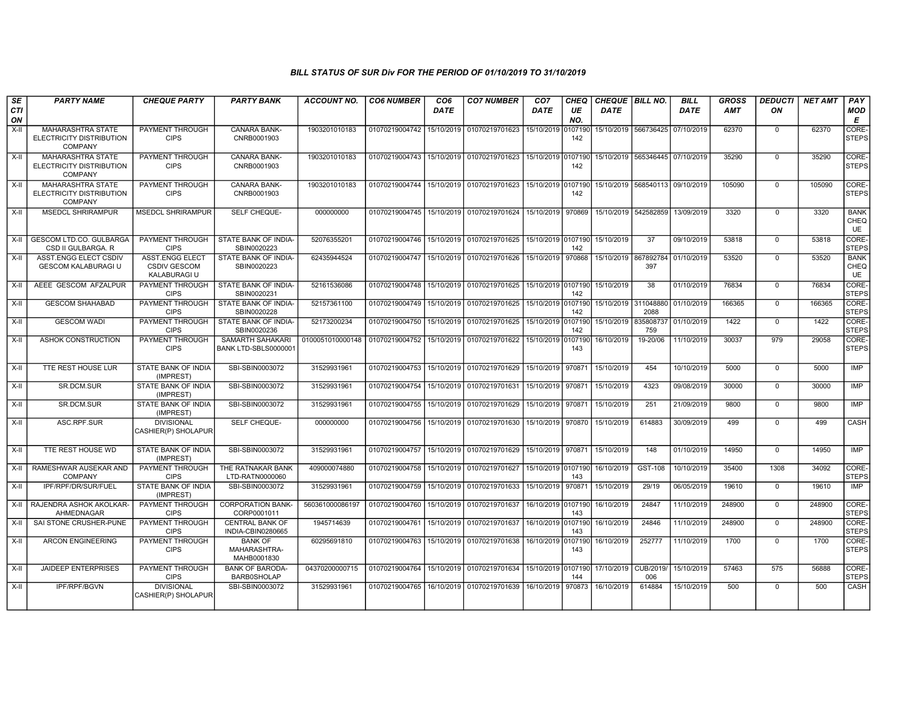### BILL STATUS OF SUR Div FOR THE PERIOD OF 01/10/2019 TO 31/10/2019

| SECTION | PARTY NAME | CHEQUE PARTY | PARTY BANK | ACCOUNT NO. | CO6 NUMBER | CO6 DATE | CO7 NUMBER | CO7 DATE | CHEQUE NO. | CHEQUE DATE | BILL NO. | BILL DATE | GROSS AMT | DEDUCTION | NET AMT | PAY MODE |
|---|---|---|---|---|---|---|---|---|---|---|---|---|---|---|---|---|
| X-II | MAHARASHTRA STATE ELECTRICITY DISTRIBUTION COMPANY | PAYMENT THROUGH CIPS | CANARA BANK-CNRB0001903 | 1903201010183 | 01070219004742 | 15/10/2019 | 01070219701623 | 15/10/2019 | 0107190142 | 15/10/2019 | 566736425 | 07/10/2019 | 62370 | 0 | 62370 | CORE-STEPS |
| X-II | MAHARASHTRA STATE ELECTRICITY DISTRIBUTION COMPANY | PAYMENT THROUGH CIPS | CANARA BANK-CNRB0001903 | 1903201010183 | 01070219004743 | 15/10/2019 | 01070219701623 | 15/10/2019 | 0107190142 | 15/10/2019 | 565346445 | 07/10/2019 | 35290 | 0 | 35290 | CORE-STEPS |
| X-II | MAHARASHTRA STATE ELECTRICITY DISTRIBUTION COMPANY | PAYMENT THROUGH CIPS | CANARA BANK-CNRB0001903 | 1903201010183 | 01070219004744 | 15/10/2019 | 01070219701623 | 15/10/2019 | 0107190142 | 15/10/2019 | 568540113 | 09/10/2019 | 105090 | 0 | 105090 | CORE-STEPS |
| X-II | MSEDCL SHRIRAMPUR | MSEDCL SHRIRAMPUR | SELF CHEQUE- | 000000000 | 01070219004745 | 15/10/2019 | 01070219701624 | 15/10/2019 | 970869 | 15/10/2019 | 542582859 | 13/09/2019 | 3320 | 0 | 3320 | BANK CHEQUE |
| X-II | GESCOM LTD.CO. GULBARGA CSD II GULBARGA. R | PAYMENT THROUGH CIPS | STATE BANK OF INDIA-SBIN0020223 | 52076355201 | 01070219004746 | 15/10/2019 | 01070219701625 | 15/10/2019 | 0107190142 | 15/10/2019 | 37 | 09/10/2019 | 53818 | 0 | 53818 | CORE-STEPS |
| X-II | ASST.ENGG ELECT CSDIV GESCOM KALABURAGI U | ASST.ENGG ELECT CSDIV GESCOM KALABURAGI U | STATE BANK OF INDIA-SBIN0020223 | 62435944524 | 01070219004747 | 15/10/2019 | 01070219701626 | 15/10/2019 | 970868 | 15/10/2019 | 867892784397 | 01/10/2019 | 53520 | 0 | 53520 | BANK CHEQUE |
| X-II | AEEE GESCOM AFZALPUR | PAYMENT THROUGH CIPS | STATE BANK OF INDIA-SBIN0020231 | 52161536086 | 01070219004748 | 15/10/2019 | 01070219701625 | 15/10/2019 | 0107190142 | 15/10/2019 | 38 | 01/10/2019 | 76834 | 0 | 76834 | CORE-STEPS |
| X-II | GESCOM SHAHABAD | PAYMENT THROUGH CIPS | STATE BANK OF INDIA-SBIN0020228 | 52157361100 | 01070219004749 | 15/10/2019 | 01070219701625 | 15/10/2019 | 0107190142 | 15/10/2019 | 3110488802088 | 01/10/2019 | 166365 | 0 | 166365 | CORE-STEPS |
| X-II | GESCOM WADI | PAYMENT THROUGH CIPS | STATE BANK OF INDIA-SBIN0020236 | 52173200234 | 01070219004750 | 15/10/2019 | 01070219701625 | 15/10/2019 | 0107190142 | 15/10/2019 | 835808737759 | 01/10/2019 | 1422 | 0 | 1422 | CORE-STEPS |
| X-II | ASHOK CONSTRUCTION | PAYMENT THROUGH CIPS | SAMARTH SAHAKARI BANK LTD-SBLS0000001 | 0100051010000148 | 01070219004752 | 15/10/2019 | 01070219701622 | 15/10/2019 | 0107190143 | 16/10/2019 | 19-20/06 | 11/10/2019 | 30037 | 979 | 29058 | CORE-STEPS |
| X-II | TTE REST HOUSE LUR | STATE BANK OF INDIA (IMPREST) | SBI-SBIN0003072 | 31529931961 | 01070219004753 | 15/10/2019 | 01070219701629 | 15/10/2019 | 970871 | 15/10/2019 | 454 | 10/10/2019 | 5000 | 0 | 5000 | IMP |
| X-II | SR.DCM.SUR | STATE BANK OF INDIA (IMPREST) | SBI-SBIN0003072 | 31529931961 | 01070219004754 | 15/10/2019 | 01070219701631 | 15/10/2019 | 970871 | 15/10/2019 | 4323 | 09/08/2019 | 30000 | 0 | 30000 | IMP |
| X-II | SR.DCM.SUR | STATE BANK OF INDIA (IMPREST) | SBI-SBIN0003072 | 31529931961 | 01070219004755 | 15/10/2019 | 01070219701629 | 15/10/2019 | 970871 | 15/10/2019 | 251 | 21/09/2019 | 9800 | 0 | 9800 | IMP |
| X-II | ASC.RPF.SUR | DIVISIONAL CASHIER(P) SHOLAPUR | SELF CHEQUE- | 000000000 | 01070219004756 | 15/10/2019 | 01070219701630 | 15/10/2019 | 970870 | 15/10/2019 | 614883 | 30/09/2019 | 499 | 0 | 499 | CASH |
| X-II | TTE REST HOUSE WD | STATE BANK OF INDIA (IMPREST) | SBI-SBIN0003072 | 31529931961 | 01070219004757 | 15/10/2019 | 01070219701629 | 15/10/2019 | 970871 | 15/10/2019 | 148 | 01/10/2019 | 14950 | 0 | 14950 | IMP |
| X-II | RAMESHWAR AUSEKAR AND COMPANY | PAYMENT THROUGH CIPS | THE RATNAKAR BANK LTD-RATN0000060 | 409000074880 | 01070219004758 | 15/10/2019 | 01070219701627 | 15/10/2019 | 0107190143 | 16/10/2019 | GST-108 | 10/10/2019 | 35400 | 1308 | 34092 | CORE-STEPS |
| X-II | IPF/RPF/DR/SUR/FUEL | STATE BANK OF INDIA (IMPREST) | SBI-SBIN0003072 | 31529931961 | 01070219004759 | 15/10/2019 | 01070219701633 | 15/10/2019 | 970871 | 15/10/2019 | 29/19 | 06/05/2019 | 19610 | 0 | 19610 | IMP |
| X-II | RAJENDRA ASHOK AKOLKAR-AHMEDNAGAR | PAYMENT THROUGH CIPS | CORPORATION BANK-CORP0001011 | 560361000086197 | 01070219004760 | 15/10/2019 | 01070219701637 | 16/10/2019 | 0107190143 | 16/10/2019 | 24847 | 11/10/2019 | 248900 | 0 | 248900 | CORE-STEPS |
| X-II | SAI STONE CRUSHER-PUNE | PAYMENT THROUGH CIPS | CENTRAL BANK OF INDIA-CBIN0280665 | 1945714639 | 01070219004761 | 15/10/2019 | 01070219701637 | 16/10/2019 | 0107190143 | 16/10/2019 | 24846 | 11/10/2019 | 248900 | 0 | 248900 | CORE-STEPS |
| X-II | ARCON ENGINEERING | PAYMENT THROUGH CIPS | BANK OF MAHARASHTRA-MAHB0001830 | 60295691810 | 01070219004763 | 15/10/2019 | 01070219701638 | 16/10/2019 | 0107190143 | 16/10/2019 | 252777 | 11/10/2019 | 1700 | 0 | 1700 | CORE-STEPS |
| X-II | JAIDEEP ENTERPRISES | PAYMENT THROUGH CIPS | BANK OF BARODA-BARB0SHOLAP | 04370200000715 | 01070219004764 | 15/10/2019 | 01070219701634 | 15/10/2019 | 0107190144 | 17/10/2019 | CUB/2019/006 | 15/10/2019 | 57463 | 575 | 56888 | CORE-STEPS |
| X-II | IPF/RPF/BGVN | DIVISIONAL CASHIER(P) SHOLAPUR | SBI-SBIN0003072 | 31529931961 | 01070219004765 | 16/10/2019 | 01070219701639 | 16/10/2019 | 970873 | 16/10/2019 | 614884 | 15/10/2019 | 500 | 0 | 500 | CASH |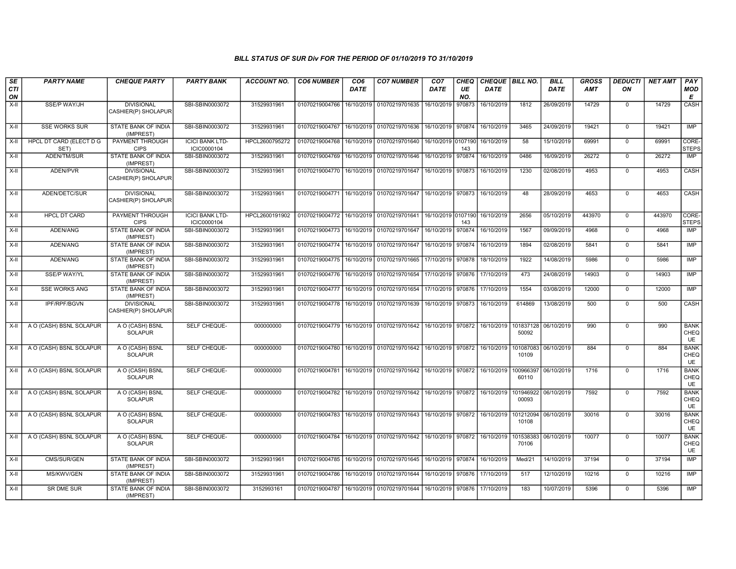### BILL STATUS OF SUR Div FOR THE PERIOD OF 01/10/2019 TO 31/10/2019

| SECTION | PARTY NAME | CHEQUE PARTY | PARTY BANK | ACCOUNT NO. | CO6 NUMBER | CO6 DATE | CO7 NUMBER | CO7 DATE | CHEQUE NO. | CHEQUE DATE | BILL NO. | BILL DATE | GROSS AMT | DEDUCTION | NET AMT | PAY MODE |
|---|---|---|---|---|---|---|---|---|---|---|---|---|---|---|---|---|
| X-II | SSE/P WAY/JH | DIVISIONAL CASHIER(P) SHOLAPUR | SBI-SBIN0003072 | 31529931961 | 01070219004766 | 16/10/2019 | 01070219701635 | 16/10/2019 | 970873 | 16/10/2019 | 1812 | 26/09/2019 | 14729 | 0 | 14729 | CASH |
| X-II | SSE WORKS SUR | STATE BANK OF INDIA (IMPREST) | SBI-SBIN0003072 | 31529931961 | 01070219004767 | 16/10/2019 | 01070219701636 | 16/10/2019 | 970874 | 16/10/2019 | 3465 | 24/09/2019 | 19421 | 0 | 19421 | IMP |
| X-II | HPCL DT CARD (ELECT D G SET) | PAYMENT THROUGH CIPS | ICICI BANK LTD-ICIC0000104 | HPCL2600795272 | 01070219004768 | 16/10/2019 | 01070219701640 | 16/10/2019 | 0107190143 | 16/10/2019 | 58 | 15/10/2019 | 69991 | 0 | 69991 | CORE-STEPS |
| X-II | ADEN/TM/SUR | STATE BANK OF INDIA (IMPREST) | SBI-SBIN0003072 | 31529931961 | 01070219004769 | 16/10/2019 | 01070219701646 | 16/10/2019 | 970874 | 16/10/2019 | 0486 | 16/09/2019 | 26272 | 0 | 26272 | IMP |
| X-II | ADEN/PVR | DIVISIONAL CASHIER(P) SHOLAPUR | SBI-SBIN0003072 | 31529931961 | 01070219004770 | 16/10/2019 | 01070219701647 | 16/10/2019 | 970873 | 16/10/2019 | 1230 | 02/08/2019 | 4953 | 0 | 4953 | CASH |
| X-II | ADEN/DETC/SUR | DIVISIONAL CASHIER(P) SHOLAPUR | SBI-SBIN0003072 | 31529931961 | 01070219004771 | 16/10/2019 | 01070219701647 | 16/10/2019 | 970873 | 16/10/2019 | 48 | 28/09/2019 | 4653 | 0 | 4653 | CASH |
| X-II | HPCL DT CARD | PAYMENT THROUGH CIPS | ICICI BANK LTD-ICIC0000104 | HPCL2600191902 | 01070219004772 | 16/10/2019 | 01070219701641 | 16/10/2019 | 0107190143 | 16/10/2019 | 2656 | 05/10/2019 | 443970 | 0 | 443970 | CORE-STEPS |
| X-II | ADEN/ANG | STATE BANK OF INDIA (IMPREST) | SBI-SBIN0003072 | 31529931961 | 01070219004773 | 16/10/2019 | 01070219701647 | 16/10/2019 | 970874 | 16/10/2019 | 1567 | 09/09/2019 | 4968 | 0 | 4968 | IMP |
| X-II | ADEN/ANG | STATE BANK OF INDIA (IMPREST) | SBI-SBIN0003072 | 31529931961 | 01070219004774 | 16/10/2019 | 01070219701647 | 16/10/2019 | 970874 | 16/10/2019 | 1894 | 02/08/2019 | 5841 | 0 | 5841 | IMP |
| X-II | ADEN/ANG | STATE BANK OF INDIA (IMPREST) | SBI-SBIN0003072 | 31529931961 | 01070219004775 | 16/10/2019 | 01070219701665 | 17/10/2019 | 970878 | 18/10/2019 | 1922 | 14/08/2019 | 5986 | 0 | 5986 | IMP |
| X-II | SSE/P WAY/YL | STATE BANK OF INDIA (IMPREST) | SBI-SBIN0003072 | 31529931961 | 01070219004776 | 16/10/2019 | 01070219701654 | 17/10/2019 | 970876 | 17/10/2019 | 473 | 24/08/2019 | 14903 | 0 | 14903 | IMP |
| X-II | SSE WORKS ANG | STATE BANK OF INDIA (IMPREST) | SBI-SBIN0003072 | 31529931961 | 01070219004777 | 16/10/2019 | 01070219701654 | 17/10/2019 | 970876 | 17/10/2019 | 1554 | 03/08/2019 | 12000 | 0 | 12000 | IMP |
| X-II | IPF/RPF/BGVN | DIVISIONAL CASHIER(P) SHOLAPUR | SBI-SBIN0003072 | 31529931961 | 01070219004778 | 16/10/2019 | 01070219701639 | 16/10/2019 | 970873 | 16/10/2019 | 614869 | 13/08/2019 | 500 | 0 | 500 | CASH |
| X-II | A O (CASH) BSNL SOLAPUR | A O (CASH) BSNL SOLAPUR | SELF CHEQUE- | 000000000 | 01070219004779 | 16/10/2019 | 01070219701642 | 16/10/2019 | 970872 | 16/10/2019 | 10183712850092 | 06/10/2019 | 990 | 0 | 990 | BANK CHEQUE |
| X-II | A O (CASH) BSNL SOLAPUR | A O (CASH) BSNL SOLAPUR | SELF CHEQUE- | 000000000 | 01070219004780 | 16/10/2019 | 01070219701642 | 16/10/2019 | 970872 | 16/10/2019 | 10108708310109 | 06/10/2019 | 884 | 0 | 884 | BANK CHEQUE |
| X-II | A O (CASH) BSNL SOLAPUR | A O (CASH) BSNL SOLAPUR | SELF CHEQUE- | 000000000 | 01070219004781 | 16/10/2019 | 01070219701642 | 16/10/2019 | 970872 | 16/10/2019 | 10096639760110 | 06/10/2019 | 1716 | 0 | 1716 | BANK CHEQUE |
| X-II | A O (CASH) BSNL SOLAPUR | A O (CASH) BSNL SOLAPUR | SELF CHEQUE- | 000000000 | 01070219004782 | 16/10/2019 | 01070219701642 | 16/10/2019 | 970872 | 16/10/2019 | 10194692200093 | 06/10/2019 | 7592 | 0 | 7592 | BANK CHEQUE |
| X-II | A O (CASH) BSNL SOLAPUR | A O (CASH) BSNL SOLAPUR | SELF CHEQUE- | 000000000 | 01070219004783 | 16/10/2019 | 01070219701643 | 16/10/2019 | 970872 | 16/10/2019 | 10121209410108 | 06/10/2019 | 30016 | 0 | 30016 | BANK CHEQUE |
| X-II | A O (CASH) BSNL SOLAPUR | A O (CASH) BSNL SOLAPUR | SELF CHEQUE- | 000000000 | 01070219004784 | 16/10/2019 | 01070219701642 | 16/10/2019 | 970872 | 16/10/2019 | 10153838370106 | 06/10/2019 | 10077 | 0 | 10077 | BANK CHEQUE |
| X-II | CMS/SUR/GEN | STATE BANK OF INDIA (IMPREST) | SBI-SBIN0003072 | 31529931961 | 01070219004785 | 16/10/2019 | 01070219701645 | 16/10/2019 | 970874 | 16/10/2019 | Med/21 | 14/10/2019 | 37194 | 0 | 37194 | IMP |
| X-II | MS/KWV/GEN | STATE BANK OF INDIA (IMPREST) | SBI-SBIN0003072 | 31529931961 | 01070219004786 | 16/10/2019 | 01070219701644 | 16/10/2019 | 970876 | 17/10/2019 | 517 | 12/10/2019 | 10216 | 0 | 10216 | IMP |
| X-II | SR DME SUR | STATE BANK OF INDIA (IMPREST) | SBI-SBIN0003072 | 3152993161 | 01070219004787 | 16/10/2019 | 01070219701644 | 16/10/2019 | 970876 | 17/10/2019 | 183 | 10/07/2019 | 5396 | 0 | 5396 | IMP |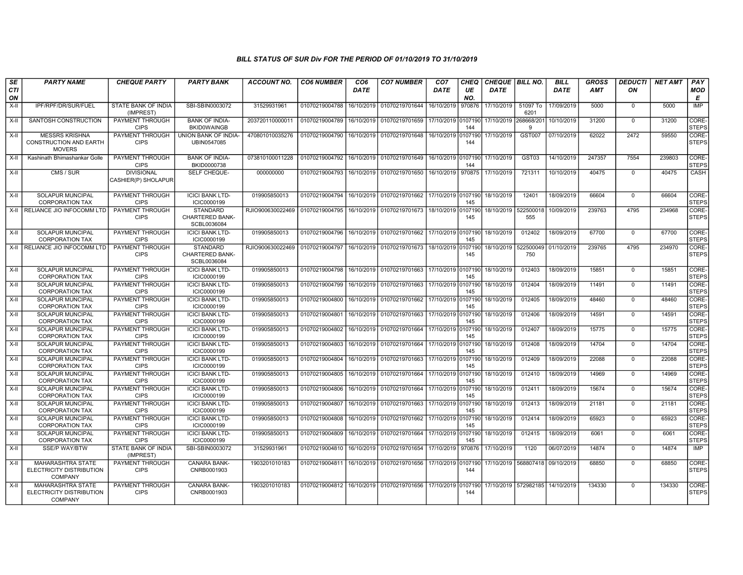*BILL STATUS OF SUR Div FOR THE PERIOD OF 01/10/2019 TO 31/10/2019*

| SECTION | PARTY NAME | CHEQUE PARTY | PARTY BANK | ACCOUNT NO. | CO6 NUMBER | CO6 DATE | CO7 NUMBER | CO7 DATE | CHEQUE NO. | CHEQUE DATE | BILL NO. | BILL DATE | GROSS AMT | DEDUCTION | NET AMT | PAY MODE |
|---|---|---|---|---|---|---|---|---|---|---|---|---|---|---|---|---|
| X-II | IPF/RPF/DR/SUR/FUEL | STATE BANK OF INDIA (IMPREST) | SBI-SBIN0003072 | 31529931961 | 01070219004788 | 16/10/2019 | 01070219701644 | 16/10/2019 | 970876 | 17/10/2019 | 51097 To 6201 | 17/09/2019 | 5000 | 0 | 5000 | IMP |
| X-II | SANTOSH CONSTRUCTION | PAYMENT THROUGH CIPS | BANK OF INDIA-BKID0WAINGB | 203720110000011 | 01070219004789 | 16/10/2019 | 01070219701659 | 17/10/2019 | 0107190144 | 17/10/2019 | 268668/2019 | 10/10/2019 | 31200 | 0 | 31200 | CORE-STEPS |
| X-II | MESSRS KRISHNA CONSTRUCTION AND EARTH MOVERS | PAYMENT THROUGH CIPS | UNION BANK OF INDIA-UBIN0547085 | 470801010035276 | 01070219004790 | 16/10/2019 | 01070219701648 | 16/10/2019 | 0107190144 | 17/10/2019 | GST007 | 07/10/2019 | 62022 | 2472 | 59550 | CORE-STEPS |
| X-II | Kashinath Bhimashankar Golle | PAYMENT THROUGH CIPS | BANK OF INDIA-BKID0000738 | 073810100011228 | 01070219004792 | 16/10/2019 | 01070219701649 | 16/10/2019 | 0107190144 | 17/10/2019 | GST03 | 14/10/2019 | 247357 | 7554 | 239803 | CORE-STEPS |
| X-II | CMS / SUR | DIVISIONAL CASHIER(P) SHOLAPUR | SELF CHEQUE- | 000000000 | 01070219004793 | 16/10/2019 | 01070219701650 | 16/10/2019 | 970875 | 17/10/2019 | 721311 | 10/10/2019 | 40475 | 0 | 40475 | CASH |
| X-II | SOLAPUR MUNCIPAL CORPORATION TAX | PAYMENT THROUGH CIPS | ICICI BANK LTD-ICIC0000199 | 019905850013 | 01070219004794 | 16/10/2019 | 01070219701662 | 17/10/2019 | 0107190145 | 18/10/2019 | 12401 | 18/09/2019 | 66604 | 0 | 66604 | CORE-STEPS |
| X-II | RELIANCE JIO INFOCOMM LTD | PAYMENT THROUGH CIPS | STANDARD CHARTERED BANK-SCBL0036084 | RJIO900630022469 | 01070219004795 | 16/10/2019 | 01070219701673 | 18/10/2019 | 0107190145 | 18/10/2019 | 522500018555 | 10/09/2019 | 239763 | 4795 | 234968 | CORE-STEPS |
| X-II | SOLAPUR MUNCIPAL CORPORATION TAX | PAYMENT THROUGH CIPS | ICICI BANK LTD-ICIC0000199 | 019905850013 | 01070219004796 | 16/10/2019 | 01070219701662 | 17/10/2019 | 0107190145 | 18/10/2019 | 12402 | 18/09/2019 | 67700 | 0 | 67700 | CORE-STEPS |
| X-II | RELIANCE JIO INFOCOMM LTD | PAYMENT THROUGH CIPS | STANDARD CHARTERED BANK-SCBL0036084 | RJIO900630022469 | 01070219004797 | 16/10/2019 | 01070219701673 | 18/10/2019 | 0107190145 | 18/10/2019 | 522500049750 | 01/10/2019 | 239765 | 4795 | 234970 | CORE-STEPS |
| X-II | SOLAPUR MUNCIPAL CORPORATION TAX | PAYMENT THROUGH CIPS | ICICI BANK LTD-ICIC0000199 | 019905850013 | 01070219004798 | 16/10/2019 | 01070219701663 | 17/10/2019 | 0107190145 | 18/10/2019 | 012403 | 18/09/2019 | 15851 | 0 | 15851 | CORE-STEPS |
| X-II | SOLAPUR MUNCIPAL CORPORATION TAX | PAYMENT THROUGH CIPS | ICICI BANK LTD-ICIC0000199 | 019905850013 | 01070219004799 | 16/10/2019 | 01070219701663 | 17/10/2019 | 0107190145 | 18/10/2019 | 012404 | 18/09/2019 | 11491 | 0 | 11491 | CORE-STEPS |
| X-II | SOLAPUR MUNCIPAL CORPORATION TAX | PAYMENT THROUGH CIPS | ICICI BANK LTD-ICIC0000199 | 019905850013 | 01070219004800 | 16/10/2019 | 01070219701662 | 17/10/2019 | 0107190145 | 18/10/2019 | 012405 | 18/09/2019 | 48460 | 0 | 48460 | CORE-STEPS |
| X-II | SOLAPUR MUNCIPAL CORPORATION TAX | PAYMENT THROUGH CIPS | ICICI BANK LTD-ICIC0000199 | 019905850013 | 01070219004801 | 16/10/2019 | 01070219701663 | 17/10/2019 | 0107190145 | 18/10/2019 | 012406 | 18/09/2019 | 14591 | 0 | 14591 | CORE-STEPS |
| X-II | SOLAPUR MUNCIPAL CORPORATION TAX | PAYMENT THROUGH CIPS | ICICI BANK LTD-ICIC0000199 | 019905850013 | 01070219004802 | 16/10/2019 | 01070219701664 | 17/10/2019 | 0107190145 | 18/10/2019 | 012407 | 18/09/2019 | 15775 | 0 | 15775 | CORE-STEPS |
| X-II | SOLAPUR MUNCIPAL CORPORATION TAX | PAYMENT THROUGH CIPS | ICICI BANK LTD-ICIC0000199 | 019905850013 | 01070219004803 | 16/10/2019 | 01070219701664 | 17/10/2019 | 0107190145 | 18/10/2019 | 012408 | 18/09/2019 | 14704 | 0 | 14704 | CORE-STEPS |
| X-II | SOLAPUR MUNCIPAL CORPORATION TAX | PAYMENT THROUGH CIPS | ICICI BANK LTD-ICIC0000199 | 019905850013 | 01070219004804 | 16/10/2019 | 01070219701663 | 17/10/2019 | 0107190145 | 18/10/2019 | 012409 | 18/09/2019 | 22088 | 0 | 22088 | CORE-STEPS |
| X-II | SOLAPUR MUNCIPAL CORPORATION TAX | PAYMENT THROUGH CIPS | ICICI BANK LTD-ICIC0000199 | 019905850013 | 01070219004805 | 16/10/2019 | 01070219701664 | 17/10/2019 | 0107190145 | 18/10/2019 | 012410 | 18/09/2019 | 14969 | 0 | 14969 | CORE-STEPS |
| X-II | SOLAPUR MUNCIPAL CORPORATION TAX | PAYMENT THROUGH CIPS | ICICI BANK LTD-ICIC0000199 | 019905850013 | 01070219004806 | 16/10/2019 | 01070219701664 | 17/10/2019 | 0107190145 | 18/10/2019 | 012411 | 18/09/2019 | 15674 | 0 | 15674 | CORE-STEPS |
| X-II | SOLAPUR MUNCIPAL CORPORATION TAX | PAYMENT THROUGH CIPS | ICICI BANK LTD-ICIC0000199 | 019905850013 | 01070219004807 | 16/10/2019 | 01070219701663 | 17/10/2019 | 0107190145 | 18/10/2019 | 012413 | 18/09/2019 | 21181 | 0 | 21181 | CORE-STEPS |
| X-II | SOLAPUR MUNCIPAL CORPORATION TAX | PAYMENT THROUGH CIPS | ICICI BANK LTD-ICIC0000199 | 019905850013 | 01070219004808 | 16/10/2019 | 01070219701662 | 17/10/2019 | 0107190145 | 18/10/2019 | 012414 | 18/09/2019 | 65923 | 0 | 65923 | CORE-STEPS |
| X-II | SOLAPUR MUNCIPAL CORPORATION TAX | PAYMENT THROUGH CIPS | ICICI BANK LTD-ICIC0000199 | 019905850013 | 01070219004809 | 16/10/2019 | 01070219701664 | 17/10/2019 | 0107190145 | 18/10/2019 | 012415 | 18/09/2019 | 6061 | 0 | 6061 | CORE-STEPS |
| X-II | SSE/P WAY/BTW | STATE BANK OF INDIA (IMPREST) | SBI-SBIN0003072 | 31529931961 | 01070219004810 | 16/10/2019 | 01070219701654 | 17/10/2019 | 970876 | 17/10/2019 | 1120 | 06/07/2019 | 14874 | 0 | 14874 | IMP |
| X-II | MAHARASHTRA STATE ELECTRICITY DISTRIBUTION COMPANY | PAYMENT THROUGH CIPS | CANARA BANK-CNRB0001903 | 1903201010183 | 01070219004811 | 16/10/2019 | 01070219701656 | 17/10/2019 | 0107190144 | 17/10/2019 | 568807418 | 09/10/2019 | 68850 | 0 | 68850 | CORE-STEPS |
| X-II | MAHARASHTRA STATE ELECTRICITY DISTRIBUTION COMPANY | PAYMENT THROUGH CIPS | CANARA BANK-CNRB0001903 | 1903201010183 | 01070219004812 | 16/10/2019 | 01070219701656 | 17/10/2019 | 0107190144 | 17/10/2019 | 572982185 | 14/10/2019 | 134330 | 0 | 134330 | CORE-STEPS |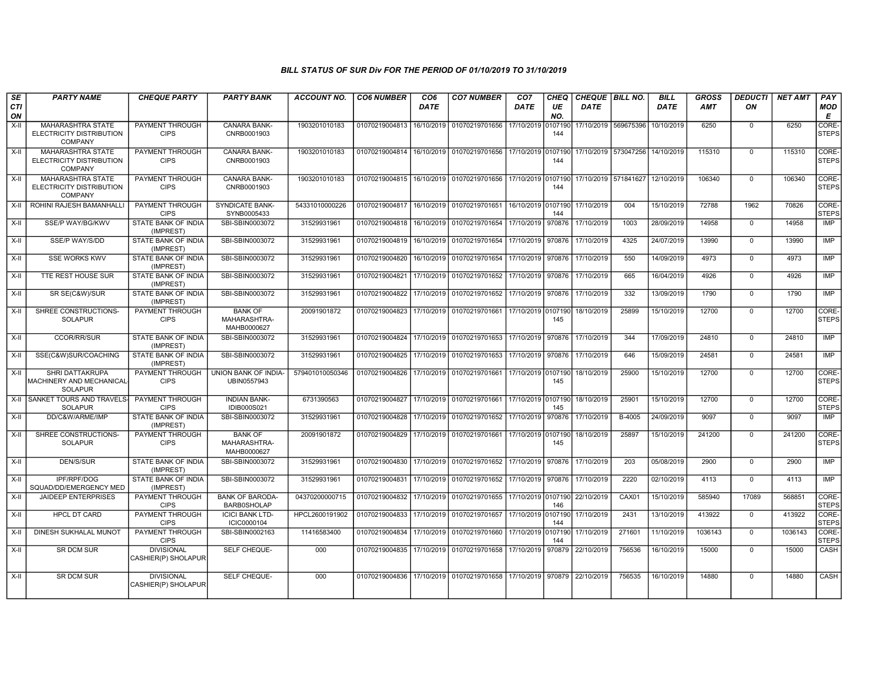## BILL STATUS OF SUR Div FOR THE PERIOD OF 01/10/2019 TO 31/10/2019

| SECTION | PARTY NAME | CHEQUE PARTY | PARTY BANK | ACCOUNT NO. | CO6 NUMBER | CO6 DATE | CO7 NUMBER | CO7 DATE | CHEQUE NO. | CHEQUE DATE | BILL NO. | BILL DATE | GROSS AMT | DEDUCTION | NET AMT | PAY MODE |
|---|---|---|---|---|---|---|---|---|---|---|---|---|---|---|---|---|
| X-II | MAHARASHTRA STATE ELECTRICITY DISTRIBUTION COMPANY | PAYMENT THROUGH CIPS | CANARA BANK-CNRB0001903 | 1903201010183 | 01070219004813 | 16/10/2019 | 01070219701656 | 17/10/2019 | 0107190144 | 17/10/2019 | 569675396 | 10/10/2019 | 6250 | 0 | 6250 | CORE-STEPS |
| X-II | MAHARASHTRA STATE ELECTRICITY DISTRIBUTION COMPANY | PAYMENT THROUGH CIPS | CANARA BANK-CNRB0001903 | 1903201010183 | 01070219004814 | 16/10/2019 | 01070219701656 | 17/10/2019 | 0107190144 | 17/10/2019 | 573047256 | 14/10/2019 | 115310 | 0 | 115310 | CORE-STEPS |
| X-II | MAHARASHTRA STATE ELECTRICITY DISTRIBUTION COMPANY | PAYMENT THROUGH CIPS | CANARA BANK-CNRB0001903 | 1903201010183 | 01070219004815 | 16/10/2019 | 01070219701656 | 17/10/2019 | 0107190144 | 17/10/2019 | 571841627 | 12/10/2019 | 106340 | 0 | 106340 | CORE-STEPS |
| X-II | ROHINI RAJESH BAMANHALLI | PAYMENT THROUGH CIPS | SYNDICATE BANK-SYNB0005433 | 54331010000226 | 01070219004817 | 16/10/2019 | 01070219701651 | 16/10/2019 | 0107190144 | 17/10/2019 | 004 | 15/10/2019 | 72788 | 1962 | 70826 | CORE-STEPS |
| X-II | SSE/P WAY/BG/KWV | STATE BANK OF INDIA (IMPREST) | SBI-SBIN0003072 | 31529931961 | 01070219004818 | 16/10/2019 | 01070219701654 | 17/10/2019 | 970876 | 17/10/2019 | 1003 | 28/09/2019 | 14958 | 0 | 14958 | IMP |
| X-II | SSE/P WAY/S/DD | STATE BANK OF INDIA (IMPREST) | SBI-SBIN0003072 | 31529931961 | 01070219004819 | 16/10/2019 | 01070219701654 | 17/10/2019 | 970876 | 17/10/2019 | 4325 | 24/07/2019 | 13990 | 0 | 13990 | IMP |
| X-II | SSE WORKS KWV | STATE BANK OF INDIA (IMPREST) | SBI-SBIN0003072 | 31529931961 | 01070219004820 | 16/10/2019 | 01070219701654 | 17/10/2019 | 970876 | 17/10/2019 | 550 | 14/09/2019 | 4973 | 0 | 4973 | IMP |
| X-II | TTE REST HOUSE SUR | STATE BANK OF INDIA (IMPREST) | SBI-SBIN0003072 | 31529931961 | 01070219004821 | 17/10/2019 | 01070219701652 | 17/10/2019 | 970876 | 17/10/2019 | 665 | 16/04/2019 | 4926 | 0 | 4926 | IMP |
| X-II | SR SE(C&W)/SUR | STATE BANK OF INDIA (IMPREST) | SBI-SBIN0003072 | 31529931961 | 01070219004822 | 17/10/2019 | 01070219701652 | 17/10/2019 | 970876 | 17/10/2019 | 332 | 13/09/2019 | 1790 | 0 | 1790 | IMP |
| X-II | SHREE CONSTRUCTIONS-SOLAPUR | PAYMENT THROUGH CIPS | BANK OF MAHARASHTRA-MAHB0000627 | 20091901872 | 01070219004823 | 17/10/2019 | 01070219701661 | 17/10/2019 | 0107190145 | 18/10/2019 | 25899 | 15/10/2019 | 12700 | 0 | 12700 | CORE-STEPS |
| X-II | CCOR/RR/SUR | STATE BANK OF INDIA (IMPREST) | SBI-SBIN0003072 | 31529931961 | 01070219004824 | 17/10/2019 | 01070219701653 | 17/10/2019 | 970876 | 17/10/2019 | 344 | 17/09/2019 | 24810 | 0 | 24810 | IMP |
| X-II | SSE(C&W)SUR/COACHING | STATE BANK OF INDIA (IMPREST) | SBI-SBIN0003072 | 31529931961 | 01070219004825 | 17/10/2019 | 01070219701653 | 17/10/2019 | 970876 | 17/10/2019 | 646 | 15/09/2019 | 24581 | 0 | 24581 | IMP |
| X-II | SHRI DATTAKRUPA MACHINERY AND MECHANICAL-SOLAPUR | PAYMENT THROUGH CIPS | UNION BANK OF INDIA-UBIN0557943 | 579401010050346 | 01070219004826 | 17/10/2019 | 01070219701661 | 17/10/2019 | 0107190145 | 18/10/2019 | 25900 | 15/10/2019 | 12700 | 0 | 12700 | CORE-STEPS |
| X-II | SANKET TOURS AND TRAVELS-SOLAPUR | PAYMENT THROUGH CIPS | INDIAN BANK-IDIB000S021 | 6731390563 | 01070219004827 | 17/10/2019 | 01070219701661 | 17/10/2019 | 0107190145 | 18/10/2019 | 25901 | 15/10/2019 | 12700 | 0 | 12700 | CORE-STEPS |
| X-II | DD/C&W/ARME/IMP | STATE BANK OF INDIA (IMPREST) | SBI-SBIN0003072 | 31529931961 | 01070219004828 | 17/10/2019 | 01070219701652 | 17/10/2019 | 970876 | 17/10/2019 | B-4005 | 24/09/2019 | 9097 | 0 | 9097 | IMP |
| X-II | SHREE CONSTRUCTIONS-SOLAPUR | PAYMENT THROUGH CIPS | BANK OF MAHARASHTRA-MAHB0000627 | 20091901872 | 01070219004829 | 17/10/2019 | 01070219701661 | 17/10/2019 | 0107190145 | 18/10/2019 | 25897 | 15/10/2019 | 241200 | 0 | 241200 | CORE-STEPS |
| X-II | DEN/S/SUR | STATE BANK OF INDIA (IMPREST) | SBI-SBIN0003072 | 31529931961 | 01070219004830 | 17/10/2019 | 01070219701652 | 17/10/2019 | 970876 | 17/10/2019 | 203 | 05/08/2019 | 2900 | 0 | 2900 | IMP |
| X-II | IPF/RPF/DOG SQUAD/DD/EMERGENCY MED | STATE BANK OF INDIA (IMPREST) | SBI-SBIN0003072 | 31529931961 | 01070219004831 | 17/10/2019 | 01070219701652 | 17/10/2019 | 970876 | 17/10/2019 | 2220 | 02/10/2019 | 4113 | 0 | 4113 | IMP |
| X-II | JAIDEEP ENTERPRISES | PAYMENT THROUGH CIPS | BANK OF BARODA-BARB0SHOLAP | 04370200000715 | 01070219004832 | 17/10/2019 | 01070219701655 | 17/10/2019 | 0107190146 | 22/10/2019 | CAX01 | 15/10/2019 | 585940 | 17089 | 568851 | CORE-STEPS |
| X-II | HPCL DT CARD | PAYMENT THROUGH CIPS | ICICI BANK LTD-ICIC0000104 | HPCL2600191902 | 01070219004833 | 17/10/2019 | 01070219701657 | 17/10/2019 | 0107190144 | 17/10/2019 | 2431 | 13/10/2019 | 413922 | 0 | 413922 | CORE-STEPS |
| X-II | DINESH SUKHALAL MUNOT | PAYMENT THROUGH CIPS | SBI-SBIN0002163 | 11416583400 | 01070219004834 | 17/10/2019 | 01070219701660 | 17/10/2019 | 0107190144 | 17/10/2019 | 271601 | 11/10/2019 | 1036143 | 0 | 1036143 | CORE-STEPS |
| X-II | SR DCM SUR | DIVISIONAL CASHIER(P) SHOLAPUR | SELF CHEQUE- | 000 | 01070219004835 | 17/10/2019 | 01070219701658 | 17/10/2019 | 970879 | 22/10/2019 | 756536 | 16/10/2019 | 15000 | 0 | 15000 | CASH |
| X-II | SR DCM SUR | DIVISIONAL CASHIER(P) SHOLAPUR | SELF CHEQUE- | 000 | 01070219004836 | 17/10/2019 | 01070219701658 | 17/10/2019 | 970879 | 22/10/2019 | 756535 | 16/10/2019 | 14880 | 0 | 14880 | CASH |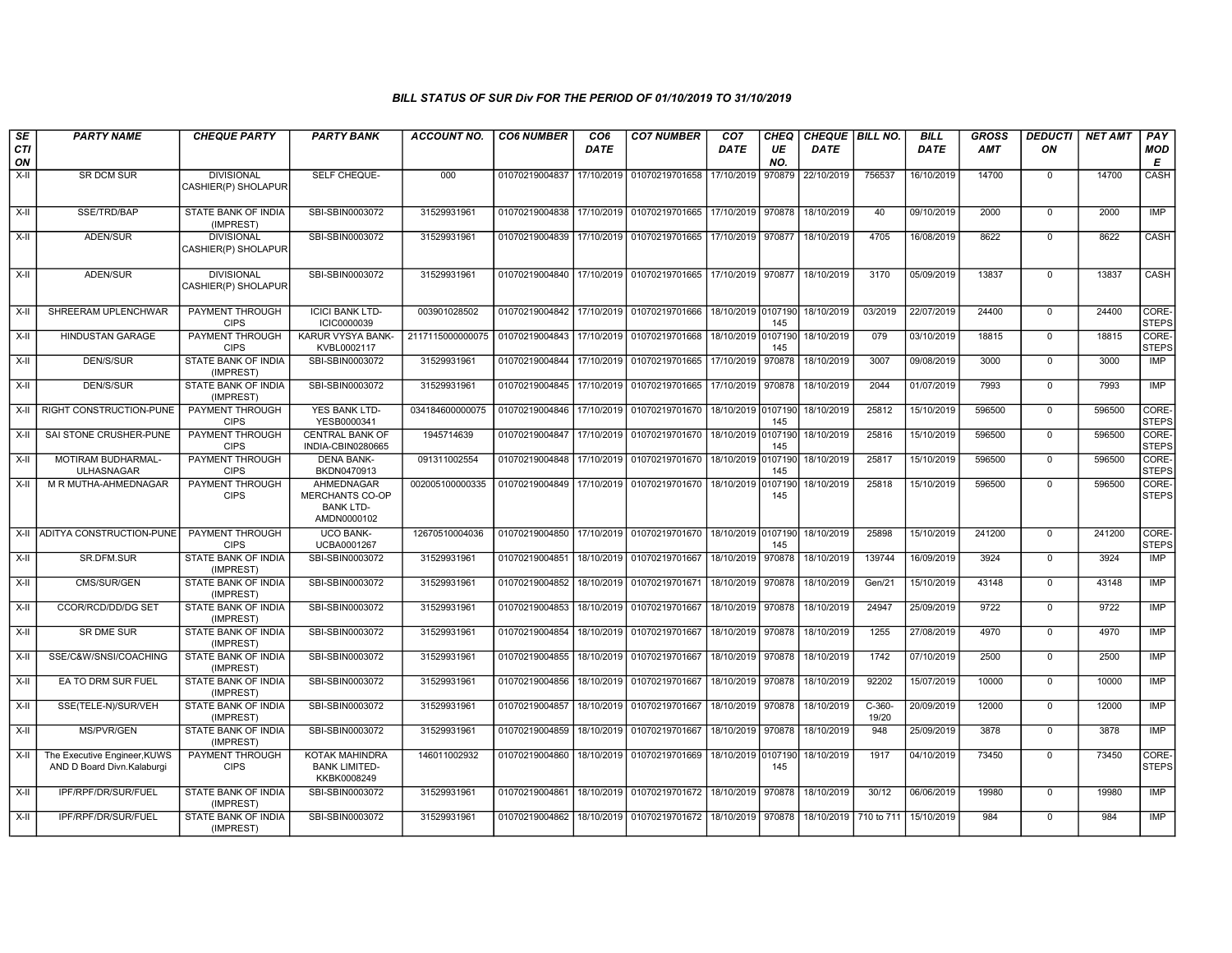### BILL STATUS OF SUR Div FOR THE PERIOD OF 01/10/2019 TO 31/10/2019

| SECTION | PARTY NAME | CHEQUE PARTY | PARTY BANK | ACCOUNT NO. | CO6 NUMBER | CO6 DATE | CO7 NUMBER | CO7 DATE | CHEQUE NO. | CHEQUE DATE | BILL NO. | BILL DATE | GROSS AMT | DEDUCTION | NET AMT | PAY MODE |
|---|---|---|---|---|---|---|---|---|---|---|---|---|---|---|---|---|
| X-II | SR DCM SUR | DIVISIONAL CASHIER(P) SHOLAPUR | SELF CHEQUE- | 000 | 01070219004837 | 17/10/2019 | 01070219701658 | 17/10/2019 | 970879 | 22/10/2019 | 756537 | 16/10/2019 | 14700 | 0 | 14700 | CASH |
| X-II | SSE/TRD/BAP | STATE BANK OF INDIA (IMPREST) | SBI-SBIN0003072 | 31529931961 | 01070219004838 | 17/10/2019 | 01070219701665 | 17/10/2019 | 970878 | 18/10/2019 | 40 | 09/10/2019 | 2000 | 0 | 2000 | IMP |
| X-II | ADEN/SUR | DIVISIONAL CASHIER(P) SHOLAPUR | SBI-SBIN0003072 | 31529931961 | 01070219004839 | 17/10/2019 | 01070219701665 | 17/10/2019 | 970877 | 18/10/2019 | 4705 | 16/08/2019 | 8622 | 0 | 8622 | CASH |
| X-II | ADEN/SUR | DIVISIONAL CASHIER(P) SHOLAPUR | SBI-SBIN0003072 | 31529931961 | 01070219004840 | 17/10/2019 | 01070219701665 | 17/10/2019 | 970877 | 18/10/2019 | 3170 | 05/09/2019 | 13837 | 0 | 13837 | CASH |
| X-II | SHREERAM UPLENCHWAR | PAYMENT THROUGH CIPS | ICICI BANK LTD-ICIC0000039 | 003901028502 | 01070219004842 | 17/10/2019 | 01070219701666 | 18/10/2019 | 0107190145 | 18/10/2019 | 03/2019 | 22/07/2019 | 24400 | 0 | 24400 | CORE-STEPS |
| X-II | HINDUSTAN GARAGE | PAYMENT THROUGH CIPS | KARUR VYSYA BANK-KVBL0002117 | 2117115000000075 | 01070219004843 | 17/10/2019 | 01070219701668 | 18/10/2019 | 0107190145 | 18/10/2019 | 079 | 03/10/2019 | 18815 | 0 | 18815 | CORE-STEPS |
| X-II | DEN/S/SUR | STATE BANK OF INDIA (IMPREST) | SBI-SBIN0003072 | 31529931961 | 01070219004844 | 17/10/2019 | 01070219701665 | 17/10/2019 | 970878 | 18/10/2019 | 3007 | 09/08/2019 | 3000 | 0 | 3000 | IMP |
| X-II | DEN/S/SUR | STATE BANK OF INDIA (IMPREST) | SBI-SBIN0003072 | 31529931961 | 01070219004845 | 17/10/2019 | 01070219701665 | 17/10/2019 | 970878 | 18/10/2019 | 2044 | 01/07/2019 | 7993 | 0 | 7993 | IMP |
| X-II | RIGHT CONSTRUCTION-PUNE | PAYMENT THROUGH CIPS | YES BANK LTD-YESB0000341 | 034184600000075 | 01070219004846 | 17/10/2019 | 01070219701670 | 18/10/2019 | 0107190145 | 18/10/2019 | 25812 | 15/10/2019 | 596500 | 0 | 596500 | CORE-STEPS |
| X-II | SAI STONE CRUSHER-PUNE | PAYMENT THROUGH CIPS | CENTRAL BANK OF INDIA-CBIN0280665 | 1945714639 | 01070219004847 | 17/10/2019 | 01070219701670 | 18/10/2019 | 0107190145 | 18/10/2019 | 25816 | 15/10/2019 | 596500 | 0 | 596500 | CORE-STEPS |
| X-II | MOTIRAM BUDHARMAL-ULHASNAGAR | PAYMENT THROUGH CIPS | DENA BANK-BKDN0470913 | 091311002554 | 01070219004848 | 17/10/2019 | 01070219701670 | 18/10/2019 | 0107190145 | 18/10/2019 | 25817 | 15/10/2019 | 596500 | 0 | 596500 | CORE-STEPS |
| X-II | M R MUTHA-AHMEDNAGAR | PAYMENT THROUGH CIPS | AHMEDNAGAR MERCHANTS CO-OP BANK LTD-AMDN0000102 | 002005100000335 | 01070219004849 | 17/10/2019 | 01070219701670 | 18/10/2019 | 0107190145 | 18/10/2019 | 25818 | 15/10/2019 | 596500 | 0 | 596500 | CORE-STEPS |
| X-II | ADITYA CONSTRUCTION-PUNE | PAYMENT THROUGH CIPS | UCO BANK-UCBA0001267 | 12670510004036 | 01070219004850 | 17/10/2019 | 01070219701670 | 18/10/2019 | 0107190145 | 18/10/2019 | 25898 | 15/10/2019 | 241200 | 0 | 241200 | CORE-STEPS |
| X-II | SR.DFM.SUR | STATE BANK OF INDIA (IMPREST) | SBI-SBIN0003072 | 31529931961 | 01070219004851 | 18/10/2019 | 01070219701667 | 18/10/2019 | 970878 | 18/10/2019 | 139744 | 16/09/2019 | 3924 | 0 | 3924 | IMP |
| X-II | CMS/SUR/GEN | STATE BANK OF INDIA (IMPREST) | SBI-SBIN0003072 | 31529931961 | 01070219004852 | 18/10/2019 | 01070219701671 | 18/10/2019 | 970878 | 18/10/2019 | Gen/21 | 15/10/2019 | 43148 | 0 | 43148 | IMP |
| X-II | CCOR/RCD/DD/DG SET | STATE BANK OF INDIA (IMPREST) | SBI-SBIN0003072 | 31529931961 | 01070219004853 | 18/10/2019 | 01070219701667 | 18/10/2019 | 970878 | 18/10/2019 | 24947 | 25/09/2019 | 9722 | 0 | 9722 | IMP |
| X-II | SR DME SUR | STATE BANK OF INDIA (IMPREST) | SBI-SBIN0003072 | 31529931961 | 01070219004854 | 18/10/2019 | 01070219701667 | 18/10/2019 | 970878 | 18/10/2019 | 1255 | 27/08/2019 | 4970 | 0 | 4970 | IMP |
| X-II | SSE/C&W/SNSI/COACHING | STATE BANK OF INDIA (IMPREST) | SBI-SBIN0003072 | 31529931961 | 01070219004855 | 18/10/2019 | 01070219701667 | 18/10/2019 | 970878 | 18/10/2019 | 1742 | 07/10/2019 | 2500 | 0 | 2500 | IMP |
| X-II | EA TO DRM SUR FUEL | STATE BANK OF INDIA (IMPREST) | SBI-SBIN0003072 | 31529931961 | 01070219004856 | 18/10/2019 | 01070219701667 | 18/10/2019 | 970878 | 18/10/2019 | 92202 | 15/07/2019 | 10000 | 0 | 10000 | IMP |
| X-II | SSE(TELE-N)/SUR/VEH | STATE BANK OF INDIA (IMPREST) | SBI-SBIN0003072 | 31529931961 | 01070219004857 | 18/10/2019 | 01070219701667 | 18/10/2019 | 970878 | 18/10/2019 | C-360-19/20 | 20/09/2019 | 12000 | 0 | 12000 | IMP |
| X-II | MS/PVR/GEN | STATE BANK OF INDIA (IMPREST) | SBI-SBIN0003072 | 31529931961 | 01070219004859 | 18/10/2019 | 01070219701667 | 18/10/2019 | 970878 | 18/10/2019 | 948 | 25/09/2019 | 3878 | 0 | 3878 | IMP |
| X-II | The Executive Engineer,KUWS AND D Board Divn.Kalaburgi | PAYMENT THROUGH CIPS | KOTAK MAHINDRA BANK LIMITED-KKBK0008249 | 146011002932 | 01070219004860 | 18/10/2019 | 01070219701669 | 18/10/2019 | 0107190145 | 18/10/2019 | 1917 | 04/10/2019 | 73450 | 0 | 73450 | CORE-STEPS |
| X-II | IPF/RPF/DR/SUR/FUEL | STATE BANK OF INDIA (IMPREST) | SBI-SBIN0003072 | 31529931961 | 01070219004861 | 18/10/2019 | 01070219701672 | 18/10/2019 | 970878 | 18/10/2019 | 30/12 | 06/06/2019 | 19980 | 0 | 19980 | IMP |
| X-II | IPF/RPF/DR/SUR/FUEL | STATE BANK OF INDIA (IMPREST) | SBI-SBIN0003072 | 31529931961 | 01070219004862 | 18/10/2019 | 01070219701672 | 18/10/2019 | 970878 | 18/10/2019 | 710 to 711 | 15/10/2019 | 984 | 0 | 984 | IMP |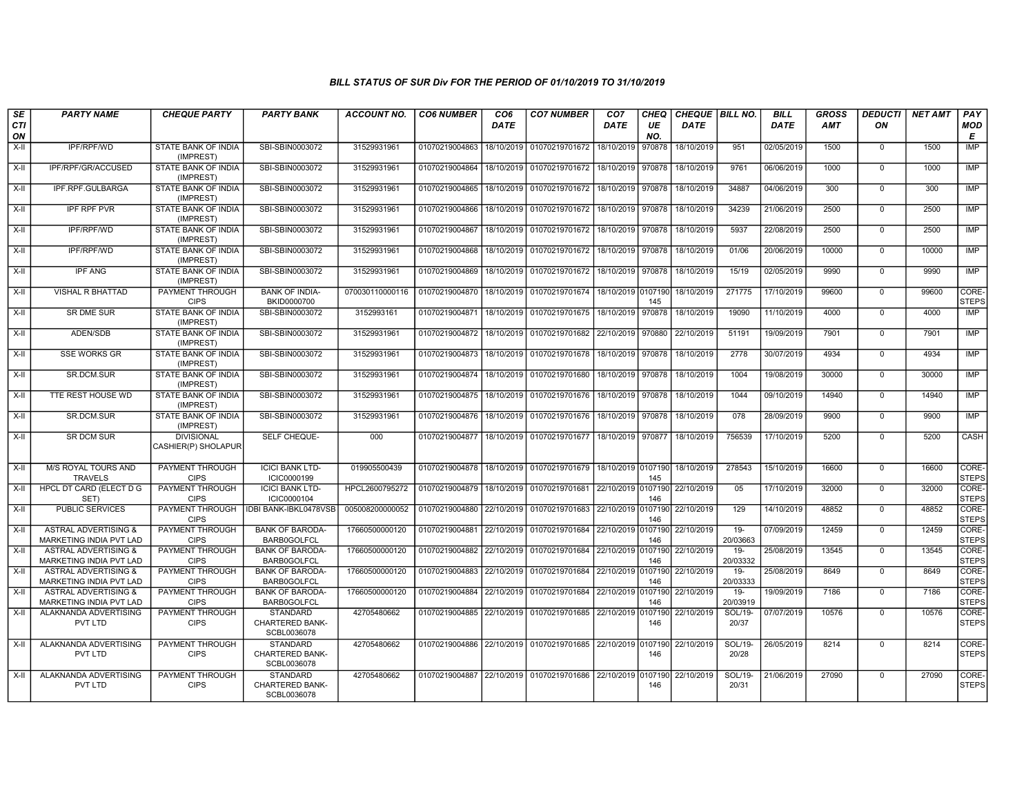# BILL STATUS OF SUR Div FOR THE PERIOD OF 01/10/2019 TO 31/10/2019

| SECTION | PARTY NAME | CHEQUE PARTY | PARTY BANK | ACCOUNT NO. | CO6 NUMBER | CO6 DATE | CO7 NUMBER | CO7 DATE | CHEQUE NO. | CHEQUE DATE | BILL NO. | BILL DATE | GROSS AMT | DEDUCTION | NET AMT | PAY MODE |
|---|---|---|---|---|---|---|---|---|---|---|---|---|---|---|---|---|
| X-II | IPF/RPF/WD | STATE BANK OF INDIA (IMPREST) | SBI-SBIN0003072 | 31529931961 | 01070219004863 | 18/10/2019 | 01070219701672 | 18/10/2019 | 970878 | 18/10/2019 | 951 | 02/05/2019 | 1500 | 0 | 1500 | IMP |
| X-II | IPF/RPF/GR/ACCUSED | STATE BANK OF INDIA (IMPREST) | SBI-SBIN0003072 | 31529931961 | 01070219004864 | 18/10/2019 | 01070219701672 | 18/10/2019 | 970878 | 18/10/2019 | 9761 | 06/06/2019 | 1000 | 0 | 1000 | IMP |
| X-II | IPF.RPF.GULBARGA | STATE BANK OF INDIA (IMPREST) | SBI-SBIN0003072 | 31529931961 | 01070219004865 | 18/10/2019 | 01070219701672 | 18/10/2019 | 970878 | 18/10/2019 | 34887 | 04/06/2019 | 300 | 0 | 300 | IMP |
| X-II | IPF RPF PVR | STATE BANK OF INDIA (IMPREST) | SBI-SBIN0003072 | 31529931961 | 01070219004866 | 18/10/2019 | 01070219701672 | 18/10/2019 | 970878 | 18/10/2019 | 34239 | 21/06/2019 | 2500 | 0 | 2500 | IMP |
| X-II | IPF/RPF/WD | STATE BANK OF INDIA (IMPREST) | SBI-SBIN0003072 | 31529931961 | 01070219004867 | 18/10/2019 | 01070219701672 | 18/10/2019 | 970878 | 18/10/2019 | 5937 | 22/08/2019 | 2500 | 0 | 2500 | IMP |
| X-II | IPF/RPF/WD | STATE BANK OF INDIA (IMPREST) | SBI-SBIN0003072 | 31529931961 | 01070219004868 | 18/10/2019 | 01070219701672 | 18/10/2019 | 970878 | 18/10/2019 | 01/06 | 20/06/2019 | 10000 | 0 | 10000 | IMP |
| X-II | IPF ANG | STATE BANK OF INDIA (IMPREST) | SBI-SBIN0003072 | 31529931961 | 01070219004869 | 18/10/2019 | 01070219701672 | 18/10/2019 | 970878 | 18/10/2019 | 15/19 | 02/05/2019 | 9990 | 0 | 9990 | IMP |
| X-II | VISHAL R BHATTAD | PAYMENT THROUGH CIPS | BANK OF INDIA-BKID0000700 | 070030110000116 | 01070219004870 | 18/10/2019 | 01070219701674 | 18/10/2019 | 0107190145 | 18/10/2019 | 271775 | 17/10/2019 | 99600 | 0 | 99600 | CORE-STEPS |
| X-II | SR DME SUR | STATE BANK OF INDIA (IMPREST) | SBI-SBIN0003072 | 3152993161 | 01070219004871 | 18/10/2019 | 01070219701675 | 18/10/2019 | 970878 | 18/10/2019 | 19090 | 11/10/2019 | 4000 | 0 | 4000 | IMP |
| X-II | ADEN/SDB | STATE BANK OF INDIA (IMPREST) | SBI-SBIN0003072 | 31529931961 | 01070219004872 | 18/10/2019 | 01070219701682 | 22/10/2019 | 970880 | 22/10/2019 | 51191 | 19/09/2019 | 7901 | 0 | 7901 | IMP |
| X-II | SSE WORKS GR | STATE BANK OF INDIA (IMPREST) | SBI-SBIN0003072 | 31529931961 | 01070219004873 | 18/10/2019 | 01070219701678 | 18/10/2019 | 970878 | 18/10/2019 | 2778 | 30/07/2019 | 4934 | 0 | 4934 | IMP |
| X-II | SR.DCM.SUR | STATE BANK OF INDIA (IMPREST) | SBI-SBIN0003072 | 31529931961 | 01070219004874 | 18/10/2019 | 01070219701680 | 18/10/2019 | 970878 | 18/10/2019 | 1004 | 19/08/2019 | 30000 | 0 | 30000 | IMP |
| X-II | TTE REST HOUSE WD | STATE BANK OF INDIA (IMPREST) | SBI-SBIN0003072 | 31529931961 | 01070219004875 | 18/10/2019 | 01070219701676 | 18/10/2019 | 970878 | 18/10/2019 | 1044 | 09/10/2019 | 14940 | 0 | 14940 | IMP |
| X-II | SR.DCM.SUR | STATE BANK OF INDIA (IMPREST) | SBI-SBIN0003072 | 31529931961 | 01070219004876 | 18/10/2019 | 01070219701676 | 18/10/2019 | 970878 | 18/10/2019 | 078 | 28/09/2019 | 9900 | 0 | 9900 | IMP |
| X-II | SR DCM SUR | DIVISIONAL CASHIER(P) SHOLAPUR | SELF CHEQUE- | 000 | 01070219004877 | 18/10/2019 | 01070219701677 | 18/10/2019 | 970877 | 18/10/2019 | 756539 | 17/10/2019 | 5200 | 0 | 5200 | CASH |
| X-II | M/S ROYAL TOURS AND TRAVELS | PAYMENT THROUGH CIPS | ICICI BANK LTD-ICIC0000199 | 019905500439 | 01070219004878 | 18/10/2019 | 01070219701679 | 18/10/2019 | 0107190145 | 18/10/2019 | 278543 | 15/10/2019 | 16600 | 0 | 16600 | CORE-STEPS |
| X-II | HPCL DT CARD (ELECT D G SET) | PAYMENT THROUGH CIPS | ICICI BANK LTD-ICIC0000104 | HPCL2600795272 | 01070219004879 | 18/10/2019 | 01070219701681 | 22/10/2019 | 0107190146 | 22/10/2019 | 05 | 17/10/2019 | 32000 | 0 | 32000 | CORE-STEPS |
| X-II | PUBLIC SERVICES | PAYMENT THROUGH CIPS | IDBI BANK-IBKL0478VSB | 005008200000052 | 01070219004880 | 22/10/2019 | 01070219701683 | 22/10/2019 | 0107190146 | 22/10/2019 | 129 | 14/10/2019 | 48852 | 0 | 48852 | CORE-STEPS |
| X-II | ASTRAL ADVERTISING & MARKETING INDIA PVT LAD | PAYMENT THROUGH CIPS | BANK OF BARODA-BARB0GOLFCL | 17660500000120 | 01070219004881 | 22/10/2019 | 01070219701684 | 22/10/2019 | 0107190146 | 22/10/2019 | 19-20/03663 | 07/09/2019 | 12459 | 0 | 12459 | CORE-STEPS |
| X-II | ASTRAL ADVERTISING & MARKETING INDIA PVT LAD | PAYMENT THROUGH CIPS | BANK OF BARODA-BARB0GOLFCL | 17660500000120 | 01070219004882 | 22/10/2019 | 01070219701684 | 22/10/2019 | 0107190146 | 22/10/2019 | 19-20/03332 | 25/08/2019 | 13545 | 0 | 13545 | CORE-STEPS |
| X-II | ASTRAL ADVERTISING & MARKETING INDIA PVT LAD | PAYMENT THROUGH CIPS | BANK OF BARODA-BARB0GOLFCL | 17660500000120 | 01070219004883 | 22/10/2019 | 01070219701684 | 22/10/2019 | 0107190146 | 22/10/2019 | 19-20/03333 | 25/08/2019 | 8649 | 0 | 8649 | CORE-STEPS |
| X-II | ASTRAL ADVERTISING & MARKETING INDIA PVT LAD | PAYMENT THROUGH CIPS | BANK OF BARODA-BARB0GOLFCL | 17660500000120 | 01070219004884 | 22/10/2019 | 01070219701684 | 22/10/2019 | 0107190146 | 22/10/2019 | 19-20/03919 | 19/09/2019 | 7186 | 0 | 7186 | CORE-STEPS |
| X-II | ALAKNANDA ADVERTISING PVT LTD | PAYMENT THROUGH CIPS | STANDARD CHARTERED BANK-SCBL0036078 | 42705480662 | 01070219004885 | 22/10/2019 | 01070219701685 | 22/10/2019 | 0107190146 | 22/10/2019 | SOL/19-20/37 | 07/07/2019 | 10576 | 0 | 10576 | CORE-STEPS |
| X-II | ALAKNANDA ADVERTISING PVT LTD | PAYMENT THROUGH CIPS | STANDARD CHARTERED BANK-SCBL0036078 | 42705480662 | 01070219004886 | 22/10/2019 | 01070219701685 | 22/10/2019 | 0107190146 | 22/10/2019 | SOL/19-20/28 | 26/05/2019 | 8214 | 0 | 8214 | CORE-STEPS |
| X-II | ALAKNANDA ADVERTISING PVT LTD | PAYMENT THROUGH CIPS | STANDARD CHARTERED BANK-SCBL0036078 | 42705480662 | 01070219004887 | 22/10/2019 | 01070219701686 | 22/10/2019 | 0107190146 | 22/10/2019 | SOL/19-20/31 | 21/06/2019 | 27090 | 0 | 27090 | CORE-STEPS |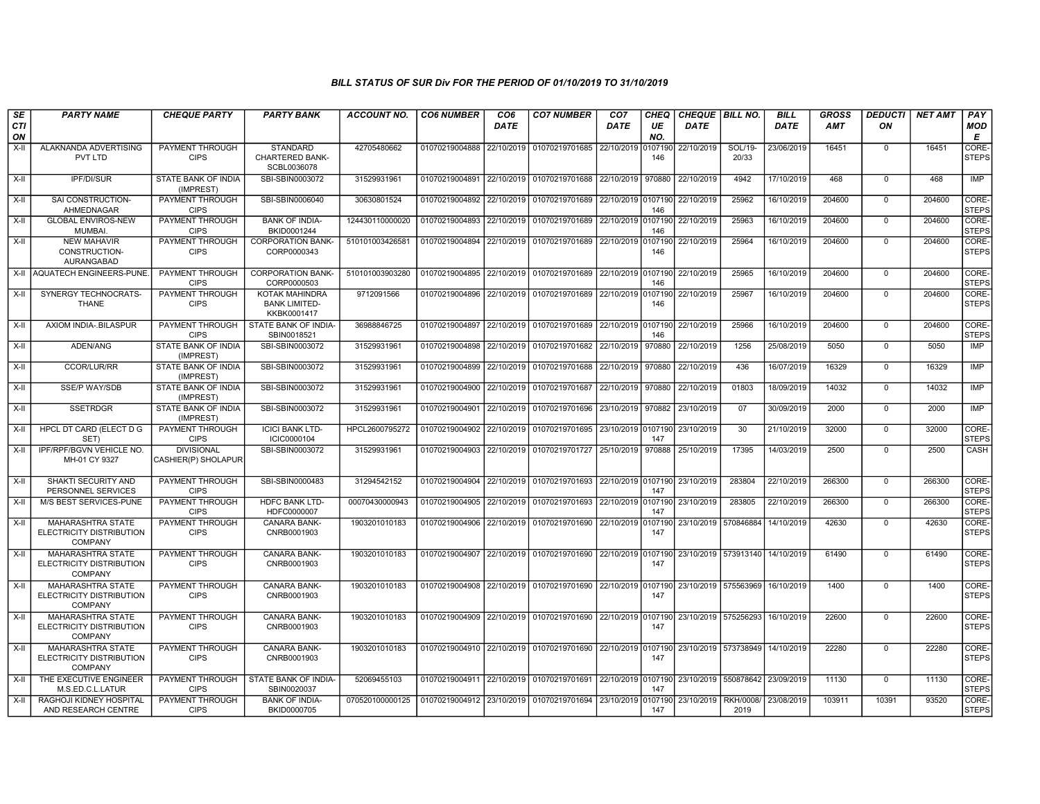### BILL STATUS OF SUR Div FOR THE PERIOD OF 01/10/2019 TO 31/10/2019

| SECTION | PARTY NAME | CHEQUE PARTY | PARTY BANK | ACCOUNT NO. | CO6 NUMBER | CO6 DATE | CO7 NUMBER | CO7 DATE | CHEQUE NO. | CHEQUE DATE | BILL NO. | BILL DATE | GROSS AMT | DEDUCTION | NET AMT | PAY MODE |
|---|---|---|---|---|---|---|---|---|---|---|---|---|---|---|---|---|
| X-II | ALAKNANDA ADVERTISING PVT LTD | PAYMENT THROUGH CIPS | STANDARD CHARTERED BANK-SCBL0036078 | 42705480662 | 01070219004888 | 22/10/2019 | 01070219701685 | 22/10/2019 | 0107190146 | 22/10/2019 | SOL/19-20/33 | 23/06/2019 | 16451 | 0 | 16451 | CORE-STEPS |
| X-II | IPF/DI/SUR | STATE BANK OF INDIA (IMPREST) | SBI-SBIN0003072 | 31529931961 | 01070219004891 | 22/10/2019 | 01070219701688 | 22/10/2019 | 970880 | 22/10/2019 | 4942 | 17/10/2019 | 468 | 0 | 468 | IMP |
| X-II | SAI CONSTRUCTION-AHMEDNAGAR | PAYMENT THROUGH CIPS | SBI-SBIN0006040 | 30630801524 | 01070219004892 | 22/10/2019 | 01070219701689 | 22/10/2019 | 0107190146 | 22/10/2019 | 25962 | 16/10/2019 | 204600 | 0 | 204600 | CORE-STEPS |
| X-II | GLOBAL ENVIROS-NEW MUMBAI. | PAYMENT THROUGH CIPS | BANK OF INDIA-BKID0001244 | 124430110000020 | 01070219004893 | 22/10/2019 | 01070219701689 | 22/10/2019 | 0107190146 | 22/10/2019 | 25963 | 16/10/2019 | 204600 | 0 | 204600 | CORE-STEPS |
| X-II | NEW MAHAVIR CONSTRUCTION-AURANGABAD | PAYMENT THROUGH CIPS | CORPORATION BANK-CORP0000343 | 510101003426581 | 01070219004894 | 22/10/2019 | 01070219701689 | 22/10/2019 | 0107190146 | 22/10/2019 | 25964 | 16/10/2019 | 204600 | 0 | 204600 | CORE-STEPS |
| X-II | AQUATECH ENGINEERS-PUNE. | PAYMENT THROUGH CIPS | CORPORATION BANK-CORP0000503 | 510101003903280 | 01070219004895 | 22/10/2019 | 01070219701689 | 22/10/2019 | 0107190146 | 22/10/2019 | 25965 | 16/10/2019 | 204600 | 0 | 204600 | CORE-STEPS |
| X-II | SYNERGY TECHNOCRATS-THANE | PAYMENT THROUGH CIPS | KOTAK MAHINDRA BANK LIMITED-KKBK0001417 | 9712091566 | 01070219004896 | 22/10/2019 | 01070219701689 | 22/10/2019 | 0107190146 | 22/10/2019 | 25967 | 16/10/2019 | 204600 | 0 | 204600 | CORE-STEPS |
| X-II | AXIOM INDIA-.BILASPUR | PAYMENT THROUGH CIPS | STATE BANK OF INDIA-SBIN0018521 | 36988846725 | 01070219004897 | 22/10/2019 | 01070219701689 | 22/10/2019 | 0107190146 | 22/10/2019 | 25966 | 16/10/2019 | 204600 | 0 | 204600 | CORE-STEPS |
| X-II | ADEN/ANG | STATE BANK OF INDIA (IMPREST) | SBI-SBIN0003072 | 31529931961 | 01070219004898 | 22/10/2019 | 01070219701682 | 22/10/2019 | 970880 | 22/10/2019 | 1256 | 25/08/2019 | 5050 | 0 | 5050 | IMP |
| X-II | CCOR/LUR/RR | STATE BANK OF INDIA (IMPREST) | SBI-SBIN0003072 | 31529931961 | 01070219004899 | 22/10/2019 | 01070219701688 | 22/10/2019 | 970880 | 22/10/2019 | 436 | 16/07/2019 | 16329 | 0 | 16329 | IMP |
| X-II | SSE/P WAY/SDB | STATE BANK OF INDIA (IMPREST) | SBI-SBIN0003072 | 31529931961 | 01070219004900 | 22/10/2019 | 01070219701687 | 22/10/2019 | 970880 | 22/10/2019 | 01803 | 18/09/2019 | 14032 | 0 | 14032 | IMP |
| X-II | SSETRDGR | STATE BANK OF INDIA (IMPREST) | SBI-SBIN0003072 | 31529931961 | 01070219004901 | 22/10/2019 | 01070219701696 | 23/10/2019 | 970882 | 23/10/2019 | 07 | 30/09/2019 | 2000 | 0 | 2000 | IMP |
| X-II | HPCL DT CARD (ELECT D G SET) | PAYMENT THROUGH CIPS | ICICI BANK LTD-ICIC0000104 | HPCL2600795272 | 01070219004902 | 22/10/2019 | 01070219701695 | 23/10/2019 | 0107190147 | 23/10/2019 | 30 | 21/10/2019 | 32000 | 0 | 32000 | CORE-STEPS |
| X-II | IPF/RPF/BGVN VEHICLE NO. MH-01 CY 9327 | DIVISIONAL CASHIER(P) SHOLAPUR | SBI-SBIN0003072 | 31529931961 | 01070219004903 | 22/10/2019 | 01070219701727 | 25/10/2019 | 970888 | 25/10/2019 | 17395 | 14/03/2019 | 2500 | 0 | 2500 | CASH |
| X-II | SHAKTI SECURITY AND PERSONNEL SERVICES | PAYMENT THROUGH CIPS | SBI-SBIN0000483 | 31294542152 | 01070219004904 | 22/10/2019 | 01070219701693 | 22/10/2019 | 0107190147 | 23/10/2019 | 283804 | 22/10/2019 | 266300 | 0 | 266300 | CORE-STEPS |
| X-II | M/S BEST SERVICES-PUNE | PAYMENT THROUGH CIPS | HDFC BANK LTD-HDFC0000007 | 00070430000943 | 01070219004905 | 22/10/2019 | 01070219701693 | 22/10/2019 | 0107190147 | 23/10/2019 | 283805 | 22/10/2019 | 266300 | 0 | 266300 | CORE-STEPS |
| X-II | MAHARASHTRA STATE ELECTRICITY DISTRIBUTION COMPANY | PAYMENT THROUGH CIPS | CANARA BANK-CNRB0001903 | 1903201010183 | 01070219004906 | 22/10/2019 | 01070219701690 | 22/10/2019 | 0107190147 | 23/10/2019 | 570846884 | 14/10/2019 | 42630 | 0 | 42630 | CORE-STEPS |
| X-II | MAHARASHTRA STATE ELECTRICITY DISTRIBUTION COMPANY | PAYMENT THROUGH CIPS | CANARA BANK-CNRB0001903 | 1903201010183 | 01070219004907 | 22/10/2019 | 01070219701690 | 22/10/2019 | 0107190147 | 23/10/2019 | 573913140 | 14/10/2019 | 61490 | 0 | 61490 | CORE-STEPS |
| X-II | MAHARASHTRA STATE ELECTRICITY DISTRIBUTION COMPANY | PAYMENT THROUGH CIPS | CANARA BANK-CNRB0001903 | 1903201010183 | 01070219004908 | 22/10/2019 | 01070219701690 | 22/10/2019 | 0107190147 | 23/10/2019 | 575563969 | 16/10/2019 | 1400 | 0 | 1400 | CORE-STEPS |
| X-II | MAHARASHTRA STATE ELECTRICITY DISTRIBUTION COMPANY | PAYMENT THROUGH CIPS | CANARA BANK-CNRB0001903 | 1903201010183 | 01070219004909 | 22/10/2019 | 01070219701690 | 22/10/2019 | 0107190147 | 23/10/2019 | 575256293 | 16/10/2019 | 22600 | 0 | 22600 | CORE-STEPS |
| X-II | MAHARASHTRA STATE ELECTRICITY DISTRIBUTION COMPANY | PAYMENT THROUGH CIPS | CANARA BANK-CNRB0001903 | 1903201010183 | 01070219004910 | 22/10/2019 | 01070219701690 | 22/10/2019 | 0107190147 | 23/10/2019 | 573738949 | 14/10/2019 | 22280 | 0 | 22280 | CORE-STEPS |
| X-II | THE EXECUTIVE ENGINEER M.S.ED.C.L.LATUR | PAYMENT THROUGH CIPS | STATE BANK OF INDIA-SBIN0020037 | 52069455103 | 01070219004911 | 22/10/2019 | 01070219701691 | 22/10/2019 | 0107190147 | 23/10/2019 | 550878642 | 23/09/2019 | 11130 | 0 | 11130 | CORE-STEPS |
| X-II | RAGHOJI KIDNEY HOSPITAL AND RESEARCH CENTRE | PAYMENT THROUGH CIPS | BANK OF INDIA-BKID0000705 | 070520100000125 | 01070219004912 | 23/10/2019 | 01070219701694 | 23/10/2019 | 0107190147 | 23/10/2019 | RKH/0008/2019 | 23/08/2019 | 103911 | 10391 | 93520 | CORE-STEPS |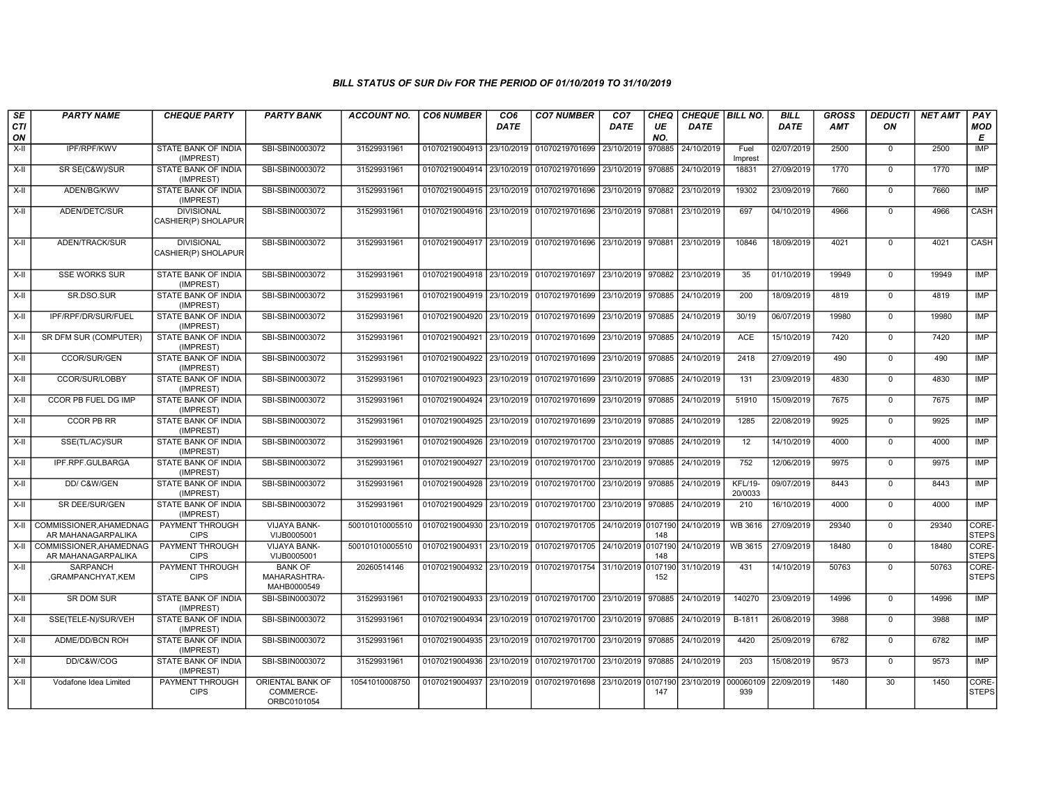### BILL STATUS OF SUR Div FOR THE PERIOD OF 01/10/2019 TO 31/10/2019

| SECTION | PARTY NAME | CHEQUE PARTY | PARTY BANK | ACCOUNT NO. | CO6 NUMBER | CO6 DATE | CO7 NUMBER | CO7 DATE | CHEQUE NO. | CHEQUE DATE | BILL NO. | BILL DATE | GROSS AMT | DEDUCTION | NET AMT | PAY MODE |
|---|---|---|---|---|---|---|---|---|---|---|---|---|---|---|---|---|
| X-II | IPF/RPF/KWV | STATE BANK OF INDIA (IMPREST) | SBI-SBIN0003072 | 31529931961 | 01070219004913 | 23/10/2019 | 01070219701699 | 23/10/2019 | 970885 | 24/10/2019 | Fuel Imprest | 02/07/2019 | 2500 | 0 | 2500 | IMP |
| X-II | SR SE(C&W)/SUR | STATE BANK OF INDIA (IMPREST) | SBI-SBIN0003072 | 31529931961 | 01070219004914 | 23/10/2019 | 01070219701699 | 23/10/2019 | 970885 | 24/10/2019 | 18831 | 27/09/2019 | 1770 | 0 | 1770 | IMP |
| X-II | ADEN/BG/KWV | STATE BANK OF INDIA (IMPREST) | SBI-SBIN0003072 | 31529931961 | 01070219004915 | 23/10/2019 | 01070219701696 | 23/10/2019 | 970882 | 23/10/2019 | 19302 | 23/09/2019 | 7660 | 0 | 7660 | IMP |
| X-II | ADEN/DETC/SUR | DIVISIONAL CASHIER(P) SHOLAPUR | SBI-SBIN0003072 | 31529931961 | 01070219004916 | 23/10/2019 | 01070219701696 | 23/10/2019 | 970881 | 23/10/2019 | 697 | 04/10/2019 | 4966 | 0 | 4966 | CASH |
| X-II | ADEN/TRACK/SUR | DIVISIONAL CASHIER(P) SHOLAPUR | SBI-SBIN0003072 | 31529931961 | 01070219004917 | 23/10/2019 | 01070219701696 | 23/10/2019 | 970881 | 23/10/2019 | 10846 | 18/09/2019 | 4021 | 0 | 4021 | CASH |
| X-II | SSE WORKS SUR | STATE BANK OF INDIA (IMPREST) | SBI-SBIN0003072 | 31529931961 | 01070219004918 | 23/10/2019 | 01070219701697 | 23/10/2019 | 970882 | 23/10/2019 | 35 | 01/10/2019 | 19949 | 0 | 19949 | IMP |
| X-II | SR.DSO.SUR | STATE BANK OF INDIA (IMPREST) | SBI-SBIN0003072 | 31529931961 | 01070219004919 | 23/10/2019 | 01070219701699 | 23/10/2019 | 970885 | 24/10/2019 | 200 | 18/09/2019 | 4819 | 0 | 4819 | IMP |
| X-II | IPF/RPF/DR/SUR/FUEL | STATE BANK OF INDIA (IMPREST) | SBI-SBIN0003072 | 31529931961 | 01070219004920 | 23/10/2019 | 01070219701699 | 23/10/2019 | 970885 | 24/10/2019 | 30/19 | 06/07/2019 | 19980 | 0 | 19980 | IMP |
| X-II | SR DFM SUR (COMPUTER) | STATE BANK OF INDIA (IMPREST) | SBI-SBIN0003072 | 31529931961 | 01070219004921 | 23/10/2019 | 01070219701699 | 23/10/2019 | 970885 | 24/10/2019 | ACE | 15/10/2019 | 7420 | 0 | 7420 | IMP |
| X-II | CCOR/SUR/GEN | STATE BANK OF INDIA (IMPREST) | SBI-SBIN0003072 | 31529931961 | 01070219004922 | 23/10/2019 | 01070219701699 | 23/10/2019 | 970885 | 24/10/2019 | 2418 | 27/09/2019 | 490 | 0 | 490 | IMP |
| X-II | CCOR/SUR/LOBBY | STATE BANK OF INDIA (IMPREST) | SBI-SBIN0003072 | 31529931961 | 01070219004923 | 23/10/2019 | 01070219701699 | 23/10/2019 | 970885 | 24/10/2019 | 131 | 23/09/2019 | 4830 | 0 | 4830 | IMP |
| X-II | CCOR PB FUEL DG IMP | STATE BANK OF INDIA (IMPREST) | SBI-SBIN0003072 | 31529931961 | 01070219004924 | 23/10/2019 | 01070219701699 | 23/10/2019 | 970885 | 24/10/2019 | 51910 | 15/09/2019 | 7675 | 0 | 7675 | IMP |
| X-II | CCOR PB RR | STATE BANK OF INDIA (IMPREST) | SBI-SBIN0003072 | 31529931961 | 01070219004925 | 23/10/2019 | 01070219701699 | 23/10/2019 | 970885 | 24/10/2019 | 1285 | 22/08/2019 | 9925 | 0 | 9925 | IMP |
| X-II | SSE(TL/AC)/SUR | STATE BANK OF INDIA (IMPREST) | SBI-SBIN0003072 | 31529931961 | 01070219004926 | 23/10/2019 | 01070219701700 | 23/10/2019 | 970885 | 24/10/2019 | 12 | 14/10/2019 | 4000 | 0 | 4000 | IMP |
| X-II | IPF.RPF.GULBARGA | STATE BANK OF INDIA (IMPREST) | SBI-SBIN0003072 | 31529931961 | 01070219004927 | 23/10/2019 | 01070219701700 | 23/10/2019 | 970885 | 24/10/2019 | 752 | 12/06/2019 | 9975 | 0 | 9975 | IMP |
| X-II | DD/ C&W/GEN | STATE BANK OF INDIA (IMPREST) | SBI-SBIN0003072 | 31529931961 | 01070219004928 | 23/10/2019 | 01070219701700 | 23/10/2019 | 970885 | 24/10/2019 | KFL/19-20/0033 | 09/07/2019 | 8443 | 0 | 8443 | IMP |
| X-II | SR DEE/SUR/GEN | STATE BANK OF INDIA (IMPREST) | SBI-SBIN0003072 | 31529931961 | 01070219004929 | 23/10/2019 | 01070219701700 | 23/10/2019 | 970885 | 24/10/2019 | 210 | 16/10/2019 | 4000 | 0 | 4000 | IMP |
| X-II | COMMISSIONER,AHAMEDNAGAR MAHANAGARPALIKA | PAYMENT THROUGH CIPS | VIJAYA BANK-VIJB0005001 | 500101010005510 | 01070219004930 | 23/10/2019 | 01070219701705 | 24/10/2019 | 0107190148 | 24/10/2019 | WB 3616 | 27/09/2019 | 29340 | 0 | 29340 | CORE-STEPS |
| X-II | COMMISSIONER,AHAMEDNAGAR MAHANAGARPALIKA | PAYMENT THROUGH CIPS | VIJAYA BANK-VIJB0005001 | 500101010005510 | 01070219004931 | 23/10/2019 | 01070219701705 | 24/10/2019 | 0107190148 | 24/10/2019 | WB 3615 | 27/09/2019 | 18480 | 0 | 18480 | CORE-STEPS |
| X-II | SARPANCH ,GRAMPANCHYAT,KEM | PAYMENT THROUGH CIPS | BANK OF MAHARASHTRA-MAHB0000549 | 20260514146 | 01070219004932 | 23/10/2019 | 01070219701754 | 31/10/2019 | 0107190152 | 31/10/2019 | 431 | 14/10/2019 | 50763 | 0 | 50763 | CORE-STEPS |
| X-II | SR DOM SUR | STATE BANK OF INDIA (IMPREST) | SBI-SBIN0003072 | 31529931961 | 01070219004933 | 23/10/2019 | 01070219701700 | 23/10/2019 | 970885 | 24/10/2019 | 140270 | 23/09/2019 | 14996 | 0 | 14996 | IMP |
| X-II | SSE(TELE-N)/SUR/VEH | STATE BANK OF INDIA (IMPREST) | SBI-SBIN0003072 | 31529931961 | 01070219004934 | 23/10/2019 | 01070219701700 | 23/10/2019 | 970885 | 24/10/2019 | B-1811 | 26/08/2019 | 3988 | 0 | 3988 | IMP |
| X-II | ADME/DD/BCN ROH | STATE BANK OF INDIA (IMPREST) | SBI-SBIN0003072 | 31529931961 | 01070219004935 | 23/10/2019 | 01070219701700 | 23/10/2019 | 970885 | 24/10/2019 | 4420 | 25/09/2019 | 6782 | 0 | 6782 | IMP |
| X-II | DD/C&W/COG | STATE BANK OF INDIA (IMPREST) | SBI-SBIN0003072 | 31529931961 | 01070219004936 | 23/10/2019 | 01070219701700 | 23/10/2019 | 970885 | 24/10/2019 | 203 | 15/08/2019 | 9573 | 0 | 9573 | IMP |
| X-II | Vodafone Idea Limited | PAYMENT THROUGH CIPS | ORIENTAL BANK OF COMMERCE-ORBC0101054 | 10541010008750 | 01070219004937 | 23/10/2019 | 01070219701698 | 23/10/2019 | 0107190147 | 23/10/2019 | 000060109939 | 22/09/2019 | 1480 | 30 | 1450 | CORE-STEPS |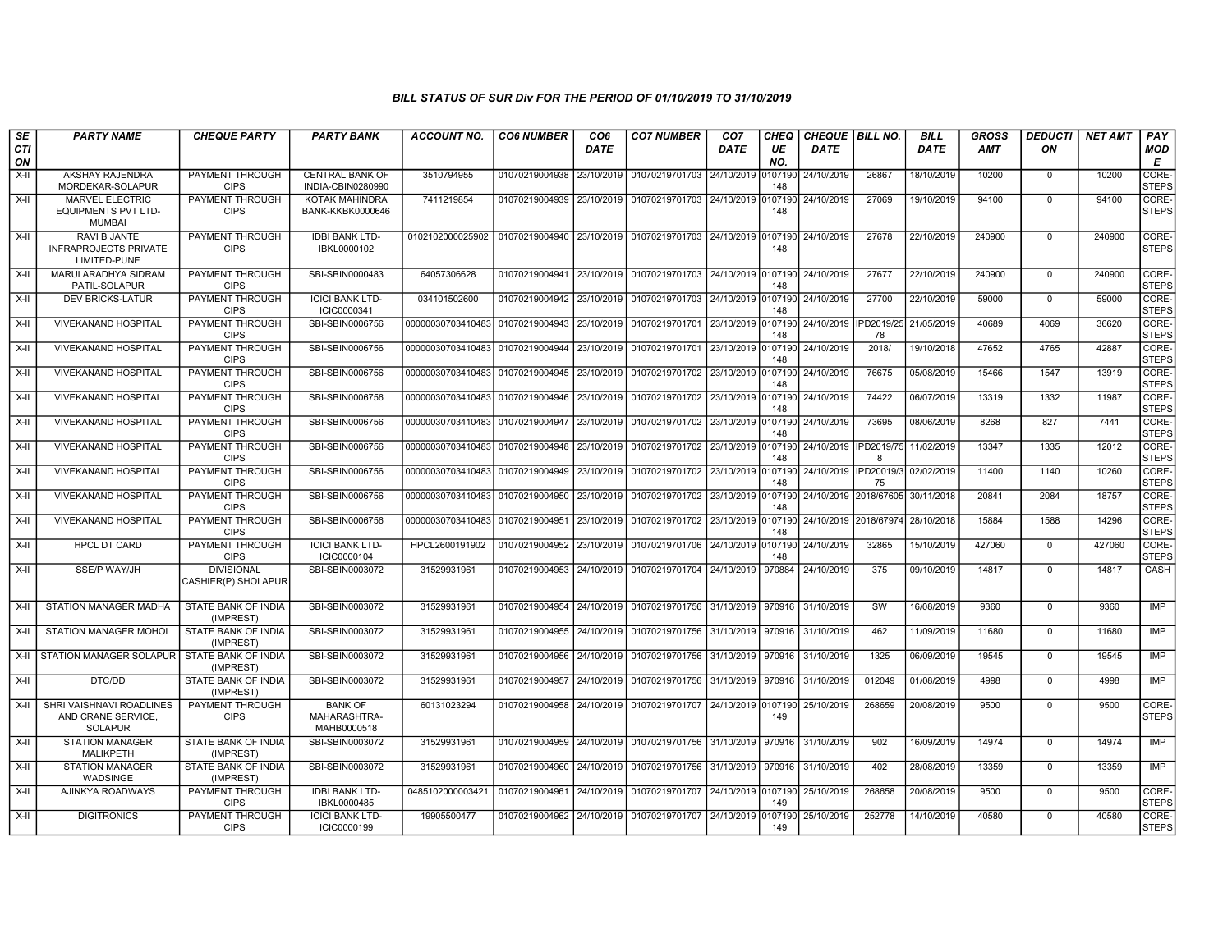# BILL STATUS OF SUR Div FOR THE PERIOD OF 01/10/2019 TO 31/10/2019

| SECTION | PARTY NAME | CHEQUE PARTY | PARTY BANK | ACCOUNT NO. | CO6 NUMBER | CO6 DATE | CO7 NUMBER | CO7 DATE | CHEQUE NO. | CHEQUE DATE | BILL NO. | BILL DATE | GROSS AMT | DEDUCTION | NET AMT | PAY MODE |
|---|---|---|---|---|---|---|---|---|---|---|---|---|---|---|---|---|
| X-II | AKSHAY RAJENDRA MORDEKAR-SOLAPUR | PAYMENT THROUGH CIPS | CENTRAL BANK OF INDIA-CBIN0280990 | 3510794955 | 01070219004938 | 23/10/2019 | 01070219701703 | 24/10/2019 | 0107190148 | 24/10/2019 | 26867 | 18/10/2019 | 10200 | 0 | 10200 | CORE-STEPS |
| X-II | MARVEL ELECTRIC EQUIPMENTS PVT LTD-MUMBAI | PAYMENT THROUGH CIPS | KOTAK MAHINDRA BANK-KKBK0000646 | 7411219854 | 01070219004939 | 23/10/2019 | 01070219701703 | 24/10/2019 | 0107190148 | 24/10/2019 | 27069 | 19/10/2019 | 94100 | 0 | 94100 | CORE-STEPS |
| X-II | RAVI B JANTE INFRAPROJECTS PRIVATE LIMITED-PUNE | PAYMENT THROUGH CIPS | IDBI BANK LTD-IBKL0000102 | 0102102000025902 | 01070219004940 | 23/10/2019 | 01070219701703 | 24/10/2019 | 0107190148 | 24/10/2019 | 27678 | 22/10/2019 | 240900 | 0 | 240900 | CORE-STEPS |
| X-II | MARULARADHYA SIDRAM PATIL-SOLAPUR | PAYMENT THROUGH CIPS | SBI-SBIN0000483 | 64057306628 | 01070219004941 | 23/10/2019 | 01070219701703 | 24/10/2019 | 0107190148 | 24/10/2019 | 27677 | 22/10/2019 | 240900 | 0 | 240900 | CORE-STEPS |
| X-II | DEV BRICKS-LATUR | PAYMENT THROUGH CIPS | ICICI BANK LTD-ICIC0000341 | 034101502600 | 01070219004942 | 23/10/2019 | 01070219701703 | 24/10/2019 | 0107190148 | 24/10/2019 | 27700 | 22/10/2019 | 59000 | 0 | 59000 | CORE-STEPS |
| X-II | VIVEKANAND HOSPITAL | PAYMENT THROUGH CIPS | SBI-SBIN0006756 | 00000030703410483 | 01070219004943 | 23/10/2019 | 01070219701701 | 23/10/2019 | 0107190148 | 24/10/2019 | IPD2019/2578 | 21/05/2019 | 40689 | 4069 | 36620 | CORE-STEPS |
| X-II | VIVEKANAND HOSPITAL | PAYMENT THROUGH CIPS | SBI-SBIN0006756 | 00000030703410483 | 01070219004944 | 23/10/2019 | 01070219701701 | 23/10/2019 | 0107190148 | 24/10/2019 | 2018/ | 19/10/2018 | 47652 | 4765 | 42887 | CORE-STEPS |
| X-II | VIVEKANAND HOSPITAL | PAYMENT THROUGH CIPS | SBI-SBIN0006756 | 00000030703410483 | 01070219004945 | 23/10/2019 | 01070219701702 | 23/10/2019 | 0107190148 | 24/10/2019 | 76675 | 05/08/2019 | 15466 | 1547 | 13919 | CORE-STEPS |
| X-II | VIVEKANAND HOSPITAL | PAYMENT THROUGH CIPS | SBI-SBIN0006756 | 00000030703410483 | 01070219004946 | 23/10/2019 | 01070219701702 | 23/10/2019 | 0107190148 | 24/10/2019 | 74422 | 06/07/2019 | 13319 | 1332 | 11987 | CORE-STEPS |
| X-II | VIVEKANAND HOSPITAL | PAYMENT THROUGH CIPS | SBI-SBIN0006756 | 00000030703410483 | 01070219004947 | 23/10/2019 | 01070219701702 | 23/10/2019 | 0107190148 | 24/10/2019 | 73695 | 08/06/2019 | 8268 | 827 | 7441 | CORE-STEPS |
| X-II | VIVEKANAND HOSPITAL | PAYMENT THROUGH CIPS | SBI-SBIN0006756 | 00000030703410483 | 01070219004948 | 23/10/2019 | 01070219701702 | 23/10/2019 | 0107190148 | 24/10/2019 | IPD2019/758 | 11/02/2019 | 13347 | 1335 | 12012 | CORE-STEPS |
| X-II | VIVEKANAND HOSPITAL | PAYMENT THROUGH CIPS | SBI-SBIN0006756 | 00000030703410483 | 01070219004949 | 23/10/2019 | 01070219701702 | 23/10/2019 | 0107190148 | 24/10/2019 | IPD20019/375 | 02/02/2019 | 11400 | 1140 | 10260 | CORE-STEPS |
| X-II | VIVEKANAND HOSPITAL | PAYMENT THROUGH CIPS | SBI-SBIN0006756 | 00000030703410483 | 01070219004950 | 23/10/2019 | 01070219701702 | 23/10/2019 | 0107190148 | 24/10/2019 | 2018/67605 | 30/11/2018 | 20841 | 2084 | 18757 | CORE-STEPS |
| X-II | VIVEKANAND HOSPITAL | PAYMENT THROUGH CIPS | SBI-SBIN0006756 | 00000030703410483 | 01070219004951 | 23/10/2019 | 01070219701702 | 23/10/2019 | 0107190148 | 24/10/2019 | 2018/67974 | 28/10/2018 | 15884 | 1588 | 14296 | CORE-STEPS |
| X-II | HPCL DT CARD | PAYMENT THROUGH CIPS | ICICI BANK LTD-ICIC0000104 | HPCL2600191902 | 01070219004952 | 23/10/2019 | 01070219701706 | 24/10/2019 | 0107190148 | 24/10/2019 | 32865 | 15/10/2019 | 427060 | 0 | 427060 | CORE-STEPS |
| X-II | SSE/P WAY/JH | DIVISIONAL CASHIER(P) SHOLAPUR | SBI-SBIN0003072 | 31529931961 | 01070219004953 | 24/10/2019 | 01070219701704 | 24/10/2019 | 970884 | 24/10/2019 | 375 | 09/10/2019 | 14817 | 0 | 14817 | CASH |
| X-II | STATION MANAGER MADHA | STATE BANK OF INDIA (IMPREST) | SBI-SBIN0003072 | 31529931961 | 01070219004954 | 24/10/2019 | 01070219701756 | 31/10/2019 | 970916 | 31/10/2019 | SW | 16/08/2019 | 9360 | 0 | 9360 | IMP |
| X-II | STATION MANAGER MOHOL | STATE BANK OF INDIA (IMPREST) | SBI-SBIN0003072 | 31529931961 | 01070219004955 | 24/10/2019 | 01070219701756 | 31/10/2019 | 970916 | 31/10/2019 | 462 | 11/09/2019 | 11680 | 0 | 11680 | IMP |
| X-II | STATION MANAGER SOLAPUR | STATE BANK OF INDIA (IMPREST) | SBI-SBIN0003072 | 31529931961 | 01070219004956 | 24/10/2019 | 01070219701756 | 31/10/2019 | 970916 | 31/10/2019 | 1325 | 06/09/2019 | 19545 | 0 | 19545 | IMP |
| X-II | DTC/DD | STATE BANK OF INDIA (IMPREST) | SBI-SBIN0003072 | 31529931961 | 01070219004957 | 24/10/2019 | 01070219701756 | 31/10/2019 | 970916 | 31/10/2019 | 012049 | 01/08/2019 | 4998 | 0 | 4998 | IMP |
| X-II | SHRI VAISHNAVI ROADLINES AND CRANE SERVICE, SOLAPUR | PAYMENT THROUGH CIPS | BANK OF MAHARASHTRA-MAHB0000518 | 60131023294 | 01070219004958 | 24/10/2019 | 01070219701707 | 24/10/2019 | 0107190149 | 25/10/2019 | 268659 | 20/08/2019 | 9500 | 0 | 9500 | CORE-STEPS |
| X-II | STATION MANAGER MALIKPETH | STATE BANK OF INDIA (IMPREST) | SBI-SBIN0003072 | 31529931961 | 01070219004959 | 24/10/2019 | 01070219701756 | 31/10/2019 | 970916 | 31/10/2019 | 902 | 16/09/2019 | 14974 | 0 | 14974 | IMP |
| X-II | STATION MANAGER WADSINGE | STATE BANK OF INDIA (IMPREST) | SBI-SBIN0003072 | 31529931961 | 01070219004960 | 24/10/2019 | 01070219701756 | 31/10/2019 | 970916 | 31/10/2019 | 402 | 28/08/2019 | 13359 | 0 | 13359 | IMP |
| X-II | AJINKYA ROADWAYS | PAYMENT THROUGH CIPS | IDBI BANK LTD-IBKL0000485 | 0485102000003421 | 01070219004961 | 24/10/2019 | 01070219701707 | 24/10/2019 | 0107190149 | 25/10/2019 | 268658 | 20/08/2019 | 9500 | 0 | 9500 | CORE-STEPS |
| X-II | DIGITRONICS | PAYMENT THROUGH CIPS | ICICI BANK LTD-ICIC0000199 | 19905500477 | 01070219004962 | 24/10/2019 | 01070219701707 | 24/10/2019 | 0107190149 | 25/10/2019 | 252778 | 14/10/2019 | 40580 | 0 | 40580 | CORE-STEPS |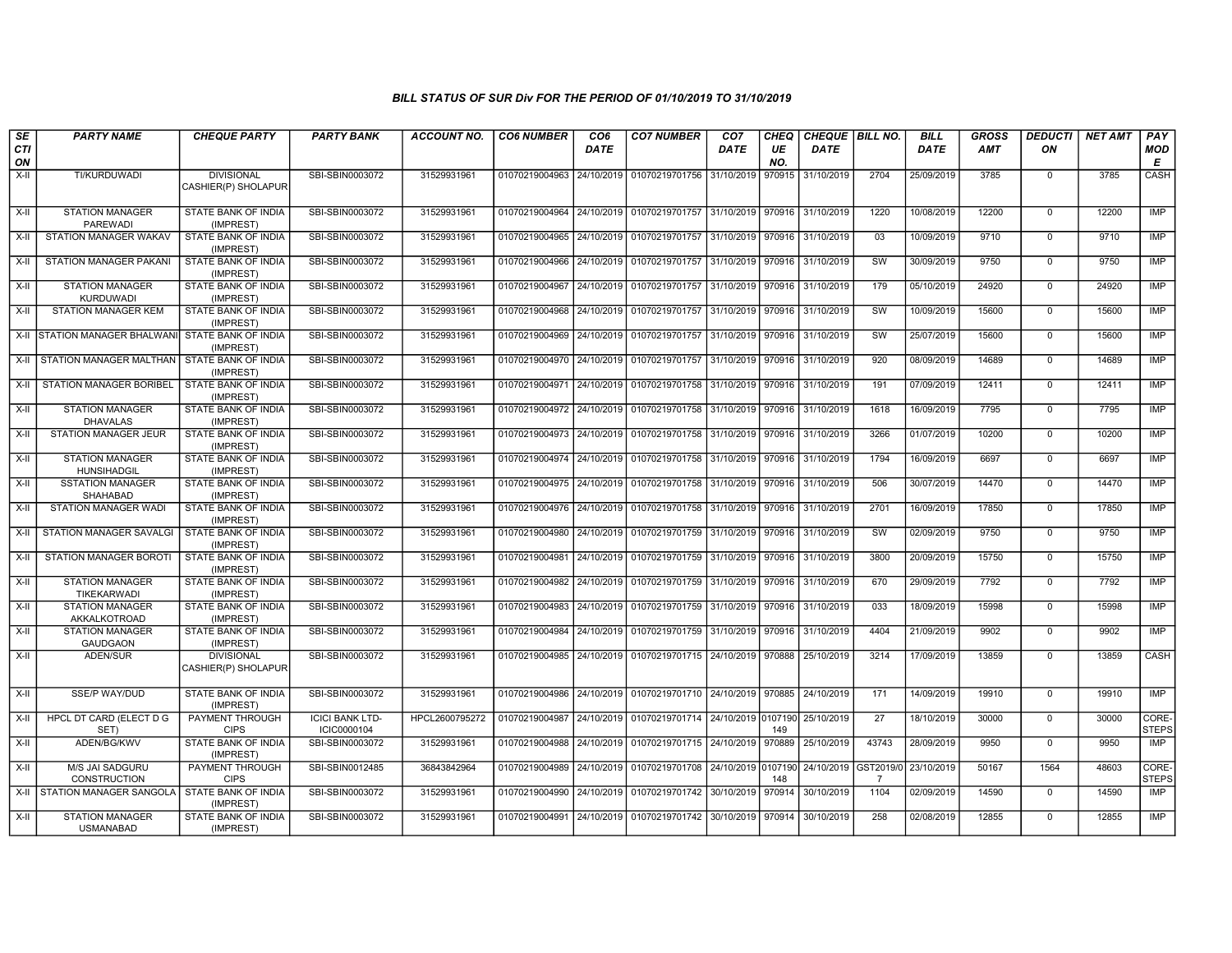# BILL STATUS OF SUR Div FOR THE PERIOD OF 01/10/2019 TO 31/10/2019

| SECTION | PARTY NAME | CHEQUE PARTY | PARTY BANK | ACCOUNT NO. | CO6 NUMBER | CO6 DATE | CO7 NUMBER | CO7 DATE | CHEQUE NO. | CHEQUE DATE | BILL NO. | BILL DATE | GROSS AMT | DEDUCTION | NET AMT | PAY MODE |
|---|---|---|---|---|---|---|---|---|---|---|---|---|---|---|---|---|
| X-II | TI/KURDUWADI | DIVISIONAL CASHIER(P) SHOLAPUR | SBI-SBIN0003072 | 31529931961 | 01070219004963 | 24/10/2019 | 01070219701756 | 31/10/2019 | 970915 | 31/10/2019 | 2704 | 25/09/2019 | 3785 | 0 | 3785 | CASH |
| X-II | STATION MANAGER PAREWADI | STATE BANK OF INDIA (IMPREST) | SBI-SBIN0003072 | 31529931961 | 01070219004964 | 24/10/2019 | 01070219701757 | 31/10/2019 | 970916 | 31/10/2019 | 1220 | 10/08/2019 | 12200 | 0 | 12200 | IMP |
| X-II | STATION MANAGER WAKAV | STATE BANK OF INDIA (IMPREST) | SBI-SBIN0003072 | 31529931961 | 01070219004965 | 24/10/2019 | 01070219701757 | 31/10/2019 | 970916 | 31/10/2019 | 03 | 10/09/2019 | 9710 | 0 | 9710 | IMP |
| X-II | STATION MANAGER PAKANI | STATE BANK OF INDIA (IMPREST) | SBI-SBIN0003072 | 31529931961 | 01070219004966 | 24/10/2019 | 01070219701757 | 31/10/2019 | 970916 | 31/10/2019 | SW | 30/09/2019 | 9750 | 0 | 9750 | IMP |
| X-II | STATION MANAGER KURDUWADI | STATE BANK OF INDIA (IMPREST) | SBI-SBIN0003072 | 31529931961 | 01070219004967 | 24/10/2019 | 01070219701757 | 31/10/2019 | 970916 | 31/10/2019 | 179 | 05/10/2019 | 24920 | 0 | 24920 | IMP |
| X-II | STATION MANAGER KEM | STATE BANK OF INDIA (IMPREST) | SBI-SBIN0003072 | 31529931961 | 01070219004968 | 24/10/2019 | 01070219701757 | 31/10/2019 | 970916 | 31/10/2019 | SW | 10/09/2019 | 15600 | 0 | 15600 | IMP |
| X-II | STATION MANAGER BHALWANI | STATE BANK OF INDIA (IMPREST) | SBI-SBIN0003072 | 31529931961 | 01070219004969 | 24/10/2019 | 01070219701757 | 31/10/2019 | 970916 | 31/10/2019 | SW | 25/07/2019 | 15600 | 0 | 15600 | IMP |
| X-II | STATION MANAGER MALTHAN | STATE BANK OF INDIA (IMPREST) | SBI-SBIN0003072 | 31529931961 | 01070219004970 | 24/10/2019 | 01070219701757 | 31/10/2019 | 970916 | 31/10/2019 | 920 | 08/09/2019 | 14689 | 0 | 14689 | IMP |
| X-II | STATION MANAGER BORIBEL | STATE BANK OF INDIA (IMPREST) | SBI-SBIN0003072 | 31529931961 | 01070219004971 | 24/10/2019 | 01070219701758 | 31/10/2019 | 970916 | 31/10/2019 | 191 | 07/09/2019 | 12411 | 0 | 12411 | IMP |
| X-II | STATION MANAGER DHAVALAS | STATE BANK OF INDIA (IMPREST) | SBI-SBIN0003072 | 31529931961 | 01070219004972 | 24/10/2019 | 01070219701758 | 31/10/2019 | 970916 | 31/10/2019 | 1618 | 16/09/2019 | 7795 | 0 | 7795 | IMP |
| X-II | STATION MANAGER JEUR | STATE BANK OF INDIA (IMPREST) | SBI-SBIN0003072 | 31529931961 | 01070219004973 | 24/10/2019 | 01070219701758 | 31/10/2019 | 970916 | 31/10/2019 | 3266 | 01/07/2019 | 10200 | 0 | 10200 | IMP |
| X-II | STATION MANAGER HUNSIHADGIL | STATE BANK OF INDIA (IMPREST) | SBI-SBIN0003072 | 31529931961 | 01070219004974 | 24/10/2019 | 01070219701758 | 31/10/2019 | 970916 | 31/10/2019 | 1794 | 16/09/2019 | 6697 | 0 | 6697 | IMP |
| X-II | SSTATION MANAGER SHAHABAD | STATE BANK OF INDIA (IMPREST) | SBI-SBIN0003072 | 31529931961 | 01070219004975 | 24/10/2019 | 01070219701758 | 31/10/2019 | 970916 | 31/10/2019 | 506 | 30/07/2019 | 14470 | 0 | 14470 | IMP |
| X-II | STATION MANAGER WADI | STATE BANK OF INDIA (IMPREST) | SBI-SBIN0003072 | 31529931961 | 01070219004976 | 24/10/2019 | 01070219701758 | 31/10/2019 | 970916 | 31/10/2019 | 2701 | 16/09/2019 | 17850 | 0 | 17850 | IMP |
| X-II | STATION MANAGER SAVALGI | STATE BANK OF INDIA (IMPREST) | SBI-SBIN0003072 | 31529931961 | 01070219004980 | 24/10/2019 | 01070219701759 | 31/10/2019 | 970916 | 31/10/2019 | SW | 02/09/2019 | 9750 | 0 | 9750 | IMP |
| X-II | STATION MANAGER BOROTI | STATE BANK OF INDIA (IMPREST) | SBI-SBIN0003072 | 31529931961 | 01070219004981 | 24/10/2019 | 01070219701759 | 31/10/2019 | 970916 | 31/10/2019 | 3800 | 20/09/2019 | 15750 | 0 | 15750 | IMP |
| X-II | STATION MANAGER TIKEKARWADI | STATE BANK OF INDIA (IMPREST) | SBI-SBIN0003072 | 31529931961 | 01070219004982 | 24/10/2019 | 01070219701759 | 31/10/2019 | 970916 | 31/10/2019 | 670 | 29/09/2019 | 7792 | 0 | 7792 | IMP |
| X-II | STATION MANAGER AKKALKOTROAD | STATE BANK OF INDIA (IMPREST) | SBI-SBIN0003072 | 31529931961 | 01070219004983 | 24/10/2019 | 01070219701759 | 31/10/2019 | 970916 | 31/10/2019 | 033 | 18/09/2019 | 15998 | 0 | 15998 | IMP |
| X-II | STATION MANAGER GAUDGAON | STATE BANK OF INDIA (IMPREST) | SBI-SBIN0003072 | 31529931961 | 01070219004984 | 24/10/2019 | 01070219701759 | 31/10/2019 | 970916 | 31/10/2019 | 4404 | 21/09/2019 | 9902 | 0 | 9902 | IMP |
| X-II | ADEN/SUR | DIVISIONAL CASHIER(P) SHOLAPUR | SBI-SBIN0003072 | 31529931961 | 01070219004985 | 24/10/2019 | 01070219701715 | 24/10/2019 | 970888 | 25/10/2019 | 3214 | 17/09/2019 | 13859 | 0 | 13859 | CASH |
| X-II | SSE/P WAY/DUD | STATE BANK OF INDIA (IMPREST) | SBI-SBIN0003072 | 31529931961 | 01070219004986 | 24/10/2019 | 01070219701710 | 24/10/2019 | 970885 | 24/10/2019 | 171 | 14/09/2019 | 19910 | 0 | 19910 | IMP |
| X-II | HPCL DT CARD (ELECT D G SET) | PAYMENT THROUGH CIPS | ICICI BANK LTD-ICIC0000104 | HPCL2600795272 | 01070219004987 | 24/10/2019 | 01070219701714 | 24/10/2019 | 0107190149 | 25/10/2019 | 27 | 18/10/2019 | 30000 | 0 | 30000 | CORE-STEPS |
| X-II | ADEN/BG/KWV | STATE BANK OF INDIA (IMPREST) | SBI-SBIN0003072 | 31529931961 | 01070219004988 | 24/10/2019 | 01070219701715 | 24/10/2019 | 970889 | 25/10/2019 | 43743 | 28/09/2019 | 9950 | 0 | 9950 | IMP |
| X-II | M/S JAI SADGURU CONSTRUCTION | PAYMENT THROUGH CIPS | SBI-SBIN0012485 | 36843842964 | 01070219004989 | 24/10/2019 | 01070219701708 | 24/10/2019 | 0107190148 | 24/10/2019 | GST2019/07 | 23/10/2019 | 50167 | 1564 | 48603 | CORE-STEPS |
| X-II | STATION MANAGER SANGOLA | STATE BANK OF INDIA (IMPREST) | SBI-SBIN0003072 | 31529931961 | 01070219004990 | 24/10/2019 | 01070219701742 | 30/10/2019 | 970914 | 30/10/2019 | 1104 | 02/09/2019 | 14590 | 0 | 14590 | IMP |
| X-II | STATION MANAGER USMANABAD | STATE BANK OF INDIA (IMPREST) | SBI-SBIN0003072 | 31529931961 | 01070219004991 | 24/10/2019 | 01070219701742 | 30/10/2019 | 970914 | 30/10/2019 | 258 | 02/08/2019 | 12855 | 0 | 12855 | IMP |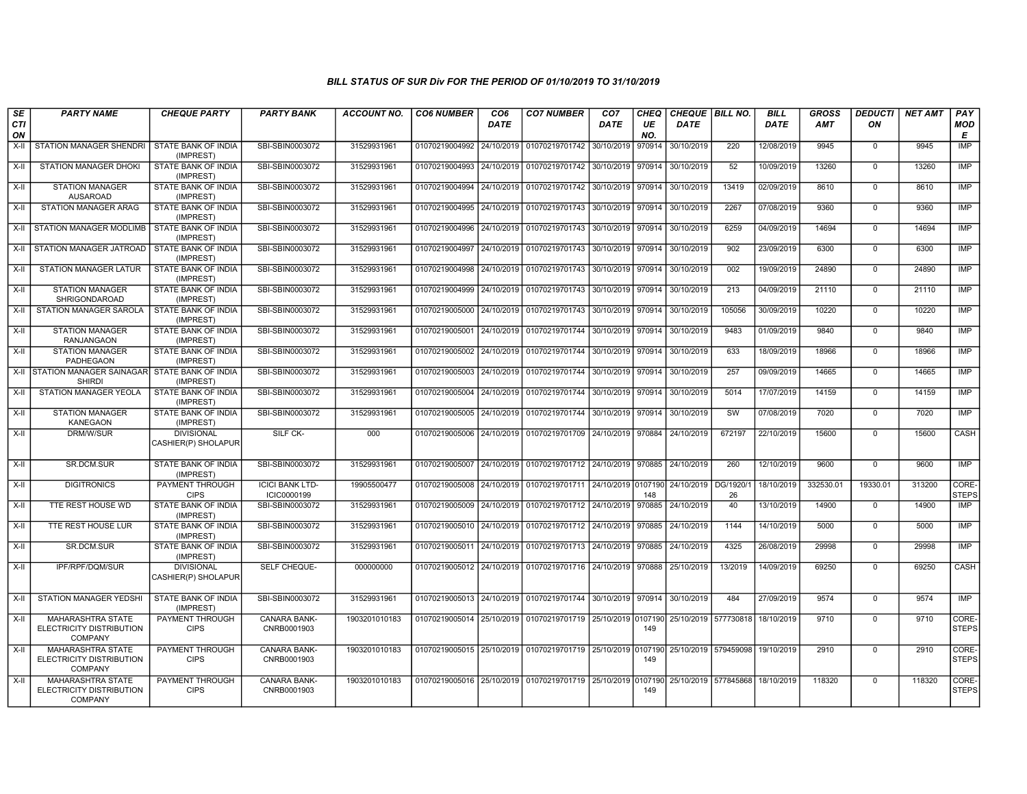### BILL STATUS OF SUR Div FOR THE PERIOD OF 01/10/2019 TO 31/10/2019

| SECTION | PARTY NAME | CHEQUE PARTY | PARTY BANK | ACCOUNT NO. | CO6 NUMBER | CO6 DATE | CO7 NUMBER | CO7 DATE | CHEQUE NO. | CHEQUE DATE | BILL NO. | BILL DATE | GROSS AMT | DEDUCTION | NET AMT | PAY MODE |
|---|---|---|---|---|---|---|---|---|---|---|---|---|---|---|---|---|
| X-II | STATION MANAGER SHENDRI | STATE BANK OF INDIA (IMPREST) | SBI-SBIN0003072 | 31529931961 | 01070219004992 | 24/10/2019 | 01070219701742 | 30/10/2019 | 970914 | 30/10/2019 | 220 | 12/08/2019 | 9945 | 0 | 9945 | IMP |
| X-II | STATION MANAGER DHOKI | STATE BANK OF INDIA (IMPREST) | SBI-SBIN0003072 | 31529931961 | 01070219004993 | 24/10/2019 | 01070219701742 | 30/10/2019 | 970914 | 30/10/2019 | 52 | 10/09/2019 | 13260 | 0 | 13260 | IMP |
| X-II | STATION MANAGER AUSAROAD | STATE BANK OF INDIA (IMPREST) | SBI-SBIN0003072 | 31529931961 | 01070219004994 | 24/10/2019 | 01070219701742 | 30/10/2019 | 970914 | 30/10/2019 | 13419 | 02/09/2019 | 8610 | 0 | 8610 | IMP |
| X-II | STATION MANAGER ARAG | STATE BANK OF INDIA (IMPREST) | SBI-SBIN0003072 | 31529931961 | 01070219004995 | 24/10/2019 | 01070219701743 | 30/10/2019 | 970914 | 30/10/2019 | 2267 | 07/08/2019 | 9360 | 0 | 9360 | IMP |
| X-II | STATION MANAGER MODLIMB | STATE BANK OF INDIA (IMPREST) | SBI-SBIN0003072 | 31529931961 | 01070219004996 | 24/10/2019 | 01070219701743 | 30/10/2019 | 970914 | 30/10/2019 | 6259 | 04/09/2019 | 14694 | 0 | 14694 | IMP |
| X-II | STATION MANAGER JATROAD | STATE BANK OF INDIA (IMPREST) | SBI-SBIN0003072 | 31529931961 | 01070219004997 | 24/10/2019 | 01070219701743 | 30/10/2019 | 970914 | 30/10/2019 | 902 | 23/09/2019 | 6300 | 0 | 6300 | IMP |
| X-II | STATION MANAGER LATUR | STATE BANK OF INDIA (IMPREST) | SBI-SBIN0003072 | 31529931961 | 01070219004998 | 24/10/2019 | 01070219701743 | 30/10/2019 | 970914 | 30/10/2019 | 002 | 19/09/2019 | 24890 | 0 | 24890 | IMP |
| X-II | STATION MANAGER SHRIGONDAROAD | STATE BANK OF INDIA (IMPREST) | SBI-SBIN0003072 | 31529931961 | 01070219004999 | 24/10/2019 | 01070219701743 | 30/10/2019 | 970914 | 30/10/2019 | 213 | 04/09/2019 | 21110 | 0 | 21110 | IMP |
| X-II | STATION MANAGER SAROLA | STATE BANK OF INDIA (IMPREST) | SBI-SBIN0003072 | 31529931961 | 01070219005000 | 24/10/2019 | 01070219701743 | 30/10/2019 | 970914 | 30/10/2019 | 105056 | 30/09/2019 | 10220 | 0 | 10220 | IMP |
| X-II | STATION MANAGER RANJANGAON | STATE BANK OF INDIA (IMPREST) | SBI-SBIN0003072 | 31529931961 | 01070219005001 | 24/10/2019 | 01070219701744 | 30/10/2019 | 970914 | 30/10/2019 | 9483 | 01/09/2019 | 9840 | 0 | 9840 | IMP |
| X-II | STATION MANAGER PADHEGAON | STATE BANK OF INDIA (IMPREST) | SBI-SBIN0003072 | 31529931961 | 01070219005002 | 24/10/2019 | 01070219701744 | 30/10/2019 | 970914 | 30/10/2019 | 633 | 18/09/2019 | 18966 | 0 | 18966 | IMP |
| X-II | STATION MANAGER SAINAGAR SHIRDI | STATE BANK OF INDIA (IMPREST) | SBI-SBIN0003072 | 31529931961 | 01070219005003 | 24/10/2019 | 01070219701744 | 30/10/2019 | 970914 | 30/10/2019 | 257 | 09/09/2019 | 14665 | 0 | 14665 | IMP |
| X-II | STATION MANAGER YEOLA | STATE BANK OF INDIA (IMPREST) | SBI-SBIN0003072 | 31529931961 | 01070219005004 | 24/10/2019 | 01070219701744 | 30/10/2019 | 970914 | 30/10/2019 | 5014 | 17/07/2019 | 14159 | 0 | 14159 | IMP |
| X-II | STATION MANAGER KANEGAON | STATE BANK OF INDIA (IMPREST) | SBI-SBIN0003072 | 31529931961 | 01070219005005 | 24/10/2019 | 01070219701744 | 30/10/2019 | 970914 | 30/10/2019 | SW | 07/08/2019 | 7020 | 0 | 7020 | IMP |
| X-II | DRM/W/SUR | DIVISIONAL CASHIER(P) SHOLAPUR | SILF CK- | 000 | 01070219005006 | 24/10/2019 | 01070219701709 | 24/10/2019 | 970884 | 24/10/2019 | 672197 | 22/10/2019 | 15600 | 0 | 15600 | CASH |
| X-II | SR.DCM.SUR | STATE BANK OF INDIA (IMPREST) | SBI-SBIN0003072 | 31529931961 | 01070219005007 | 24/10/2019 | 01070219701712 | 24/10/2019 | 970885 | 24/10/2019 | 260 | 12/10/2019 | 9600 | 0 | 9600 | IMP |
| X-II | DIGITRONICS | PAYMENT THROUGH CIPS | ICICI BANK LTD-ICIC0000199 | 19905500477 | 01070219005008 | 24/10/2019 | 01070219701711 | 24/10/2019 | 0107190148 | 24/10/2019 | DG/1920/126 | 18/10/2019 | 332530.01 | 19330.01 | 313200 | CORE-STEPS |
| X-II | TTE REST HOUSE WD | STATE BANK OF INDIA (IMPREST) | SBI-SBIN0003072 | 31529931961 | 01070219005009 | 24/10/2019 | 01070219701712 | 24/10/2019 | 970885 | 24/10/2019 | 40 | 13/10/2019 | 14900 | 0 | 14900 | IMP |
| X-II | TTE REST HOUSE LUR | STATE BANK OF INDIA (IMPREST) | SBI-SBIN0003072 | 31529931961 | 01070219005010 | 24/10/2019 | 01070219701712 | 24/10/2019 | 970885 | 24/10/2019 | 1144 | 14/10/2019 | 5000 | 0 | 5000 | IMP |
| X-II | SR.DCM.SUR | STATE BANK OF INDIA (IMPREST) | SBI-SBIN0003072 | 31529931961 | 01070219005011 | 24/10/2019 | 01070219701713 | 24/10/2019 | 970885 | 24/10/2019 | 4325 | 26/08/2019 | 29998 | 0 | 29998 | IMP |
| X-II | IPF/RPF/DQM/SUR | DIVISIONAL CASHIER(P) SHOLAPUR | SELF CHEQUE- | 000000000 | 01070219005012 | 24/10/2019 | 01070219701716 | 24/10/2019 | 970888 | 25/10/2019 | 13/2019 | 14/09/2019 | 69250 | 0 | 69250 | CASH |
| X-II | STATION MANAGER YEDSHI | STATE BANK OF INDIA (IMPREST) | SBI-SBIN0003072 | 31529931961 | 01070219005013 | 24/10/2019 | 01070219701744 | 30/10/2019 | 970914 | 30/10/2019 | 484 | 27/09/2019 | 9574 | 0 | 9574 | IMP |
| X-II | MAHARASHTRA STATE ELECTRICITY DISTRIBUTION COMPANY | PAYMENT THROUGH CIPS | CANARA BANK-CNRB0001903 | 1903201010183 | 01070219005014 | 25/10/2019 | 01070219701719 | 25/10/2019 | 0107190149 | 25/10/2019 | 577730818 | 18/10/2019 | 9710 | 0 | 9710 | CORE-STEPS |
| X-II | MAHARASHTRA STATE ELECTRICITY DISTRIBUTION COMPANY | PAYMENT THROUGH CIPS | CANARA BANK-CNRB0001903 | 1903201010183 | 01070219005015 | 25/10/2019 | 01070219701719 | 25/10/2019 | 0107190149 | 25/10/2019 | 579459098 | 19/10/2019 | 2910 | 0 | 2910 | CORE-STEPS |
| X-II | MAHARASHTRA STATE ELECTRICITY DISTRIBUTION COMPANY | PAYMENT THROUGH CIPS | CANARA BANK-CNRB0001903 | 1903201010183 | 01070219005016 | 25/10/2019 | 01070219701719 | 25/10/2019 | 0107190149 | 25/10/2019 | 577845868 | 18/10/2019 | 118320 | 0 | 118320 | CORE-STEPS |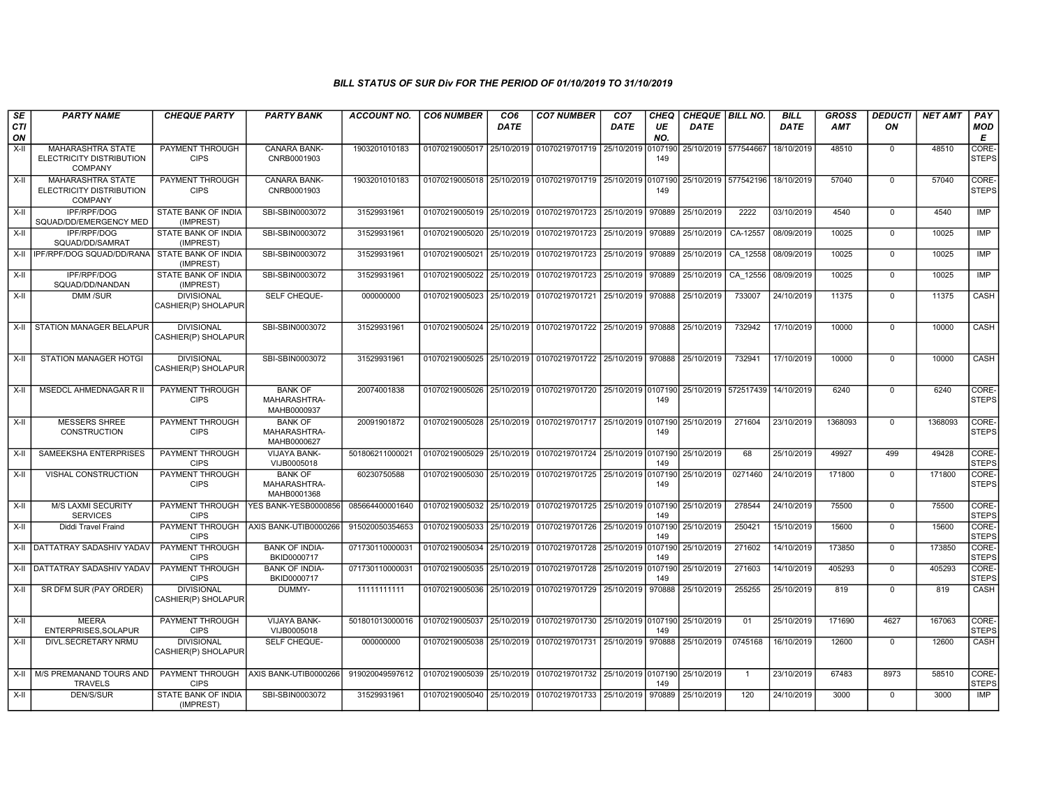### BILL STATUS OF SUR Div FOR THE PERIOD OF 01/10/2019 TO 31/10/2019

| SECTION | PARTY NAME | CHEQUE PARTY | PARTY BANK | ACCOUNT NO. | CO6 NUMBER | CO6 DATE | CO7 NUMBER | CO7 DATE | CHEQUE NO. | CHEQUE DATE | BILL NO. | BILL DATE | GROSS AMT | DEDUCTION | NET AMT | PAY MODE |
|---|---|---|---|---|---|---|---|---|---|---|---|---|---|---|---|---|
| X-II | MAHARASHTRA STATE ELECTRICITY DISTRIBUTION COMPANY | PAYMENT THROUGH CIPS | CANARA BANK-CNRB0001903 | 1903201010183 | 01070219005017 | 25/10/2019 | 01070219701719 | 25/10/2019 | 0107190149 | 25/10/2019 | 577544667 | 18/10/2019 | 48510 | 0 | 48510 | CORE-STEPS |
| X-II | MAHARASHTRA STATE ELECTRICITY DISTRIBUTION COMPANY | PAYMENT THROUGH CIPS | CANARA BANK-CNRB0001903 | 1903201010183 | 01070219005018 | 25/10/2019 | 01070219701719 | 25/10/2019 | 0107190149 | 25/10/2019 | 577542196 | 18/10/2019 | 57040 | 0 | 57040 | CORE-STEPS |
| X-II | IPF/RPF/DOG SQUAD/DD/EMERGENCY MED | STATE BANK OF INDIA (IMPREST) | SBI-SBIN0003072 | 31529931961 | 01070219005019 | 25/10/2019 | 01070219701723 | 25/10/2019 | 970889 | 25/10/2019 | 2222 | 03/10/2019 | 4540 | 0 | 4540 | IMP |
| X-II | IPF/RPF/DOG SQUAD/DD/SAMRAT | STATE BANK OF INDIA (IMPREST) | SBI-SBIN0003072 | 31529931961 | 01070219005020 | 25/10/2019 | 01070219701723 | 25/10/2019 | 970889 | 25/10/2019 | CA-12557 | 08/09/2019 | 10025 | 0 | 10025 | IMP |
| X-II | IPF/RPF/DOG SQUAD/DD/RANA | STATE BANK OF INDIA (IMPREST) | SBI-SBIN0003072 | 31529931961 | 01070219005021 | 25/10/2019 | 01070219701723 | 25/10/2019 | 970889 | 25/10/2019 | CA_12558 | 08/09/2019 | 10025 | 0 | 10025 | IMP |
| X-II | IPF/RPF/DOG SQUAD/DD/NANDAN | STATE BANK OF INDIA (IMPREST) | SBI-SBIN0003072 | 31529931961 | 01070219005022 | 25/10/2019 | 01070219701723 | 25/10/2019 | 970889 | 25/10/2019 | CA_12556 | 08/09/2019 | 10025 | 0 | 10025 | IMP |
| X-II | DMM /SUR | DIVISIONAL CASHIER(P) SHOLAPUR | SELF CHEQUE- | 000000000 | 01070219005023 | 25/10/2019 | 01070219701721 | 25/10/2019 | 970888 | 25/10/2019 | 733007 | 24/10/2019 | 11375 | 0 | 11375 | CASH |
| X-II | STATION MANAGER BELAPUR | DIVISIONAL CASHIER(P) SHOLAPUR | SBI-SBIN0003072 | 31529931961 | 01070219005024 | 25/10/2019 | 01070219701722 | 25/10/2019 | 970888 | 25/10/2019 | 732942 | 17/10/2019 | 10000 | 0 | 10000 | CASH |
| X-II | STATION MANAGER HOTGI | DIVISIONAL CASHIER(P) SHOLAPUR | SBI-SBIN0003072 | 31529931961 | 01070219005025 | 25/10/2019 | 01070219701722 | 25/10/2019 | 970888 | 25/10/2019 | 732941 | 17/10/2019 | 10000 | 0 | 10000 | CASH |
| X-II | MSEDCL AHMEDNAGAR R II | PAYMENT THROUGH CIPS | BANK OF MAHARASHTRA-MAHB0000937 | 20074001838 | 01070219005026 | 25/10/2019 | 01070219701720 | 25/10/2019 | 0107190149 | 25/10/2019 | 572517439 | 14/10/2019 | 6240 | 0 | 6240 | CORE-STEPS |
| X-II | MESSERS SHREE CONSTRUCTION | PAYMENT THROUGH CIPS | BANK OF MAHARASHTRA-MAHB0000627 | 20091901872 | 01070219005028 | 25/10/2019 | 01070219701717 | 25/10/2019 | 0107190149 | 25/10/2019 | 271604 | 23/10/2019 | 1368093 | 0 | 1368093 | CORE-STEPS |
| X-II | SAMEEKSHA ENTERPRISES | PAYMENT THROUGH CIPS | VIJAYA BANK-VIJB0005018 | 501806211000021 | 01070219005029 | 25/10/2019 | 01070219701724 | 25/10/2019 | 0107190149 | 25/10/2019 | 68 | 25/10/2019 | 49927 | 499 | 49428 | CORE-STEPS |
| X-II | VISHAL CONSTRUCTION | PAYMENT THROUGH CIPS | BANK OF MAHARASHTRA-MAHB0001368 | 60230750588 | 01070219005030 | 25/10/2019 | 01070219701725 | 25/10/2019 | 0107190149 | 25/10/2019 | 0271460 | 24/10/2019 | 171800 | 0 | 171800 | CORE-STEPS |
| X-II | M/S LAXMI SECURITY SERVICES | PAYMENT THROUGH CIPS | YES BANK-YESB0000856 | 085664400001640 | 01070219005032 | 25/10/2019 | 01070219701725 | 25/10/2019 | 0107190149 | 25/10/2019 | 278544 | 24/10/2019 | 75500 | 0 | 75500 | CORE-STEPS |
| X-II | Diddi Travel Fraind | PAYMENT THROUGH CIPS | AXIS BANK-UTIB0000266 | 915020050354653 | 01070219005033 | 25/10/2019 | 01070219701726 | 25/10/2019 | 0107190149 | 25/10/2019 | 250421 | 15/10/2019 | 15600 | 0 | 15600 | CORE-STEPS |
| X-II | DATTATRAY SADASHIV YADAV | PAYMENT THROUGH CIPS | BANK OF INDIA-BKID0000717 | 071730110000031 | 01070219005034 | 25/10/2019 | 01070219701728 | 25/10/2019 | 0107190149 | 25/10/2019 | 271602 | 14/10/2019 | 173850 | 0 | 173850 | CORE-STEPS |
| X-II | DATTATRAY SADASHIV YADAV | PAYMENT THROUGH CIPS | BANK OF INDIA-BKID0000717 | 071730110000031 | 01070219005035 | 25/10/2019 | 01070219701728 | 25/10/2019 | 0107190149 | 25/10/2019 | 271603 | 14/10/2019 | 405293 | 0 | 405293 | CORE-STEPS |
| X-II | SR DFM SUR (PAY ORDER) | DIVISIONAL CASHIER(P) SHOLAPUR | DUMMY- | 11111111111 | 01070219005036 | 25/10/2019 | 01070219701729 | 25/10/2019 | 970888 | 25/10/2019 | 255255 | 25/10/2019 | 819 | 0 | 819 | CASH |
| X-II | MEERA ENTERPRISES,SOLAPUR | PAYMENT THROUGH CIPS | VIJAYA BANK-VIJB0005018 | 501801013000016 | 01070219005037 | 25/10/2019 | 01070219701730 | 25/10/2019 | 0107190149 | 25/10/2019 | 01 | 25/10/2019 | 171690 | 4627 | 167063 | CORE-STEPS |
| X-II | DIVL.SECRETARY NRMU | DIVISIONAL CASHIER(P) SHOLAPUR | SELF CHEQUE- | 000000000 | 01070219005038 | 25/10/2019 | 01070219701731 | 25/10/2019 | 970888 | 25/10/2019 | 0745168 | 16/10/2019 | 12600 | 0 | 12600 | CASH |
| X-II | M/S PREMANAND TOURS AND TRAVELS | PAYMENT THROUGH CIPS | AXIS BANK-UTIB0000266 | 919020049597612 | 01070219005039 | 25/10/2019 | 01070219701732 | 25/10/2019 | 0107190149 | 25/10/2019 | 1 | 23/10/2019 | 67483 | 8973 | 58510 | CORE-STEPS |
| X-II | DEN/S/SUR | STATE BANK OF INDIA (IMPREST) | SBI-SBIN0003072 | 31529931961 | 01070219005040 | 25/10/2019 | 01070219701733 | 25/10/2019 | 970889 | 25/10/2019 | 120 | 24/10/2019 | 3000 | 0 | 3000 | IMP |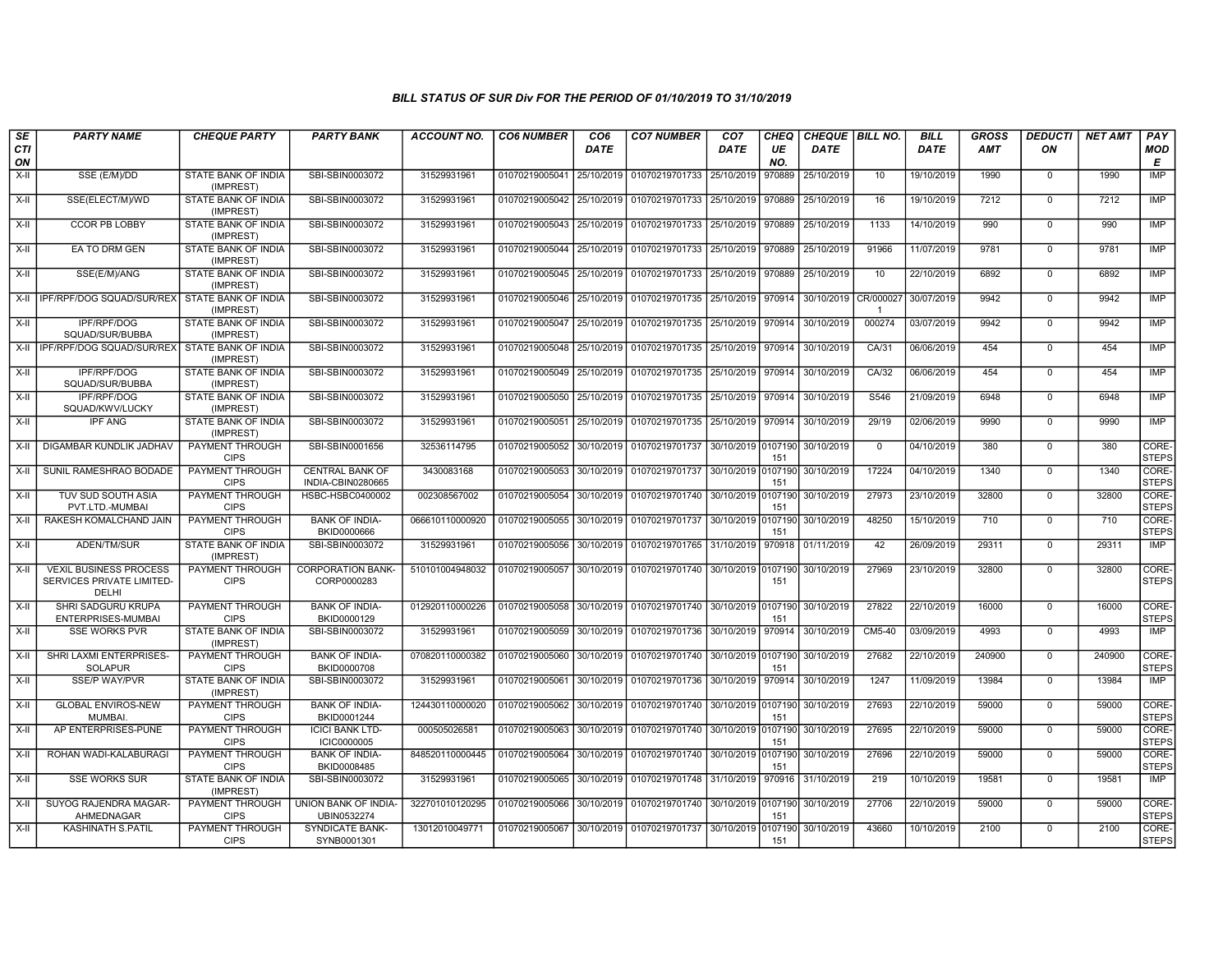### BILL STATUS OF SUR Div FOR THE PERIOD OF 01/10/2019 TO 31/10/2019

| SECTION | PARTY NAME | CHEQUE PARTY | PARTY BANK | ACCOUNT NO. | CO6 NUMBER | CO6 DATE | CO7 NUMBER | CO7 DATE | CHEQUE NO. | CHEQUE DATE | BILL NO. | BILL DATE | GROSS AMT | DEDUCTION | NET AMT | PAY MODE |
|---|---|---|---|---|---|---|---|---|---|---|---|---|---|---|---|---|
| X-II | SSE (E/M)/DD | STATE BANK OF INDIA (IMPREST) | SBI-SBIN0003072 | 31529931961 | 01070219005041 | 25/10/2019 | 01070219701733 | 25/10/2019 | 970889 | 25/10/2019 | 10 | 19/10/2019 | 1990 | 0 | 1990 | IMP |
| X-II | SSE(ELECT/M)/WD | STATE BANK OF INDIA (IMPREST) | SBI-SBIN0003072 | 31529931961 | 01070219005042 | 25/10/2019 | 01070219701733 | 25/10/2019 | 970889 | 25/10/2019 | 16 | 19/10/2019 | 7212 | 0 | 7212 | IMP |
| X-II | CCOR PB LOBBY | STATE BANK OF INDIA (IMPREST) | SBI-SBIN0003072 | 31529931961 | 01070219005043 | 25/10/2019 | 01070219701733 | 25/10/2019 | 970889 | 25/10/2019 | 1133 | 14/10/2019 | 990 | 0 | 990 | IMP |
| X-II | EA TO DRM GEN | STATE BANK OF INDIA (IMPREST) | SBI-SBIN0003072 | 31529931961 | 01070219005044 | 25/10/2019 | 01070219701733 | 25/10/2019 | 970889 | 25/10/2019 | 91966 | 11/07/2019 | 9781 | 0 | 9781 | IMP |
| X-II | SSE(E/M)/ANG | STATE BANK OF INDIA (IMPREST) | SBI-SBIN0003072 | 31529931961 | 01070219005045 | 25/10/2019 | 01070219701733 | 25/10/2019 | 970889 | 25/10/2019 | 10 | 22/10/2019 | 6892 | 0 | 6892 | IMP |
| X-II | IPF/RPF/DOG SQUAD/SUR/REX | STATE BANK OF INDIA (IMPREST) | SBI-SBIN0003072 | 31529931961 | 01070219005046 | 25/10/2019 | 01070219701735 | 25/10/2019 | 970914 | 30/10/2019 | CR/0000271 | 30/07/2019 | 9942 | 0 | 9942 | IMP |
| X-II | IPF/RPF/DOG SQUAD/SUR/BUBBA | STATE BANK OF INDIA (IMPREST) | SBI-SBIN0003072 | 31529931961 | 01070219005047 | 25/10/2019 | 01070219701735 | 25/10/2019 | 970914 | 30/10/2019 | 000274 | 03/07/2019 | 9942 | 0 | 9942 | IMP |
| X-II | IPF/RPF/DOG SQUAD/SUR/REX | STATE BANK OF INDIA (IMPREST) | SBI-SBIN0003072 | 31529931961 | 01070219005048 | 25/10/2019 | 01070219701735 | 25/10/2019 | 970914 | 30/10/2019 | CA/31 | 06/06/2019 | 454 | 0 | 454 | IMP |
| X-II | IPF/RPF/DOG SQUAD/SUR/BUBBA | STATE BANK OF INDIA (IMPREST) | SBI-SBIN0003072 | 31529931961 | 01070219005049 | 25/10/2019 | 01070219701735 | 25/10/2019 | 970914 | 30/10/2019 | CA/32 | 06/06/2019 | 454 | 0 | 454 | IMP |
| X-II | IPF/RPF/DOG SQUAD/KWV/LUCKY | STATE BANK OF INDIA (IMPREST) | SBI-SBIN0003072 | 31529931961 | 01070219005050 | 25/10/2019 | 01070219701735 | 25/10/2019 | 970914 | 30/10/2019 | S546 | 21/09/2019 | 6948 | 0 | 6948 | IMP |
| X-II | IPF ANG | STATE BANK OF INDIA (IMPREST) | SBI-SBIN0003072 | 31529931961 | 01070219005051 | 25/10/2019 | 01070219701735 | 25/10/2019 | 970914 | 30/10/2019 | 29/19 | 02/06/2019 | 9990 | 0 | 9990 | IMP |
| X-II | DIGAMBAR KUNDLIK JADHAV | PAYMENT THROUGH CIPS | SBI-SBIN0001656 | 32536114795 | 01070219005052 | 30/10/2019 | 01070219701737 | 30/10/2019 | 0107190151 | 30/10/2019 | 0 | 04/10/2019 | 380 | 0 | 380 | CORE-STEPS |
| X-II | SUNIL RAMESHRAO BODADE | PAYMENT THROUGH CIPS | CENTRAL BANK OF INDIA-CBIN0280665 | 3430083168 | 01070219005053 | 30/10/2019 | 01070219701737 | 30/10/2019 | 0107190151 | 30/10/2019 | 17224 | 04/10/2019 | 1340 | 0 | 1340 | CORE-STEPS |
| X-II | TUV SUD SOUTH ASIA PVT.LTD.-MUMBAI | PAYMENT THROUGH CIPS | HSBC-HSBC0400002 | 002308567002 | 01070219005054 | 30/10/2019 | 01070219701740 | 30/10/2019 | 0107190151 | 30/10/2019 | 27973 | 23/10/2019 | 32800 | 0 | 32800 | CORE-STEPS |
| X-II | RAKESH KOMALCHAND JAIN | PAYMENT THROUGH CIPS | BANK OF INDIA-BKID0000666 | 066610110000920 | 01070219005055 | 30/10/2019 | 01070219701737 | 30/10/2019 | 0107190151 | 30/10/2019 | 48250 | 15/10/2019 | 710 | 0 | 710 | CORE-STEPS |
| X-II | ADEN/TM/SUR | STATE BANK OF INDIA (IMPREST) | SBI-SBIN0003072 | 31529931961 | 01070219005056 | 30/10/2019 | 01070219701765 | 31/10/2019 | 970918 | 01/11/2019 | 42 | 26/09/2019 | 29311 | 0 | 29311 | IMP |
| X-II | VEXIL BUSINESS PROCESS SERVICES PRIVATE LIMITED-DELHI | PAYMENT THROUGH CIPS | CORPORATION BANK-CORP0000283 | 510101004948032 | 01070219005057 | 30/10/2019 | 01070219701740 | 30/10/2019 | 0107190151 | 30/10/2019 | 27969 | 23/10/2019 | 32800 | 0 | 32800 | CORE-STEPS |
| X-II | SHRI SADGURU KRUPA ENTERPRISES-MUMBAI | PAYMENT THROUGH CIPS | BANK OF INDIA-BKID0000129 | 012920110000226 | 01070219005058 | 30/10/2019 | 01070219701740 | 30/10/2019 | 0107190151 | 30/10/2019 | 27822 | 22/10/2019 | 16000 | 0 | 16000 | CORE-STEPS |
| X-II | SSE WORKS PVR | STATE BANK OF INDIA (IMPREST) | SBI-SBIN0003072 | 31529931961 | 01070219005059 | 30/10/2019 | 01070219701736 | 30/10/2019 | 970914 | 30/10/2019 | CM5-40 | 03/09/2019 | 4993 | 0 | 4993 | IMP |
| X-II | SHRI LAXMI ENTERPRISES-SOLAPUR | PAYMENT THROUGH CIPS | BANK OF INDIA-BKID0000708 | 070820110000382 | 01070219005060 | 30/10/2019 | 01070219701740 | 30/10/2019 | 0107190151 | 30/10/2019 | 27682 | 22/10/2019 | 240900 | 0 | 240900 | CORE-STEPS |
| X-II | SSE/P WAY/PVR | STATE BANK OF INDIA (IMPREST) | SBI-SBIN0003072 | 31529931961 | 01070219005061 | 30/10/2019 | 01070219701736 | 30/10/2019 | 970914 | 30/10/2019 | 1247 | 11/09/2019 | 13984 | 0 | 13984 | IMP |
| X-II | GLOBAL ENVIROS-NEW MUMBAI. | PAYMENT THROUGH CIPS | BANK OF INDIA-BKID0001244 | 124430110000020 | 01070219005062 | 30/10/2019 | 01070219701740 | 30/10/2019 | 0107190151 | 30/10/2019 | 27693 | 22/10/2019 | 59000 | 0 | 59000 | CORE-STEPS |
| X-II | AP ENTERPRISES-PUNE | PAYMENT THROUGH CIPS | ICICI BANK LTD-ICIC0000005 | 000505026581 | 01070219005063 | 30/10/2019 | 01070219701740 | 30/10/2019 | 0107190151 | 30/10/2019 | 27695 | 22/10/2019 | 59000 | 0 | 59000 | CORE-STEPS |
| X-II | ROHAN WADI-KALABURAGI | PAYMENT THROUGH CIPS | BANK OF INDIA-BKID0008485 | 848520110000445 | 01070219005064 | 30/10/2019 | 01070219701740 | 30/10/2019 | 0107190151 | 30/10/2019 | 27696 | 22/10/2019 | 59000 | 0 | 59000 | CORE-STEPS |
| X-II | SSE WORKS SUR | STATE BANK OF INDIA (IMPREST) | SBI-SBIN0003072 | 31529931961 | 01070219005065 | 30/10/2019 | 01070219701748 | 31/10/2019 | 970916 | 31/10/2019 | 219 | 10/10/2019 | 19581 | 0 | 19581 | IMP |
| X-II | SUYOG RAJENDRA MAGAR-AHMEDNAGAR | PAYMENT THROUGH CIPS | UNION BANK OF INDIA-UBIN0532274 | 322701010120295 | 01070219005066 | 30/10/2019 | 01070219701740 | 30/10/2019 | 0107190151 | 30/10/2019 | 27706 | 22/10/2019 | 59000 | 0 | 59000 | CORE-STEPS |
| X-II | KASHINATH S.PATIL | PAYMENT THROUGH CIPS | SYNDICATE BANK-SYNB0001301 | 13012010049771 | 01070219005067 | 30/10/2019 | 01070219701737 | 30/10/2019 | 0107190151 | 30/10/2019 | 43660 | 10/10/2019 | 2100 | 0 | 2100 | CORE-STEPS |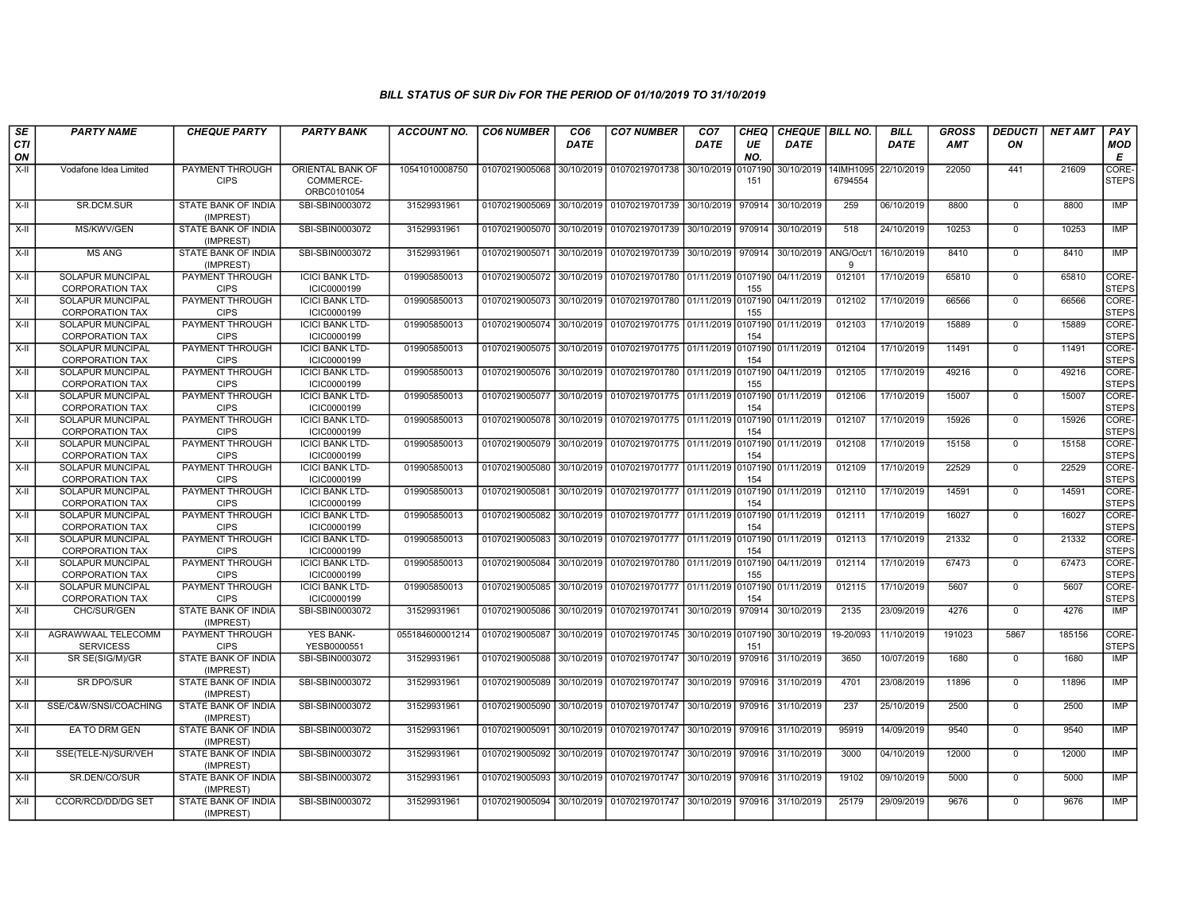## BILL STATUS OF SUR Div FOR THE PERIOD OF 01/10/2019 TO 31/10/2019

| SECTION | PARTY NAME | CHEQUE PARTY | PARTY BANK | ACCOUNT NO. | CO6 NUMBER | CO6 DATE | CO7 NUMBER | CO7 DATE | CHEQUE NO. | CHEQUE DATE | BILL NO. | BILL DATE | GROSS AMT | DEDUCTION | NET AMT | PAY MODE |
|---|---|---|---|---|---|---|---|---|---|---|---|---|---|---|---|---|
| X-II | Vodafone Idea Limited | PAYMENT THROUGH CIPS | ORIENTAL BANK OF COMMERCE-ORBC0101054 | 10541010008750 | 01070219005068 | 30/10/2019 | 01070219701738 | 30/10/2019 | 0107190151 | 30/10/2019 | 14IMH10956794554 | 22/10/2019 | 22050 | 441 | 21609 | CORE-STEPS |
| X-II | SR.DCM.SUR | STATE BANK OF INDIA (IMPREST) | SBI-SBIN0003072 | 31529931961 | 01070219005069 | 30/10/2019 | 01070219701739 | 30/10/2019 | 970914 | 30/10/2019 | 259 | 06/10/2019 | 8800 | 0 | 8800 | IMP |
| X-II | MS/KWV/GEN | STATE BANK OF INDIA (IMPREST) | SBI-SBIN0003072 | 31529931961 | 01070219005070 | 30/10/2019 | 01070219701739 | 30/10/2019 | 970914 | 30/10/2019 | 518 | 24/10/2019 | 10253 | 0 | 10253 | IMP |
| X-II | MS ANG | STATE BANK OF INDIA (IMPREST) | SBI-SBIN0003072 | 31529931961 | 01070219005071 | 30/10/2019 | 01070219701739 | 30/10/2019 | 970914 | 30/10/2019 | ANG/Oct/19 | 16/10/2019 | 8410 | 0 | 8410 | IMP |
| X-II | SOLAPUR MUNCIPAL CORPORATION TAX | PAYMENT THROUGH CIPS | ICICI BANK LTD-ICIC0000199 | 019905850013 | 01070219005072 | 30/10/2019 | 01070219701780 | 01/11/2019 | 0107190155 | 04/11/2019 | 012101 | 17/10/2019 | 65810 | 0 | 65810 | CORE-STEPS |
| X-II | SOLAPUR MUNCIPAL CORPORATION TAX | PAYMENT THROUGH CIPS | ICICI BANK LTD-ICIC0000199 | 019905850013 | 01070219005073 | 30/10/2019 | 01070219701780 | 01/11/2019 | 0107190155 | 04/11/2019 | 012102 | 17/10/2019 | 66566 | 0 | 66566 | CORE-STEPS |
| X-II | SOLAPUR MUNCIPAL CORPORATION TAX | PAYMENT THROUGH CIPS | ICICI BANK LTD-ICIC0000199 | 019905850013 | 01070219005074 | 30/10/2019 | 01070219701775 | 01/11/2019 | 0107190154 | 01/11/2019 | 012103 | 17/10/2019 | 15889 | 0 | 15889 | CORE-STEPS |
| X-II | SOLAPUR MUNCIPAL CORPORATION TAX | PAYMENT THROUGH CIPS | ICICI BANK LTD-ICIC0000199 | 019905850013 | 01070219005075 | 30/10/2019 | 01070219701775 | 01/11/2019 | 0107190154 | 01/11/2019 | 012104 | 17/10/2019 | 11491 | 0 | 11491 | CORE-STEPS |
| X-II | SOLAPUR MUNCIPAL CORPORATION TAX | PAYMENT THROUGH CIPS | ICICI BANK LTD-ICIC0000199 | 019905850013 | 01070219005076 | 30/10/2019 | 01070219701780 | 01/11/2019 | 0107190155 | 04/11/2019 | 012105 | 17/10/2019 | 49216 | 0 | 49216 | CORE-STEPS |
| X-II | SOLAPUR MUNCIPAL CORPORATION TAX | PAYMENT THROUGH CIPS | ICICI BANK LTD-ICIC0000199 | 019905850013 | 01070219005077 | 30/10/2019 | 01070219701775 | 01/11/2019 | 0107190154 | 01/11/2019 | 012106 | 17/10/2019 | 15007 | 0 | 15007 | CORE-STEPS |
| X-II | SOLAPUR MUNCIPAL CORPORATION TAX | PAYMENT THROUGH CIPS | ICICI BANK LTD-ICIC0000199 | 019905850013 | 01070219005078 | 30/10/2019 | 01070219701775 | 01/11/2019 | 0107190154 | 01/11/2019 | 012107 | 17/10/2019 | 15926 | 0 | 15926 | CORE-STEPS |
| X-II | SOLAPUR MUNCIPAL CORPORATION TAX | PAYMENT THROUGH CIPS | ICICI BANK LTD-ICIC0000199 | 019905850013 | 01070219005079 | 30/10/2019 | 01070219701775 | 01/11/2019 | 0107190154 | 01/11/2019 | 012108 | 17/10/2019 | 15158 | 0 | 15158 | CORE-STEPS |
| X-II | SOLAPUR MUNCIPAL CORPORATION TAX | PAYMENT THROUGH CIPS | ICICI BANK LTD-ICIC0000199 | 019905850013 | 01070219005080 | 30/10/2019 | 01070219701777 | 01/11/2019 | 0107190154 | 01/11/2019 | 012109 | 17/10/2019 | 22529 | 0 | 22529 | CORE-STEPS |
| X-II | SOLAPUR MUNCIPAL CORPORATION TAX | PAYMENT THROUGH CIPS | ICICI BANK LTD-ICIC0000199 | 019905850013 | 01070219005081 | 30/10/2019 | 01070219701777 | 01/11/2019 | 0107190154 | 01/11/2019 | 012110 | 17/10/2019 | 14591 | 0 | 14591 | CORE-STEPS |
| X-II | SOLAPUR MUNCIPAL CORPORATION TAX | PAYMENT THROUGH CIPS | ICICI BANK LTD-ICIC0000199 | 019905850013 | 01070219005082 | 30/10/2019 | 01070219701777 | 01/11/2019 | 0107190154 | 01/11/2019 | 012111 | 17/10/2019 | 16027 | 0 | 16027 | CORE-STEPS |
| X-II | SOLAPUR MUNCIPAL CORPORATION TAX | PAYMENT THROUGH CIPS | ICICI BANK LTD-ICIC0000199 | 019905850013 | 01070219005083 | 30/10/2019 | 01070219701777 | 01/11/2019 | 0107190154 | 01/11/2019 | 012113 | 17/10/2019 | 21332 | 0 | 21332 | CORE-STEPS |
| X-II | SOLAPUR MUNCIPAL CORPORATION TAX | PAYMENT THROUGH CIPS | ICICI BANK LTD-ICIC0000199 | 019905850013 | 01070219005084 | 30/10/2019 | 01070219701780 | 01/11/2019 | 0107190155 | 04/11/2019 | 012114 | 17/10/2019 | 67473 | 0 | 67473 | CORE-STEPS |
| X-II | SOLAPUR MUNCIPAL CORPORATION TAX | PAYMENT THROUGH CIPS | ICICI BANK LTD-ICIC0000199 | 019905850013 | 01070219005085 | 30/10/2019 | 01070219701777 | 01/11/2019 | 0107190154 | 01/11/2019 | 012115 | 17/10/2019 | 5607 | 0 | 5607 | CORE-STEPS |
| X-II | CHC/SUR/GEN | STATE BANK OF INDIA (IMPREST) | SBI-SBIN0003072 | 31529931961 | 01070219005086 | 30/10/2019 | 01070219701741 | 30/10/2019 | 970914 | 30/10/2019 | 2135 | 23/09/2019 | 4276 | 0 | 4276 | IMP |
| X-II | AGRAWWAAL TELECOMM SERVICESS | PAYMENT THROUGH CIPS | YES BANK-YESB0000551 | 055184600001214 | 01070219005087 | 30/10/2019 | 01070219701745 | 30/10/2019 | 0107190151 | 30/10/2019 | 19-20/093 | 11/10/2019 | 191023 | 5867 | 185156 | CORE-STEPS |
| X-II | SR SE(SIG/M)/GR | STATE BANK OF INDIA (IMPREST) | SBI-SBIN0003072 | 31529931961 | 01070219005088 | 30/10/2019 | 01070219701747 | 30/10/2019 | 970916 | 31/10/2019 | 3650 | 10/07/2019 | 1680 | 0 | 1680 | IMP |
| X-II | SR DPO/SUR | STATE BANK OF INDIA (IMPREST) | SBI-SBIN0003072 | 31529931961 | 01070219005089 | 30/10/2019 | 01070219701747 | 30/10/2019 | 970916 | 31/10/2019 | 4701 | 23/08/2019 | 11896 | 0 | 11896 | IMP |
| X-II | SSE/C&W/SNSI/COACHING | STATE BANK OF INDIA (IMPREST) | SBI-SBIN0003072 | 31529931961 | 01070219005090 | 30/10/2019 | 01070219701747 | 30/10/2019 | 970916 | 31/10/2019 | 237 | 25/10/2019 | 2500 | 0 | 2500 | IMP |
| X-II | EA TO DRM GEN | STATE BANK OF INDIA (IMPREST) | SBI-SBIN0003072 | 31529931961 | 01070219005091 | 30/10/2019 | 01070219701747 | 30/10/2019 | 970916 | 31/10/2019 | 95919 | 14/09/2019 | 9540 | 0 | 9540 | IMP |
| X-II | SSE(TELE-N)/SUR/VEH | STATE BANK OF INDIA (IMPREST) | SBI-SBIN0003072 | 31529931961 | 01070219005092 | 30/10/2019 | 01070219701747 | 30/10/2019 | 970916 | 31/10/2019 | 3000 | 04/10/2019 | 12000 | 0 | 12000 | IMP |
| X-II | SR.DEN/CO/SUR | STATE BANK OF INDIA (IMPREST) | SBI-SBIN0003072 | 31529931961 | 01070219005093 | 30/10/2019 | 01070219701747 | 30/10/2019 | 970916 | 31/10/2019 | 19102 | 09/10/2019 | 5000 | 0 | 5000 | IMP |
| X-II | CCOR/RCD/DD/DG SET | STATE BANK OF INDIA (IMPREST) | SBI-SBIN0003072 | 31529931961 | 01070219005094 | 30/10/2019 | 01070219701747 | 30/10/2019 | 970916 | 31/10/2019 | 25179 | 29/09/2019 | 9676 | 0 | 9676 | IMP |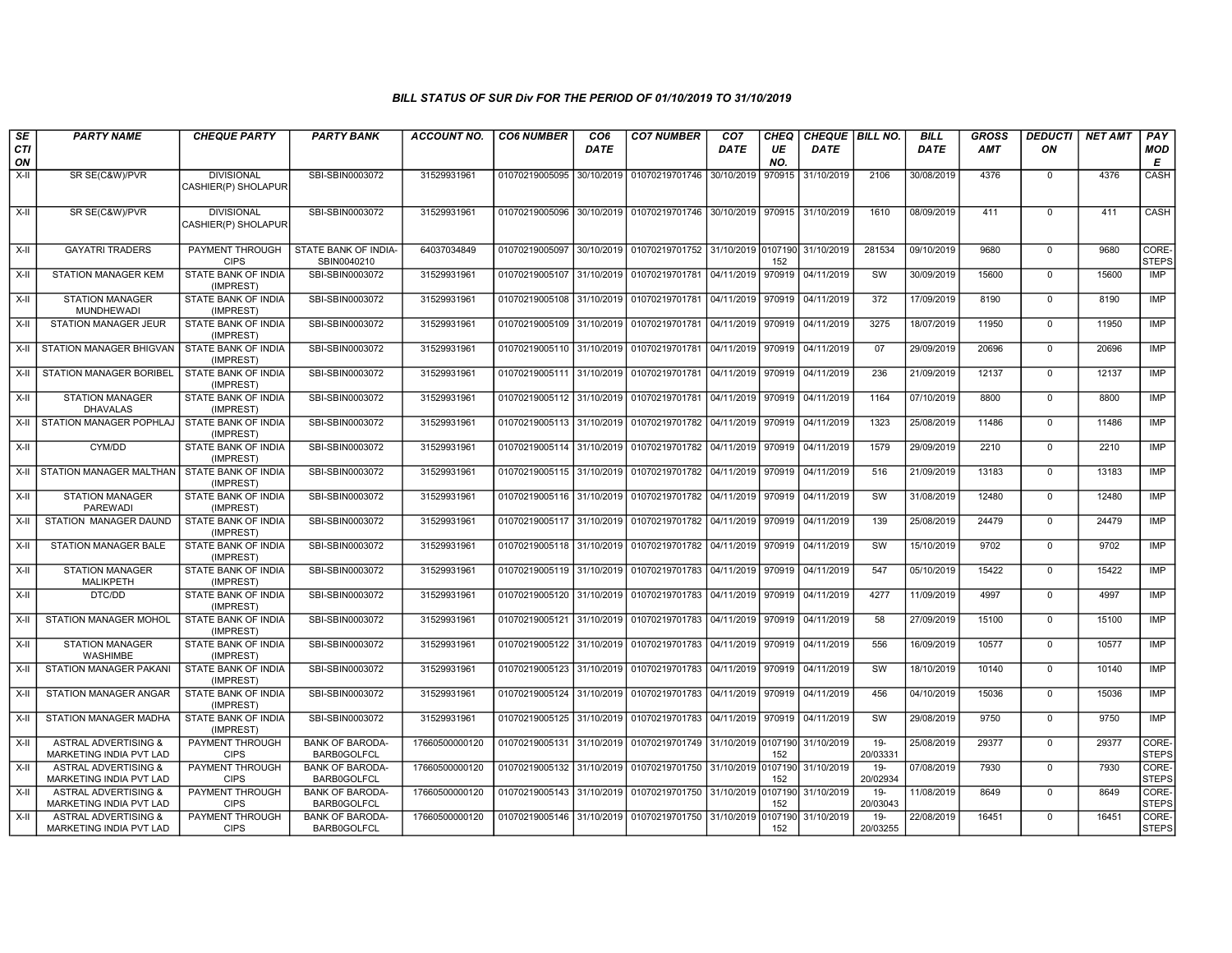# BILL STATUS OF SUR Div FOR THE PERIOD OF 01/10/2019 TO 31/10/2019

| SECTION | PARTY NAME | CHEQUE PARTY | PARTY BANK | ACCOUNT NO. | CO6 NUMBER | CO6 DATE | CO7 NUMBER | CO7 DATE | CHEQUE NO. | CHEQUE DATE | BILL NO. | BILL DATE | GROSS AMT | DEDUCTION | NET AMT | PAY MODE |
|---|---|---|---|---|---|---|---|---|---|---|---|---|---|---|---|---|
| X-II | SR SE(C&W)/PVR | DIVISIONAL CASHIER(P) SHOLAPUR | SBI-SBIN0003072 | 31529931961 | 01070219005095 | 30/10/2019 | 01070219701746 | 30/10/2019 | 970915 | 31/10/2019 | 2106 | 30/08/2019 | 4376 | 0 | 4376 | CASH |
| X-II | SR SE(C&W)/PVR | DIVISIONAL CASHIER(P) SHOLAPUR | SBI-SBIN0003072 | 31529931961 | 01070219005096 | 30/10/2019 | 01070219701746 | 30/10/2019 | 970915 | 31/10/2019 | 1610 | 08/09/2019 | 411 | 0 | 411 | CASH |
| X-II | GAYATRI TRADERS | PAYMENT THROUGH CIPS | STATE BANK OF INDIA-SBIN0040210 | 64037034849 | 01070219005097 | 30/10/2019 | 01070219701752 | 31/10/2019 | 0107190152 | 31/10/2019 | 281534 | 09/10/2019 | 9680 | 0 | 9680 | CORE-STEPS |
| X-II | STATION MANAGER KEM | STATE BANK OF INDIA (IMPREST) | SBI-SBIN0003072 | 31529931961 | 01070219005107 | 31/10/2019 | 01070219701781 | 04/11/2019 | 970919 | 04/11/2019 | SW | 30/09/2019 | 15600 | 0 | 15600 | IMP |
| X-II | STATION MANAGER MUNDHEWADI | STATE BANK OF INDIA (IMPREST) | SBI-SBIN0003072 | 31529931961 | 01070219005108 | 31/10/2019 | 01070219701781 | 04/11/2019 | 970919 | 04/11/2019 | 372 | 17/09/2019 | 8190 | 0 | 8190 | IMP |
| X-II | STATION MANAGER JEUR | STATE BANK OF INDIA (IMPREST) | SBI-SBIN0003072 | 31529931961 | 01070219005109 | 31/10/2019 | 01070219701781 | 04/11/2019 | 970919 | 04/11/2019 | 3275 | 18/07/2019 | 11950 | 0 | 11950 | IMP |
| X-II | STATION MANAGER BHIGVAN | STATE BANK OF INDIA (IMPREST) | SBI-SBIN0003072 | 31529931961 | 01070219005110 | 31/10/2019 | 01070219701781 | 04/11/2019 | 970919 | 04/11/2019 | 07 | 29/09/2019 | 20696 | 0 | 20696 | IMP |
| X-II | STATION MANAGER BORIBEL | STATE BANK OF INDIA (IMPREST) | SBI-SBIN0003072 | 31529931961 | 01070219005111 | 31/10/2019 | 01070219701781 | 04/11/2019 | 970919 | 04/11/2019 | 236 | 21/09/2019 | 12137 | 0 | 12137 | IMP |
| X-II | STATION MANAGER DHAVALAS | STATE BANK OF INDIA (IMPREST) | SBI-SBIN0003072 | 31529931961 | 01070219005112 | 31/10/2019 | 01070219701781 | 04/11/2019 | 970919 | 04/11/2019 | 1164 | 07/10/2019 | 8800 | 0 | 8800 | IMP |
| X-II | STATION MANAGER POPHLAJ | STATE BANK OF INDIA (IMPREST) | SBI-SBIN0003072 | 31529931961 | 01070219005113 | 31/10/2019 | 01070219701782 | 04/11/2019 | 970919 | 04/11/2019 | 1323 | 25/08/2019 | 11486 | 0 | 11486 | IMP |
| X-II | CYM/DD | STATE BANK OF INDIA (IMPREST) | SBI-SBIN0003072 | 31529931961 | 01070219005114 | 31/10/2019 | 01070219701782 | 04/11/2019 | 970919 | 04/11/2019 | 1579 | 29/09/2019 | 2210 | 0 | 2210 | IMP |
| X-II | STATION MANAGER MALTHAN | STATE BANK OF INDIA (IMPREST) | SBI-SBIN0003072 | 31529931961 | 01070219005115 | 31/10/2019 | 01070219701782 | 04/11/2019 | 970919 | 04/11/2019 | 516 | 21/09/2019 | 13183 | 0 | 13183 | IMP |
| X-II | STATION MANAGER PAREWADI | STATE BANK OF INDIA (IMPREST) | SBI-SBIN0003072 | 31529931961 | 01070219005116 | 31/10/2019 | 01070219701782 | 04/11/2019 | 970919 | 04/11/2019 | SW | 31/08/2019 | 12480 | 0 | 12480 | IMP |
| X-II | STATION MANAGER DAUND | STATE BANK OF INDIA (IMPREST) | SBI-SBIN0003072 | 31529931961 | 01070219005117 | 31/10/2019 | 01070219701782 | 04/11/2019 | 970919 | 04/11/2019 | 139 | 25/08/2019 | 24479 | 0 | 24479 | IMP |
| X-II | STATION MANAGER BALE | STATE BANK OF INDIA (IMPREST) | SBI-SBIN0003072 | 31529931961 | 01070219005118 | 31/10/2019 | 01070219701782 | 04/11/2019 | 970919 | 04/11/2019 | SW | 15/10/2019 | 9702 | 0 | 9702 | IMP |
| X-II | STATION MANAGER MALIKPETH | STATE BANK OF INDIA (IMPREST) | SBI-SBIN0003072 | 31529931961 | 01070219005119 | 31/10/2019 | 01070219701783 | 04/11/2019 | 970919 | 04/11/2019 | 547 | 05/10/2019 | 15422 | 0 | 15422 | IMP |
| X-II | DTC/DD | STATE BANK OF INDIA (IMPREST) | SBI-SBIN0003072 | 31529931961 | 01070219005120 | 31/10/2019 | 01070219701783 | 04/11/2019 | 970919 | 04/11/2019 | 4277 | 11/09/2019 | 4997 | 0 | 4997 | IMP |
| X-II | STATION MANAGER MOHOL | STATE BANK OF INDIA (IMPREST) | SBI-SBIN0003072 | 31529931961 | 01070219005121 | 31/10/2019 | 01070219701783 | 04/11/2019 | 970919 | 04/11/2019 | 58 | 27/09/2019 | 15100 | 0 | 15100 | IMP |
| X-II | STATION MANAGER WASHIMBE | STATE BANK OF INDIA (IMPREST) | SBI-SBIN0003072 | 31529931961 | 01070219005122 | 31/10/2019 | 01070219701783 | 04/11/2019 | 970919 | 04/11/2019 | 556 | 16/09/2019 | 10577 | 0 | 10577 | IMP |
| X-II | STATION MANAGER PAKANI | STATE BANK OF INDIA (IMPREST) | SBI-SBIN0003072 | 31529931961 | 01070219005123 | 31/10/2019 | 01070219701783 | 04/11/2019 | 970919 | 04/11/2019 | SW | 18/10/2019 | 10140 | 0 | 10140 | IMP |
| X-II | STATION MANAGER ANGAR | STATE BANK OF INDIA (IMPREST) | SBI-SBIN0003072 | 31529931961 | 01070219005124 | 31/10/2019 | 01070219701783 | 04/11/2019 | 970919 | 04/11/2019 | 456 | 04/10/2019 | 15036 | 0 | 15036 | IMP |
| X-II | STATION MANAGER MADHA | STATE BANK OF INDIA (IMPREST) | SBI-SBIN0003072 | 31529931961 | 01070219005125 | 31/10/2019 | 01070219701783 | 04/11/2019 | 970919 | 04/11/2019 | SW | 29/08/2019 | 9750 | 0 | 9750 | IMP |
| X-II | ASTRAL ADVERTISING & MARKETING INDIA PVT LAD | PAYMENT THROUGH CIPS | BANK OF BARODA-BARB0GOLFCL | 17660500000120 | 01070219005131 | 31/10/2019 | 01070219701749 | 31/10/2019 | 0107190152 | 31/10/2019 | 19-20/03331 | 25/08/2019 | 29377 | 0 | 29377 | CORE-STEPS |
| X-II | ASTRAL ADVERTISING & MARKETING INDIA PVT LAD | PAYMENT THROUGH CIPS | BANK OF BARODA-BARB0GOLFCL | 17660500000120 | 01070219005132 | 31/10/2019 | 01070219701750 | 31/10/2019 | 0107190152 | 31/10/2019 | 19-20/02934 | 07/08/2019 | 7930 | 0 | 7930 | CORE-STEPS |
| X-II | ASTRAL ADVERTISING & MARKETING INDIA PVT LAD | PAYMENT THROUGH CIPS | BANK OF BARODA-BARB0GOLFCL | 17660500000120 | 01070219005143 | 31/10/2019 | 01070219701750 | 31/10/2019 | 0107190152 | 31/10/2019 | 19-20/03043 | 11/08/2019 | 8649 | 0 | 8649 | CORE-STEPS |
| X-II | ASTRAL ADVERTISING & MARKETING INDIA PVT LAD | PAYMENT THROUGH CIPS | BANK OF BARODA-BARB0GOLFCL | 17660500000120 | 01070219005146 | 31/10/2019 | 01070219701750 | 31/10/2019 | 0107190152 | 31/10/2019 | 19-20/03255 | 22/08/2019 | 16451 | 0 | 16451 | CORE-STEPS |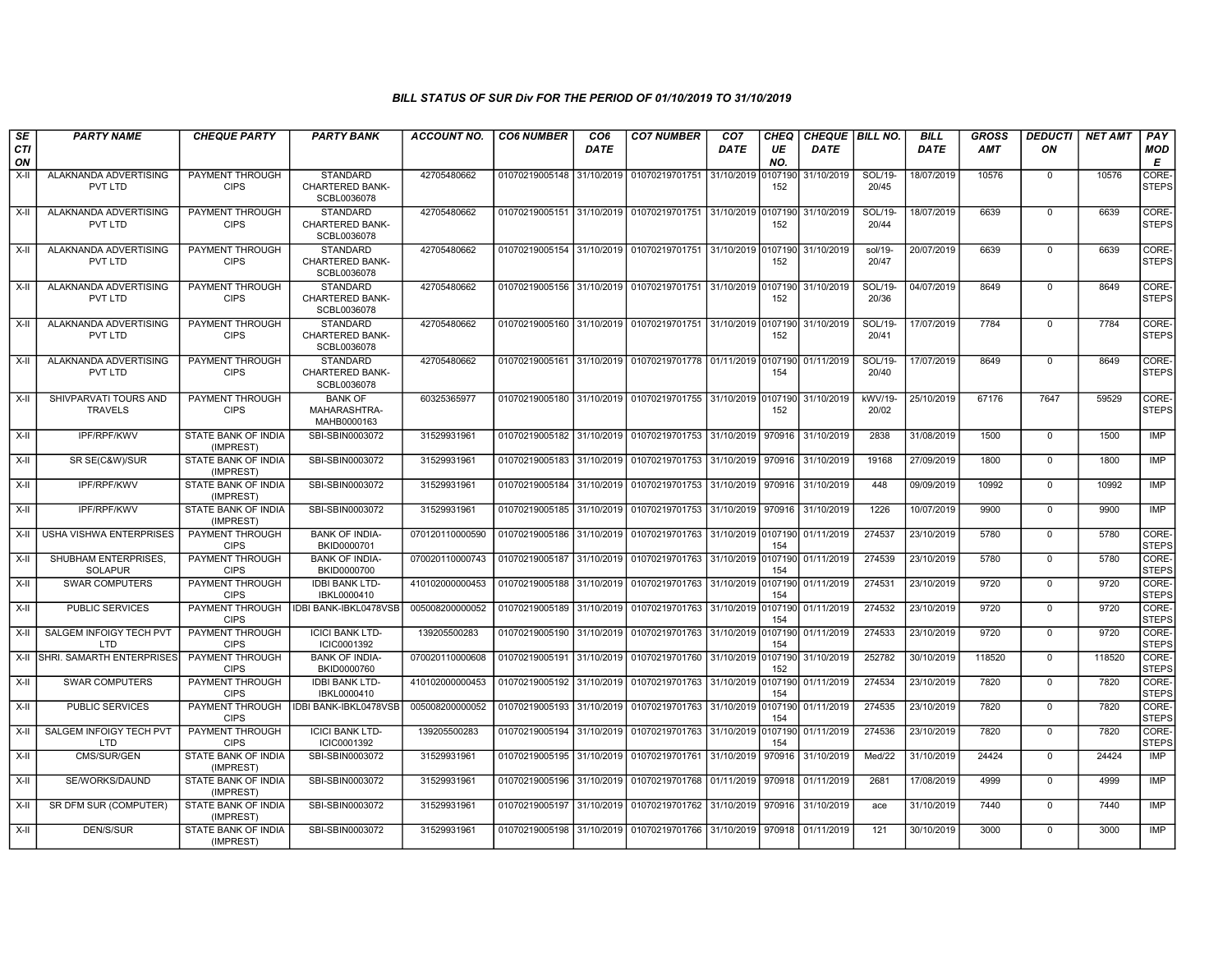## BILL STATUS OF SUR Div FOR THE PERIOD OF 01/10/2019 TO 31/10/2019

| SECTION | PARTY NAME | CHEQUE PARTY | PARTY BANK | ACCOUNT NO. | CO6 NUMBER | CO6 DATE | CO7 NUMBER | CO7 DATE | CHEQUE NO. | CHEQUE DATE | BILL NO. | BILL DATE | GROSS AMT | DEDUCTION | NET AMT | PAY MODE |
|---|---|---|---|---|---|---|---|---|---|---|---|---|---|---|---|---|
| X-II | ALAKNANDA ADVERTISING PVT LTD | PAYMENT THROUGH CIPS | STANDARD CHARTERED BANK-SCBL0036078 | 42705480662 | 01070219005148 | 31/10/2019 | 01070219701751 | 31/10/2019 | 0107190152 | 31/10/2019 | SOL/19-20/45 | 18/07/2019 | 10576 | 0 | 10576 | CORE-STEPS |
| X-II | ALAKNANDA ADVERTISING PVT LTD | PAYMENT THROUGH CIPS | STANDARD CHARTERED BANK-SCBL0036078 | 42705480662 | 01070219005151 | 31/10/2019 | 01070219701751 | 31/10/2019 | 0107190152 | 31/10/2019 | SOL/19-20/44 | 18/07/2019 | 6639 | 0 | 6639 | CORE-STEPS |
| X-II | ALAKNANDA ADVERTISING PVT LTD | PAYMENT THROUGH CIPS | STANDARD CHARTERED BANK-SCBL0036078 | 42705480662 | 01070219005154 | 31/10/2019 | 01070219701751 | 31/10/2019 | 0107190152 | 31/10/2019 | sol/19-20/47 | 20/07/2019 | 6639 | 0 | 6639 | CORE-STEPS |
| X-II | ALAKNANDA ADVERTISING PVT LTD | PAYMENT THROUGH CIPS | STANDARD CHARTERED BANK-SCBL0036078 | 42705480662 | 01070219005156 | 31/10/2019 | 01070219701751 | 31/10/2019 | 0107190152 | 31/10/2019 | SOL/19-20/36 | 04/07/2019 | 8649 | 0 | 8649 | CORE-STEPS |
| X-II | ALAKNANDA ADVERTISING PVT LTD | PAYMENT THROUGH CIPS | STANDARD CHARTERED BANK-SCBL0036078 | 42705480662 | 01070219005160 | 31/10/2019 | 01070219701751 | 31/10/2019 | 0107190152 | 31/10/2019 | SOL/19-20/41 | 17/07/2019 | 7784 | 0 | 7784 | CORE-STEPS |
| X-II | ALAKNANDA ADVERTISING PVT LTD | PAYMENT THROUGH CIPS | STANDARD CHARTERED BANK-SCBL0036078 | 42705480662 | 01070219005161 | 31/10/2019 | 01070219701778 | 01/11/2019 | 0107190154 | 01/11/2019 | SOL/19-20/40 | 17/07/2019 | 8649 | 0 | 8649 | CORE-STEPS |
| X-II | SHIVPARVATI TOURS AND TRAVELS | PAYMENT THROUGH CIPS | BANK OF MAHARASHTRA-MAHB0000163 | 60325365977 | 01070219005180 | 31/10/2019 | 01070219701755 | 31/10/2019 | 0107190152 | 31/10/2019 | kWV/19-20/02 | 25/10/2019 | 67176 | 7647 | 59529 | CORE-STEPS |
| X-II | IPF/RPF/KWV | STATE BANK OF INDIA (IMPREST) | SBI-SBIN0003072 | 31529931961 | 01070219005182 | 31/10/2019 | 01070219701753 | 31/10/2019 | 970916 | 31/10/2019 | 2838 | 31/08/2019 | 1500 | 0 | 1500 | IMP |
| X-II | SR SE(C&W)/SUR | STATE BANK OF INDIA (IMPREST) | SBI-SBIN0003072 | 31529931961 | 01070219005183 | 31/10/2019 | 01070219701753 | 31/10/2019 | 970916 | 31/10/2019 | 19168 | 27/09/2019 | 1800 | 0 | 1800 | IMP |
| X-II | IPF/RPF/KWV | STATE BANK OF INDIA (IMPREST) | SBI-SBIN0003072 | 31529931961 | 01070219005184 | 31/10/2019 | 01070219701753 | 31/10/2019 | 970916 | 31/10/2019 | 448 | 09/09/2019 | 10992 | 0 | 10992 | IMP |
| X-II | IPF/RPF/KWV | STATE BANK OF INDIA (IMPREST) | SBI-SBIN0003072 | 31529931961 | 01070219005185 | 31/10/2019 | 01070219701753 | 31/10/2019 | 970916 | 31/10/2019 | 1226 | 10/07/2019 | 9900 | 0 | 9900 | IMP |
| X-II | USHA VISHWA ENTERPRISES | PAYMENT THROUGH CIPS | BANK OF INDIA-BKID0000701 | 070120110000590 | 01070219005186 | 31/10/2019 | 01070219701763 | 31/10/2019 | 0107190154 | 01/11/2019 | 274537 | 23/10/2019 | 5780 | 0 | 5780 | CORE-STEPS |
| X-II | SHUBHAM ENTERPRISES, SOLAPUR | PAYMENT THROUGH CIPS | BANK OF INDIA-BKID0000700 | 070020110000743 | 01070219005187 | 31/10/2019 | 01070219701763 | 31/10/2019 | 0107190154 | 01/11/2019 | 274539 | 23/10/2019 | 5780 | 0 | 5780 | CORE-STEPS |
| X-II | SWAR COMPUTERS | PAYMENT THROUGH CIPS | IDBI BANK LTD-IBKL0000410 | 410102000000453 | 01070219005188 | 31/10/2019 | 01070219701763 | 31/10/2019 | 0107190154 | 01/11/2019 | 274531 | 23/10/2019 | 9720 | 0 | 9720 | CORE-STEPS |
| X-II | PUBLIC SERVICES | PAYMENT THROUGH CIPS | IDBI BANK-IBKL0478VSB | 005008200000052 | 01070219005189 | 31/10/2019 | 01070219701763 | 31/10/2019 | 0107190154 | 01/11/2019 | 274532 | 23/10/2019 | 9720 | 0 | 9720 | CORE-STEPS |
| X-II | SALGEM INFOIGY TECH PVT LTD | PAYMENT THROUGH CIPS | ICICI BANK LTD-ICIC0001392 | 139205500283 | 01070219005190 | 31/10/2019 | 01070219701763 | 31/10/2019 | 0107190154 | 01/11/2019 | 274533 | 23/10/2019 | 9720 | 0 | 9720 | CORE-STEPS |
| X-II | SHRI. SAMARTH ENTERPRISES | PAYMENT THROUGH CIPS | BANK OF INDIA-BKID0000760 | 070020110000608 | 01070219005191 | 31/10/2019 | 01070219701760 | 31/10/2019 | 0107190152 | 31/10/2019 | 252782 | 30/10/2019 | 118520 | 0 | 118520 | CORE-STEPS |
| X-II | SWAR COMPUTERS | PAYMENT THROUGH CIPS | IDBI BANK LTD-IBKL0000410 | 410102000000453 | 01070219005192 | 31/10/2019 | 01070219701763 | 31/10/2019 | 0107190154 | 01/11/2019 | 274534 | 23/10/2019 | 7820 | 0 | 7820 | CORE-STEPS |
| X-II | PUBLIC SERVICES | PAYMENT THROUGH CIPS | IDBI BANK-IBKL0478VSB | 005008200000052 | 01070219005193 | 31/10/2019 | 01070219701763 | 31/10/2019 | 0107190154 | 01/11/2019 | 274535 | 23/10/2019 | 7820 | 0 | 7820 | CORE-STEPS |
| X-II | SALGEM INFOIGY TECH PVT LTD | PAYMENT THROUGH CIPS | ICICI BANK LTD-ICIC0001392 | 139205500283 | 01070219005194 | 31/10/2019 | 01070219701763 | 31/10/2019 | 0107190154 | 01/11/2019 | 274536 | 23/10/2019 | 7820 | 0 | 7820 | CORE-STEPS |
| X-II | CMS/SUR/GEN | STATE BANK OF INDIA (IMPREST) | SBI-SBIN0003072 | 31529931961 | 01070219005195 | 31/10/2019 | 01070219701761 | 31/10/2019 | 970916 | 31/10/2019 | Med/22 | 31/10/2019 | 24424 | 0 | 24424 | IMP |
| X-II | SE/WORKS/DAUND | STATE BANK OF INDIA (IMPREST) | SBI-SBIN0003072 | 31529931961 | 01070219005196 | 31/10/2019 | 01070219701768 | 01/11/2019 | 970918 | 01/11/2019 | 2681 | 17/08/2019 | 4999 | 0 | 4999 | IMP |
| X-II | SR DFM SUR (COMPUTER) | STATE BANK OF INDIA (IMPREST) | SBI-SBIN0003072 | 31529931961 | 01070219005197 | 31/10/2019 | 01070219701762 | 31/10/2019 | 970916 | 31/10/2019 | ace | 31/10/2019 | 7440 | 0 | 7440 | IMP |
| X-II | DEN/S/SUR | STATE BANK OF INDIA (IMPREST) | SBI-SBIN0003072 | 31529931961 | 01070219005198 | 31/10/2019 | 01070219701766 | 31/10/2019 | 970918 | 01/11/2019 | 121 | 30/10/2019 | 3000 | 0 | 3000 | IMP |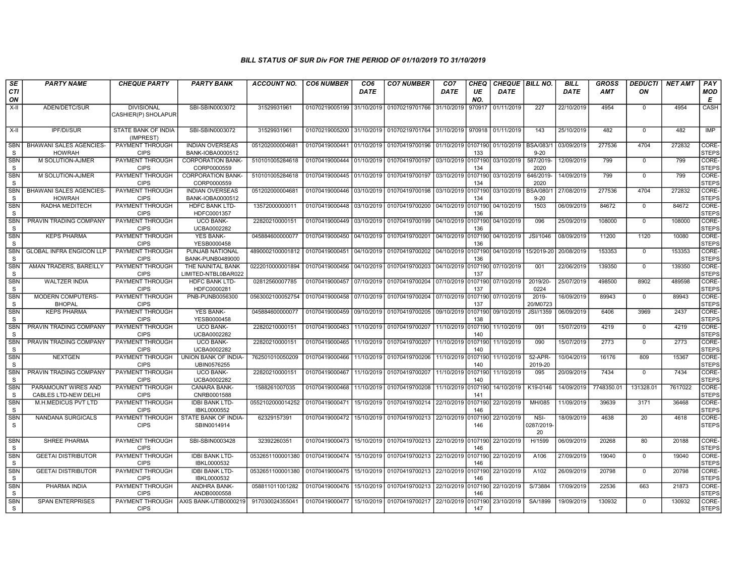# BILL STATUS OF SUR Div FOR THE PERIOD OF 01/10/2019 TO 31/10/2019

| SECTION | PARTY NAME | CHEQUE PARTY | PARTY BANK | ACCOUNT NO. | CO6 NUMBER | CO6 DATE | CO7 NUMBER | CO7 DATE | CHEQUE NO. | CHEQUE DATE | BILL NO. | BILL DATE | GROSS AMT | DEDUCTION | NET AMT | PAY MODE |
|---|---|---|---|---|---|---|---|---|---|---|---|---|---|---|---|---|
| X-II | ADEN/DETC/SUR | DIVISIONAL CASHIER(P) SHOLAPUR | SBI-SBIN0003072 | 31529931961 | 01070219005199 | 31/10/2019 | 01070219701766 | 31/10/2019 | 970917 | 01/11/2019 | 227 | 22/10/2019 | 4954 | 0 | 4954 | CASH |
| X-II | IPF/DI/SUR | STATE BANK OF INDIA (IMPREST) | SBI-SBIN0003072 | 31529931961 | 01070219005200 | 31/10/2019 | 01070219701764 | 31/10/2019 | 970918 | 01/11/2019 | 143 | 25/10/2019 | 482 | 0 | 482 | IMP |
| SBNS | BHAWANI SALES AGENCIES-HOWRAH | PAYMENT THROUGH CIPS | INDIAN OVERSEAS BANK-IOBA0000512 | 051202000004681 | 01070419000441 | 01/10/2019 | 01070419700196 | 01/10/2019 | 0107190133 | 01/10/2019 | BSA/083/19-20 | 03/09/2019 | 277536 | 4704 | 272832 | CORE-STEPS |
| SBNS | M SOLUTION-AJMER | PAYMENT THROUGH CIPS | CORPORATION BANK-CORP0000559 | 510101005284618 | 01070419000444 | 01/10/2019 | 01070419700197 | 03/10/2019 | 0107190134 | 03/10/2019 | 587/2019-2020 | 12/09/2019 | 799 | 0 | 799 | CORE-STEPS |
| SBNS | M SOLUTION-AJMER | PAYMENT THROUGH CIPS | CORPORATION BANK-CORP0000559 | 510101005284618 | 01070419000445 | 01/10/2019 | 01070419700197 | 03/10/2019 | 0107190134 | 03/10/2019 | 646/2019-2020 | 14/09/2019 | 799 | 0 | 799 | CORE-STEPS |
| SBNS | BHAWANI SALES AGENCIES-HOWRAH | PAYMENT THROUGH CIPS | INDIAN OVERSEAS BANK-IOBA0000512 | 051202000004681 | 01070419000446 | 03/10/2019 | 01070419700198 | 03/10/2019 | 0107190134 | 03/10/2019 | BSA/080/19-20 | 27/08/2019 | 277536 | 4704 | 272832 | CORE-STEPS |
| SBNS | RADHA MEDITECH | PAYMENT THROUGH CIPS | HDFC BANK LTD-HDFC0001357 | 13572000000011 | 01070419000448 | 03/10/2019 | 01070419700200 | 04/10/2019 | 0107190136 | 04/10/2019 | 1503 | 06/09/2019 | 84672 | 0 | 84672 | CORE-STEPS |
| SBNS | PRAVIN TRADING COMPANY | PAYMENT THROUGH CIPS | UCO BANK-UCBA0002282 | 22820210000151 | 01070419000449 | 03/10/2019 | 01070419700199 | 04/10/2019 | 0107190136 | 04/10/2019 | 096 | 25/09/2019 | 108000 | 0 | 108000 | CORE-STEPS |
| SBNS | KEPS PHARMA | PAYMENT THROUGH CIPS | YES BANK-YESB0000458 | 045884600000077 | 01070419000450 | 04/10/2019 | 01070419700201 | 04/10/2019 | 0107190136 | 04/10/2019 | JSI/1046 | 08/09/2019 | 11200 | 1120 | 10080 | CORE-STEPS |
| SBNS | GLOBAL INFRA ENGICON LLP | PAYMENT THROUGH CIPS | PUNJAB NATIONAL BANK-PUNB0489000 | 4890002100001812 | 01070419000451 | 04/10/2019 | 01070419700202 | 04/10/2019 | 0107190136 | 04/10/2019 | 15/2019-20 | 20/08/2019 | 153353 | 0 | 153353 | CORE-STEPS |
| SBNS | AMAN TRADERS, BAREILLY | PAYMENT THROUGH CIPS | THE NAINITAL BANK LIMITED-NTBL0BAR022 | 0222010000001894 | 01070419000456 | 04/10/2019 | 01070419700203 | 04/10/2019 | 0107190137 | 07/10/2019 | 001 | 22/06/2019 | 139350 | 0 | 139350 | CORE-STEPS |
| SBNS | WALTZER INDIA | PAYMENT THROUGH CIPS | HDFC BANK LTD-HDFC0000281 | 02812560007785 | 01070419000457 | 07/10/2019 | 01070419700204 | 07/10/2019 | 0107190137 | 07/10/2019 | 2019/20-0224 | 25/07/2019 | 498500 | 8902 | 489598 | CORE-STEPS |
| SBNS | MODERN COMPUTERS-BHOPAL | PAYMENT THROUGH CIPS | PNB-PUNB0056300 | 0563002100052754 | 01070419000458 | 07/10/2019 | 01070419700204 | 07/10/2019 | 0107190137 | 07/10/2019 | 2019-20/M0723 | 16/09/2019 | 89943 | 0 | 89943 | CORE-STEPS |
| SBNS | KEPS PHARMA | PAYMENT THROUGH CIPS | YES BANK-YESB0000458 | 045884600000077 | 01070419000459 | 09/10/2019 | 01070419700205 | 09/10/2019 | 0107190138 | 09/10/2019 | JSI//1359 | 06/09/2019 | 6406 | 3969 | 2437 | CORE-STEPS |
| SBNS | PRAVIN TRADING COMPANY | PAYMENT THROUGH CIPS | UCO BANK-UCBA0002282 | 22820210000151 | 01070419000463 | 11/10/2019 | 01070419700207 | 11/10/2019 | 0107190140 | 11/10/2019 | 091 | 15/07/2019 | 4219 | 0 | 4219 | CORE-STEPS |
| SBNS | PRAVIN TRADING COMPANY | PAYMENT THROUGH CIPS | UCO BANK-UCBA0002282 | 22820210000151 | 01070419000465 | 11/10/2019 | 01070419700207 | 11/10/2019 | 0107190140 | 11/10/2019 | 090 | 15/07/2019 | 2773 | 0 | 2773 | CORE-STEPS |
| SBNS | NEXTGEN | PAYMENT THROUGH CIPS | UNION BANK OF INDIA-UBIN0576255 | 762501010050209 | 01070419000466 | 11/10/2019 | 01070419700206 | 11/10/2019 | 0107190140 | 11/10/2019 | 52-APR-2019-20 | 10/04/2019 | 16176 | 809 | 15367 | CORE-STEPS |
| SBNS | PRAVIN TRADING COMPANY | PAYMENT THROUGH CIPS | UCO BANK-UCBA0002282 | 22820210000151 | 01070419000467 | 11/10/2019 | 01070419700207 | 11/10/2019 | 0107190140 | 11/10/2019 | 095 | 20/09/2019 | 7434 | 0 | 7434 | CORE-STEPS |
| SBNS | PARAMOUNT WIRES AND CABLES LTD-NEW DELHI | PAYMENT THROUGH CIPS | CANARA BANK-CNRB0001588 | 1588261007035 | 01070419000468 | 11/10/2019 | 01070419700208 | 11/10/2019 | 0107190141 | 14/10/2019 | K19-0146 | 14/09/2019 | 7748350.01 | 131328.01 | 7617022 | CORE-STEPS |
| SBNS | M.H.MEDICUS PVT LTD | PAYMENT THROUGH CIPS | IDBI BANK LTD-IBKL0000552 | 0552102000014252 | 01070419000471 | 15/10/2019 | 01070419700214 | 22/10/2019 | 0107190146 | 22/10/2019 | MH/085 | 11/09/2019 | 39639 | 3171 | 36468 | CORE-STEPS |
| SBNS | NANDANA SURGICALS | PAYMENT THROUGH CIPS | STATE BANK OF INDIA-SBIN0014914 | 62329157391 | 01070419000472 | 15/10/2019 | 01070419700213 | 22/10/2019 | 0107190146 | 22/10/2019 | NSI-0287/2019-20 | 18/09/2019 | 4638 | 20 | 4618 | CORE-STEPS |
| SBNS | SHREE PHARMA | PAYMENT THROUGH CIPS | SBI-SBIN0003428 | 32392260351 | 01070419000473 | 15/10/2019 | 01070419700213 | 22/10/2019 | 0107190146 | 22/10/2019 | H/1599 | 06/09/2019 | 20268 | 80 | 20188 | CORE-STEPS |
| SBNS | GEETAI DISTRIBUTOR | PAYMENT THROUGH CIPS | IDBI BANK LTD-IBKL0000532 | 0532651100001380 | 01070419000474 | 15/10/2019 | 01070419700213 | 22/10/2019 | 0107190146 | 22/10/2019 | A106 | 27/09/2019 | 19040 | 0 | 19040 | CORE-STEPS |
| SBNS | GEETAI DISTRIBUTOR | PAYMENT THROUGH CIPS | IDBI BANK LTD-IBKL0000532 | 0532651100001380 | 01070419000475 | 15/10/2019 | 01070419700213 | 22/10/2019 | 0107190146 | 22/10/2019 | A102 | 26/09/2019 | 20798 | 0 | 20798 | CORE-STEPS |
| SBNS | PHARMA INDIA | PAYMENT THROUGH CIPS | ANDHRA BANK-ANDB0000558 | 058811011001282 | 01070419000476 | 15/10/2019 | 01070419700213 | 22/10/2019 | 0107190146 | 22/10/2019 | S/73884 | 17/09/2019 | 22536 | 663 | 21873 | CORE-STEPS |
| SBNS | SPAN ENTERPRISES | PAYMENT THROUGH CIPS | AXIS BANK-UTIB0000219 | 917030024355041 | 01070419000477 | 15/10/2019 | 01070419700217 | 22/10/2019 | 0107190147 | 23/10/2019 | SA/1899 | 19/09/2019 | 130932 | 0 | 130932 | CORE-STEPS |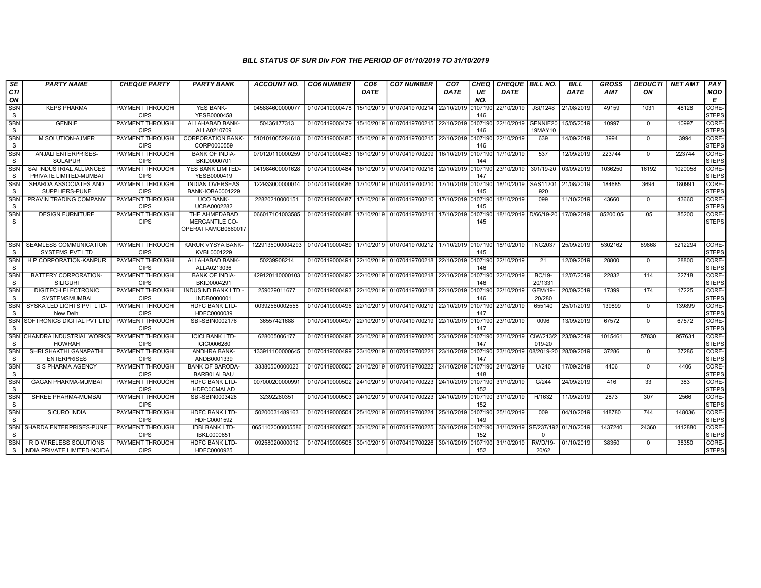### BILL STATUS OF SUR Div FOR THE PERIOD OF 01/10/2019 TO 31/10/2019

| SECTION | PARTY NAME | CHEQUE PARTY | PARTY BANK | ACCOUNT NO. | CO6 NUMBER | CO6 DATE | CO7 NUMBER | CO7 DATE | CHEQUE NO. | CHEQUE DATE | BILL NO. | BILL DATE | GROSS AMT | DEDUCTION | NET AMT | PAY MODE |
|---|---|---|---|---|---|---|---|---|---|---|---|---|---|---|---|---|
| SBNS | KEPS PHARMA | PAYMENT THROUGH CIPS | YES BANK-YESB0000458 | 045884600000077 | 01070419000478 | 15/10/2019 | 01070419700214 | 22/10/2019 | 0107190146 | 22/10/2019 | JSI/1248 | 21/08/2019 | 49159 | 1031 | 48128 | CORE-STEPS |
| SBNS | GENNIE | PAYMENT THROUGH CIPS | ALLAHABAD BANK-ALLA0210709 | 50436177313 | 01070419000479 | 15/10/2019 | 01070419700215 | 22/10/2019 | 0107190146 | 22/10/2019 | GENNIE2019MAY10 | 15/05/2019 | 10997 | 0 | 10997 | CORE-STEPS |
| SBNS | M SOLUTION-AJMER | PAYMENT THROUGH CIPS | CORPORATION BANK-CORP0000559 | 510101005284618 | 01070419000480 | 15/10/2019 | 01070419700215 | 22/10/2019 | 0107190146 | 22/10/2019 | 639 | 14/09/2019 | 3994 | 0 | 3994 | CORE-STEPS |
| SBNS | ANJALI ENTERPRISES-SOLAPUR | PAYMENT THROUGH CIPS | BANK OF INDIA-BKID0000701 | 070120110000259 | 01070419000483 | 16/10/2019 | 01070419700209 | 16/10/2019 | 0107190144 | 17/10/2019 | 537 | 12/09/2019 | 223744 | 0 | 223744 | CORE-STEPS |
| SBNS | SAI INDUSTRIAL ALLIANCES PRIVATE LIMITED-MUMBAI | PAYMENT THROUGH CIPS | YES BANK LIMITED-YESB0000419 | 041984600001628 | 01070419000484 | 16/10/2019 | 01070419700216 | 22/10/2019 | 0107190147 | 23/10/2019 | 301/19-20 | 03/09/2019 | 1036250 | 16192 | 1020058 | CORE-STEPS |
| SBNS | SHARDA ASSOCIATES AND SUPPLIERS-PUNE | PAYMENT THROUGH CIPS | INDIAN OVERSEAS BANK-IOBA0001229 | 122933000000014 | 01070419000486 | 17/10/2019 | 01070419700210 | 17/10/2019 | 0107190145 | 18/10/2019 | SAS11201920 | 21/08/2019 | 184685 | 3694 | 180991 | CORE-STEPS |
| SBNS | PRAVIN TRADING COMPANY | PAYMENT THROUGH CIPS | UCO BANK-UCBA0002282 | 22820210000151 | 01070419000487 | 17/10/2019 | 01070419700210 | 17/10/2019 | 0107190145 | 18/10/2019 | 099 | 11/10/2019 | 43660 | 0 | 43660 | CORE-STEPS |
| SBNS | DESIGN FURNITURE | PAYMENT THROUGH CIPS | THE AHMEDABAD MERCANTILE CO-OPERATI-AMCB0660017 | 066017101003585 | 01070419000488 | 17/10/2019 | 01070419700211 | 17/10/2019 | 0107190145 | 18/10/2019 | D/66/19-20 | 17/09/2019 | 85200.05 | .05 | 85200 | CORE-STEPS |
| SBNS | SEAMLESS COMMUNICATION SYSTEMS PVT LTD | PAYMENT THROUGH CIPS | KARUR VYSYA BANK-KVBL0001229 | 1229135000004293 | 01070419000489 | 17/10/2019 | 01070419700212 | 17/10/2019 | 0107190145 | 18/10/2019 | TNG2037 | 25/09/2019 | 5302162 | 89868 | 5212294 | CORE-STEPS |
| SBNS | H P CORPORATION-KANPUR | PAYMENT THROUGH CIPS | ALLAHABAD BANK-ALLA0213036 | 50239908214 | 01070419000491 | 22/10/2019 | 01070419700218 | 22/10/2019 | 0107190146 | 22/10/2019 | 21 | 12/09/2019 | 28800 | 0 | 28800 | CORE-STEPS |
| SBNS | BATTERY CORPORATION-SILIGURI | PAYMENT THROUGH CIPS | BANK OF INDIA-BKID0004291 | 429120110000103 | 01070419000492 | 22/10/2019 | 01070419700218 | 22/10/2019 | 0107190146 | 22/10/2019 | BC/19-20/1331 | 12/07/2019 | 22832 | 114 | 22718 | CORE-STEPS |
| SBNS | DIGITECH ELECTRONIC SYSTEMSMUMBAI | PAYMENT THROUGH CIPS | INDUSIND BANK LTD - INDB0000001 | 259029011677 | 01070419000493 | 22/10/2019 | 01070419700218 | 22/10/2019 | 0107190146 | 22/10/2019 | GEM/19-20/280 | 20/09/2019 | 17399 | 174 | 17225 | CORE-STEPS |
| SBNS | SYSKA LED LIGHTS PVT LTD-New Delhi | PAYMENT THROUGH CIPS | HDFC BANK LTD-HDFC0000039 | 00392560002558 | 01070419000496 | 22/10/2019 | 01070419700219 | 22/10/2019 | 0107190147 | 23/10/2019 | 655140 | 25/01/2019 | 139899 | 0 | 139899 | CORE-STEPS |
| SBNS | SOFTRONICS DIGITAL PVT LTD | PAYMENT THROUGH CIPS | SBI-SBIN0002176 | 36557421688 | 01070419000497 | 22/10/2019 | 01070419700219 | 22/10/2019 | 0107190147 | 23/10/2019 | 0096 | 13/09/2019 | 67572 | 0 | 67572 | CORE-STEPS |
| SBNS | CHANDRA INDUSTRIAL WORKS-HOWRAH | PAYMENT THROUGH CIPS | ICICI BANK LTD-ICIC0006280 | 628005006177 | 01070419000498 | 23/10/2019 | 01070419700220 | 23/10/2019 | 0107190147 | 23/10/2019 | CIW/213/2019-20 | 23/09/2019 | 1015461 | 57830 | 957631 | CORE-STEPS |
| SBNS | SHRI SHAKTHI GANAPATHI ENTERPRISES | PAYMENT THROUGH CIPS | ANDHRA BANK-ANDB0001339 | 133911100000645 | 01070419000499 | 23/10/2019 | 01070419700221 | 23/10/2019 | 0107190147 | 23/10/2019 | 08/2019-20 | 28/09/2019 | 37286 | 0 | 37286 | CORE-STEPS |
| SBNS | S S PHARMA AGENCY | PAYMENT THROUGH CIPS | BANK OF BARODA-BARB0LALBAU | 33380500000023 | 01070419000500 | 24/10/2019 | 01070419700222 | 24/10/2019 | 0107190148 | 24/10/2019 | U/240 | 17/09/2019 | 4406 | 0 | 4406 | CORE-STEPS |
| SBNS | GAGAN PHARMA-MUMBAI | PAYMENT THROUGH CIPS | HDFC BANK LTD-HDFC0CMALAD | 007000200000991 | 01070419000502 | 24/10/2019 | 01070419700223 | 24/10/2019 | 0107190152 | 31/10/2019 | G/244 | 24/09/2019 | 416 | 33 | 383 | CORE-STEPS |
| SBNS | SHREE PHARMA-MUMBAI | PAYMENT THROUGH CIPS | SBI-SBIN0003428 | 32392260351 | 01070419000503 | 24/10/2019 | 01070419700223 | 24/10/2019 | 0107190152 | 31/10/2019 | H/1632 | 11/09/2019 | 2873 | 307 | 2566 | CORE-STEPS |
| SBNS | SICURO INDIA | PAYMENT THROUGH CIPS | HDFC BANK LTD-HDFC0001592 | 50200031489163 | 01070419000504 | 25/10/2019 | 01070419700224 | 25/10/2019 | 0107190149 | 25/10/2019 | 009 | 04/10/2019 | 148780 | 744 | 148036 | CORE-STEPS |
| SBNS | SHARDA ENTERPRISES-PUNE. | PAYMENT THROUGH CIPS | IDBI BANK LTD-IBKL0000651 | 0651102000005586 | 01070419000505 | 30/10/2019 | 01070419700225 | 30/10/2019 | 0107190152 | 31/10/2019 | SE/237/1920 | 01/10/2019 | 1437240 | 24360 | 1412880 | CORE-STEPS |
| SBNS | R D WIRELESS SOLUTIONS INDIA PRIVATE LIMITED-NOIDA | PAYMENT THROUGH CIPS | HDFC BANK LTD-HDFC0000925 | 09258020000012 | 01070419000508 | 30/10/2019 | 01070419700226 | 30/10/2019 | 0107190152 | 31/10/2019 | RWD/19-20/62 | 01/10/2019 | 38350 | 0 | 38350 | CORE-STEPS |